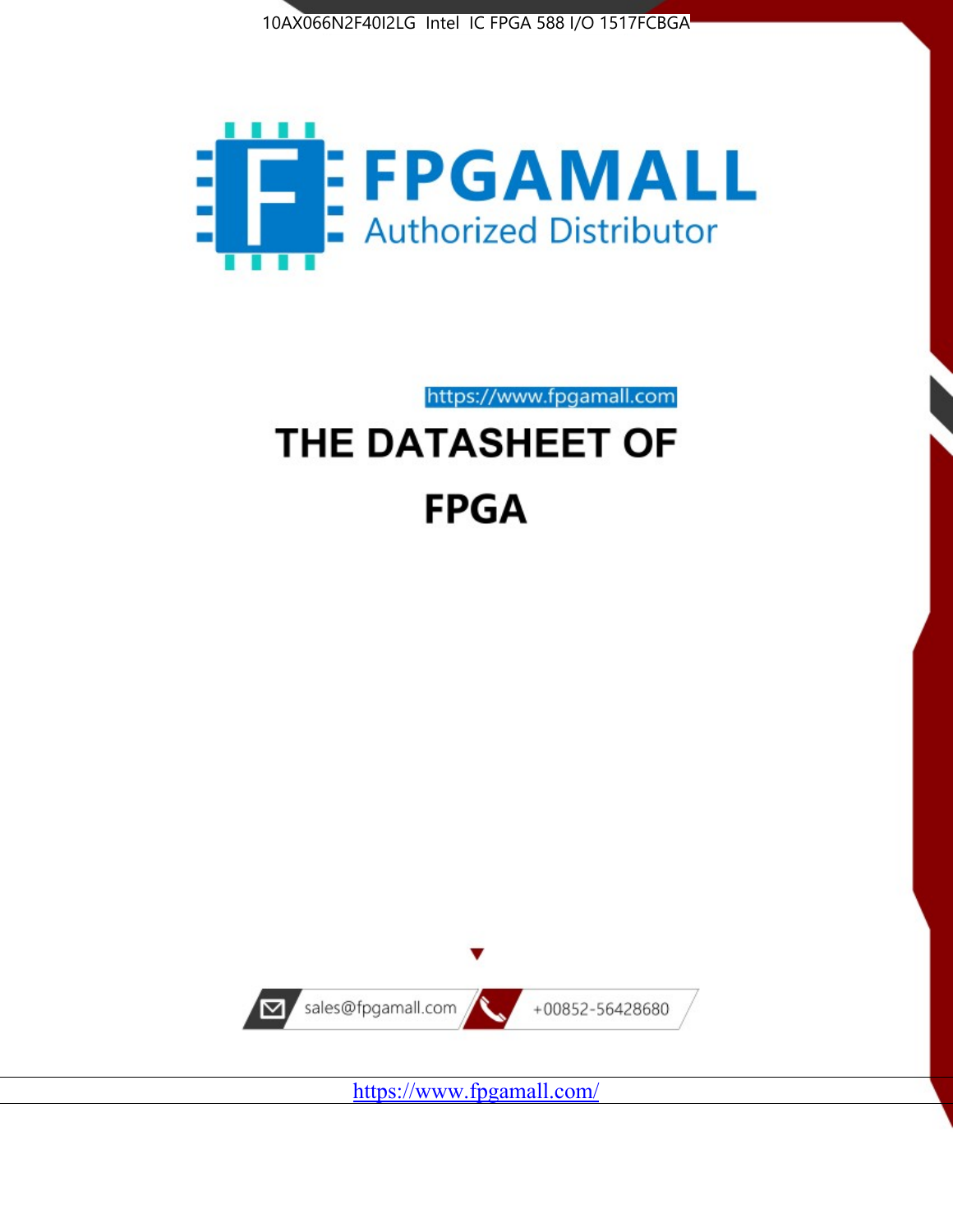10AX066N2F40I2LG Intel IC FPGA 588 I/O 1517FCBGA

FPGAMALL

Authorized Distributor

https://www.fpgamall.com

# THE DATASHEET OF

# FPGA

sales@fpgamall.com

+00852-56428680

https://www.fpgamall.com/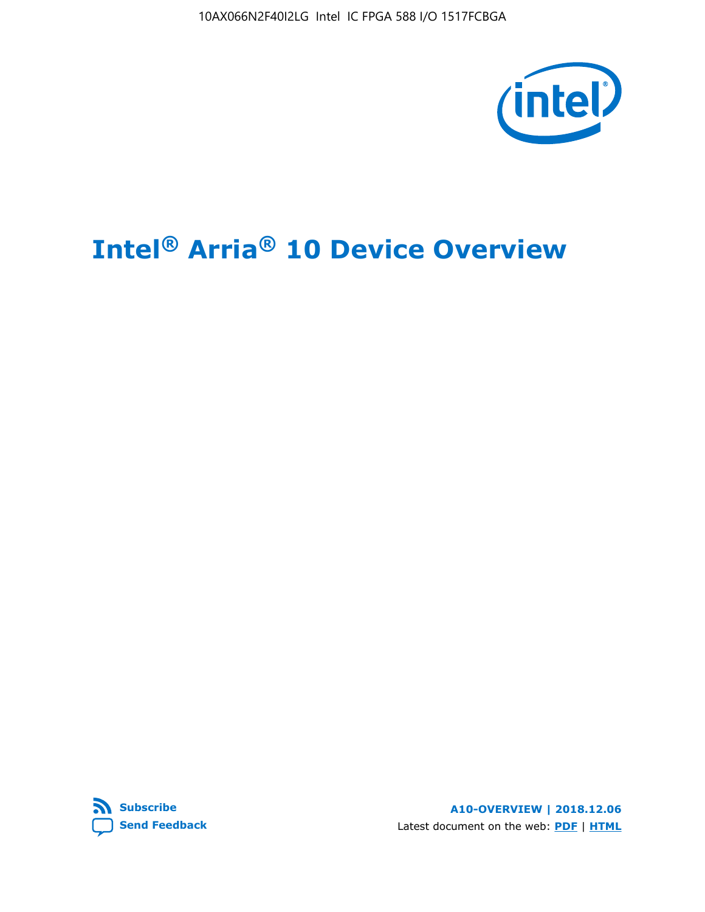# Intel® Arria® 10 Device Overview

**Subscribe**

**Send Feedback**

**A10-OVERVIEW | 2018.12.06**

Latest document on the web: **PDF** | **HTML**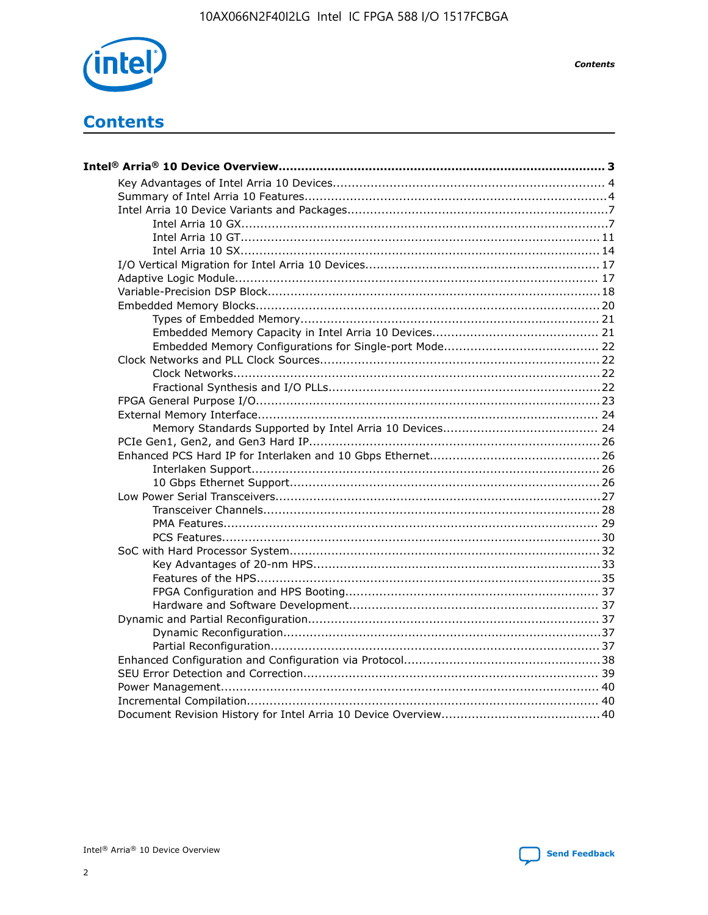# Contents

**Intel® Arria® 10 Device Overview...................................................................................... 3**

- Key Advantages of Intel Arria 10 Devices....................................................................... 4
- Summary of Intel Arria 10 Features................................................................................4
- Intel Arria 10 Device Variants and Packages....................................................................7
  - Intel Arria 10 GX.................................................................................................7
  - Intel Arria 10 GT............................................................................................... 11
  - Intel Arria 10 SX............................................................................................... 14
- I/O Vertical Migration for Intel Arria 10 Devices............................................................. 17
- Adaptive Logic Module................................................................................................ 17
- Variable-Precision DSP Block.......................................................................................18
- Embedded Memory Blocks........................................................................................... 20
  - Types of Embedded Memory............................................................................... 21
  - Embedded Memory Capacity in Intel Arria 10 Devices............................................ 21
  - Embedded Memory Configurations for Single-port Mode......................................... 22
- Clock Networks and PLL Clock Sources.........................................................................22
  - Clock Networks.................................................................................................22
  - Fractional Synthesis and I/O PLLs.......................................................................22
- FPGA General Purpose I/O..........................................................................................23
- External Memory Interface.......................................................................................... 24
  - Memory Standards Supported by Intel Arria 10 Devices......................................... 24
- PCIe Gen1, Gen2, and Gen3 Hard IP............................................................................26
- Enhanced PCS Hard IP for Interlaken and 10 Gbps Ethernet.............................................26
  - Interlaken Support............................................................................................ 26
  - 10 Gbps Ethernet Support.................................................................................. 26
- Low Power Serial Transceivers.....................................................................................27
  - Transceiver Channels........................................................................................28
  - PMA Features................................................................................................... 29
  - PCS Features...................................................................................................30
- SoC with Hard Processor System.................................................................................32
  - Key Advantages of 20-nm HPS...........................................................................33
  - Features of the HPS..........................................................................................35
  - FPGA Configuration and HPS Booting.................................................................. 37
  - Hardware and Software Development.................................................................. 37
- Dynamic and Partial Reconfiguration............................................................................37
  - Dynamic Reconfiguration...................................................................................37
  - Partial Reconfiguration......................................................................................37
- Enhanced Configuration and Configuration via Protocol...................................................38
- SEU Error Detection and Correction............................................................................. 39
- Power Management.................................................................................................... 40
- Incremental Compilation............................................................................................. 40
- Document Revision History for Intel Arria 10 Device Overview..........................................40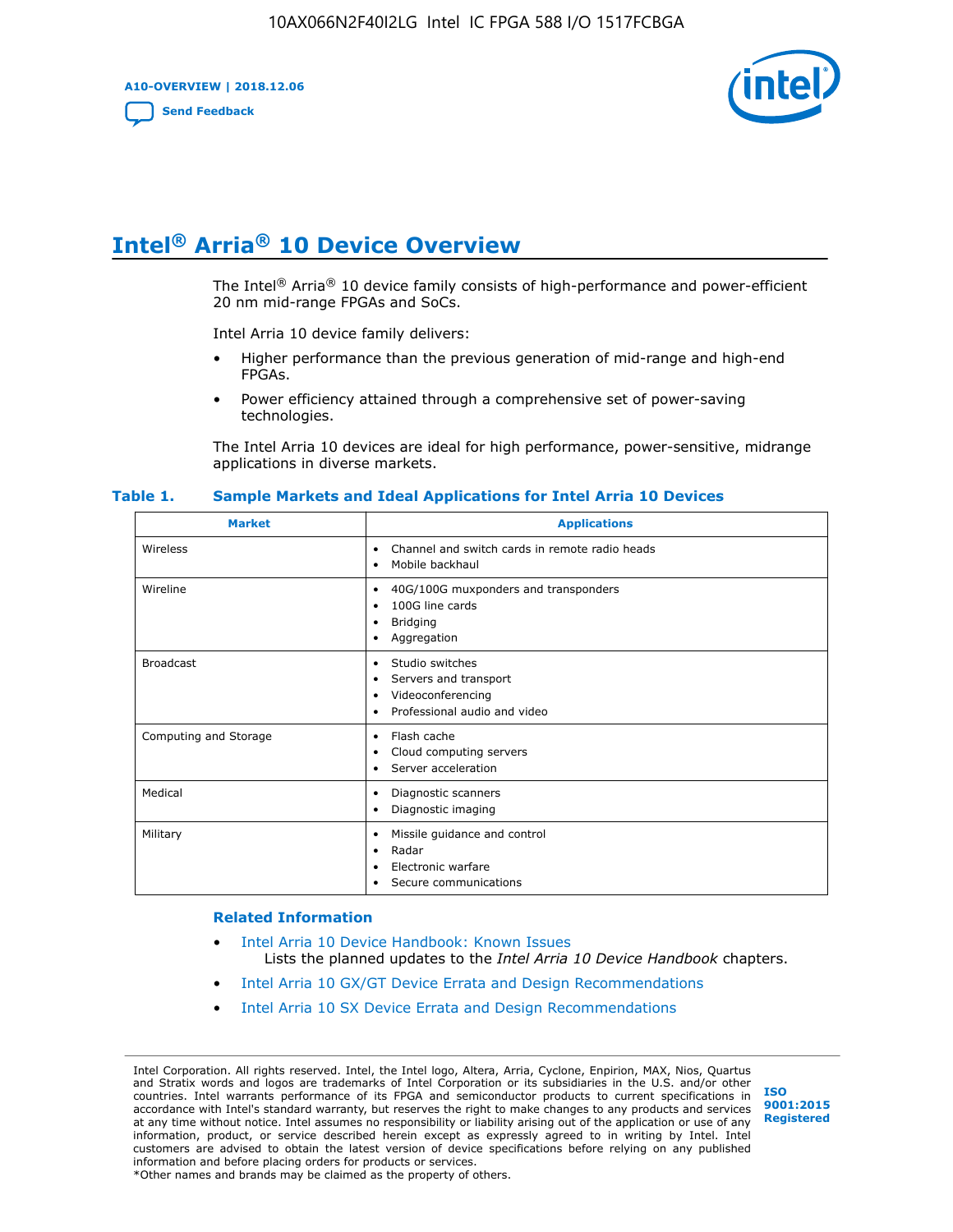# Intel® Arria® 10 Device Overview

The Intel® Arria® 10 device family consists of high-performance and power-efficient 20 nm mid-range FPGAs and SoCs.

Intel Arria 10 device family delivers:

- Higher performance than the previous generation of mid-range and high-end FPGAs.
- Power efficiency attained through a comprehensive set of power-saving technologies.

The Intel Arria 10 devices are ideal for high performance, power-sensitive, midrange applications in diverse markets.

**Table 1. Sample Markets and Ideal Applications for Intel Arria 10 Devices**

| Market | Applications |
|---|---|
| Wireless | • Channel and switch cards in remote radio heads<br>• Mobile backhaul |
| Wireline | • 40G/100G muxponders and transponders<br>• 100G line cards<br>• Bridging<br>• Aggregation |
| Broadcast | • Studio switches<br>• Servers and transport<br>• Videoconferencing<br>• Professional audio and video |
| Computing and Storage | • Flash cache<br>• Cloud computing servers<br>• Server acceleration |
| Medical | • Diagnostic scanners<br>• Diagnostic imaging |
| Military | • Missile guidance and control<br>• Radar<br>• Electronic warfare<br>• Secure communications |

### Related Information

- Intel Arria 10 Device Handbook: Known Issues
  Lists the planned updates to the *Intel Arria 10 Device Handbook* chapters.
- Intel Arria 10 GX/GT Device Errata and Design Recommendations
- Intel Arria 10 SX Device Errata and Design Recommendations

Intel Corporation. All rights reserved. Intel, the Intel logo, Altera, Arria, Cyclone, Enpirion, MAX, Nios, Quartus and Stratix words and logos are trademarks of Intel Corporation or its subsidiaries in the U.S. and/or other countries. Intel warrants performance of its FPGA and semiconductor products to current specifications in accordance with Intel's standard warranty, but reserves the right to make changes to any products and services at any time without notice. Intel assumes no responsibility or liability arising out of the application or use of any information, product, or service described herein except as expressly agreed to in writing by Intel. Intel customers are advised to obtain the latest version of device specifications before relying on any published information and before placing orders for products or services.
*Other names and brands may be claimed as the property of others.

ISO 9001:2015 Registered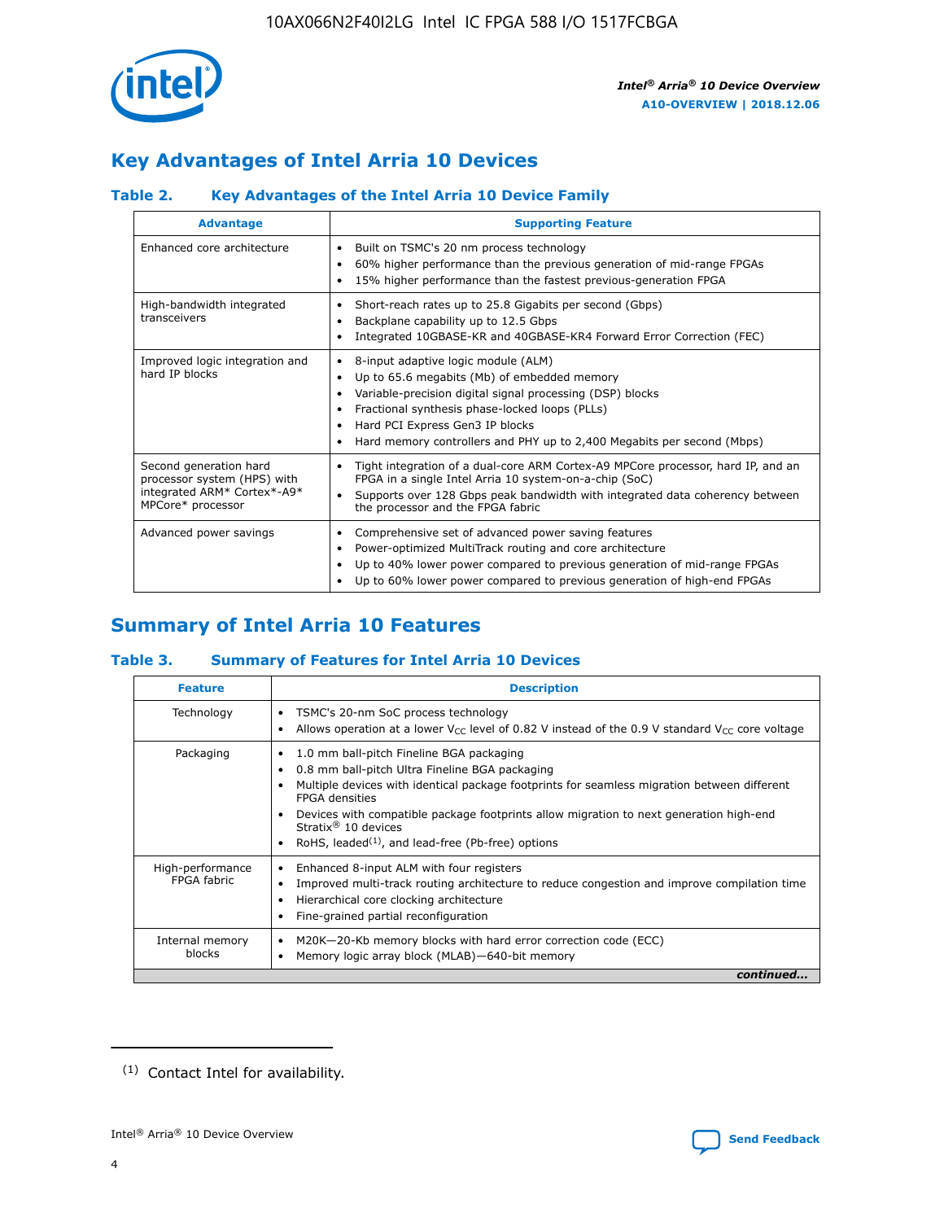## Key Advantages of Intel Arria 10 Devices

### Table 2. Key Advantages of the Intel Arria 10 Device Family

| Advantage | Supporting Feature |
| --- | --- |
| Enhanced core architecture | • Built on TSMC's 20 nm process technology<br>• 60% higher performance than the previous generation of mid-range FPGAs<br>• 15% higher performance than the fastest previous-generation FPGA |
| High-bandwidth integrated transceivers | • Short-reach rates up to 25.8 Gigabits per second (Gbps)<br>• Backplane capability up to 12.5 Gbps<br>• Integrated 10GBASE-KR and 40GBASE-KR4 Forward Error Correction (FEC) |
| Improved logic integration and hard IP blocks | • 8-input adaptive logic module (ALM)<br>• Up to 65.6 megabits (Mb) of embedded memory<br>• Variable-precision digital signal processing (DSP) blocks<br>• Fractional synthesis phase-locked loops (PLLs)<br>• Hard PCI Express Gen3 IP blocks<br>• Hard memory controllers and PHY up to 2,400 Megabits per second (Mbps) |
| Second generation hard processor system (HPS) with integrated ARM* Cortex*-A9* MPCore* processor | • Tight integration of a dual-core ARM Cortex-A9 MPCore processor, hard IP, and an FPGA in a single Intel Arria 10 system-on-a-chip (SoC)<br>• Supports over 128 Gbps peak bandwidth with integrated data coherency between the processor and the FPGA fabric |
| Advanced power savings | • Comprehensive set of advanced power saving features<br>• Power-optimized MultiTrack routing and core architecture<br>• Up to 40% lower power compared to previous generation of mid-range FPGAs<br>• Up to 60% lower power compared to previous generation of high-end FPGAs |

## Summary of Intel Arria 10 Features

### Table 3. Summary of Features for Intel Arria 10 Devices

| Feature | Description |
| --- | --- |
| Technology | • TSMC's 20-nm SoC process technology<br>• Allows operation at a lower $V_{CC}$ level of 0.82 V instead of the 0.9 V standard $V_{CC}$ core voltage |
| Packaging | • 1.0 mm ball-pitch Fineline BGA packaging<br>• 0.8 mm ball-pitch Ultra Fineline BGA packaging<br>• Multiple devices with identical package footprints for seamless migration between different FPGA densities<br>• Devices with compatible package footprints allow migration to next generation high-end Stratix® 10 devices<br>• RoHS, leaded[(1)], and lead-free (Pb-free) options |
| High-performance FPGA fabric | • Enhanced 8-input ALM with four registers<br>• Improved multi-track routing architecture to reduce congestion and improve compilation time<br>• Hierarchical core clocking architecture<br>• Fine-grained partial reconfiguration |
| Internal memory blocks | • M20K—20-Kb memory blocks with hard error correction code (ECC)<br>• Memory logic array block (MLAB)—640-bit memory |

*continued...*

(1) Contact Intel for availability.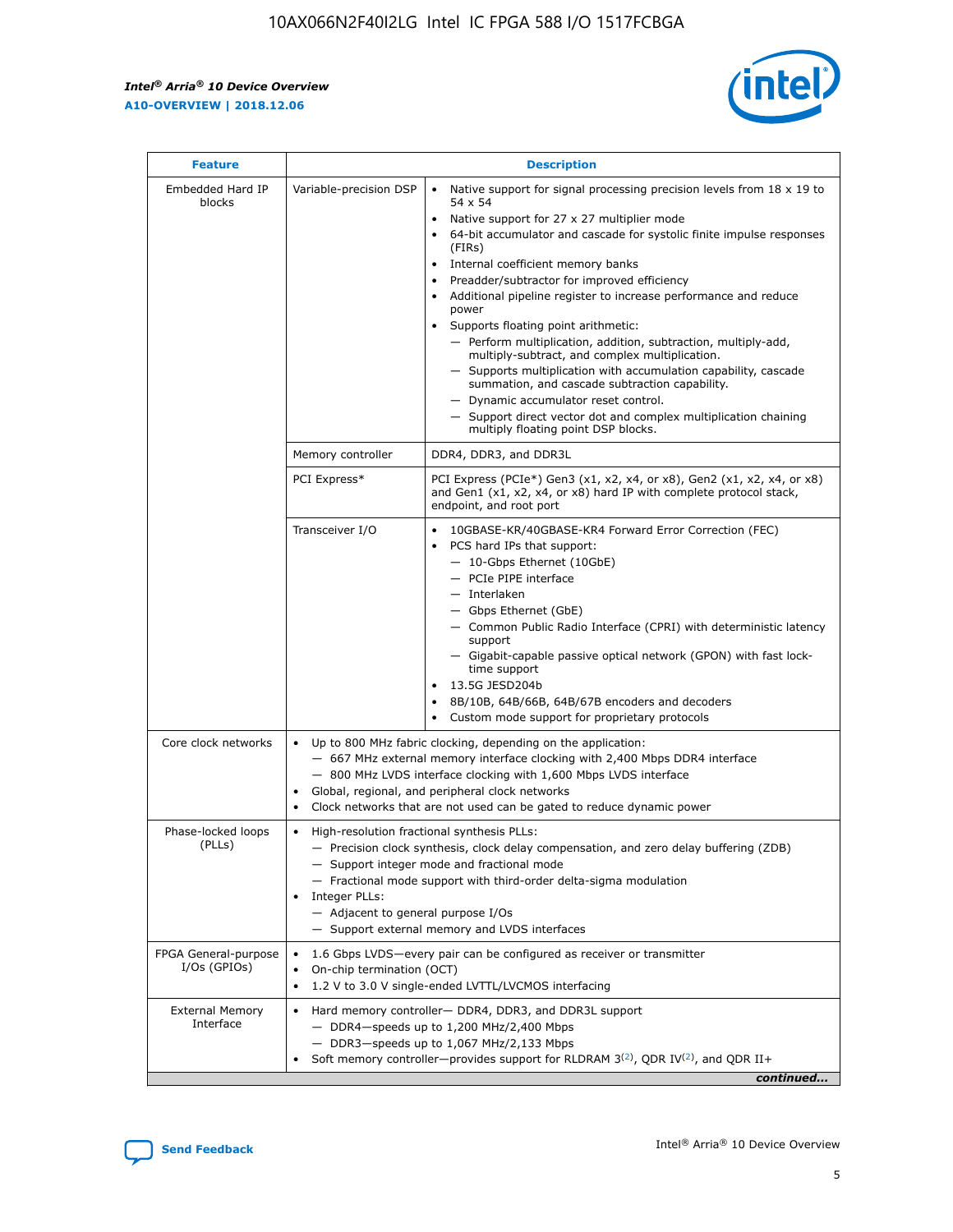| Feature | Description | |
|---|---|---|
| Embedded Hard IP blocks | Variable-precision DSP | • Native support for signal processing precision levels from 18 x 19 to 54 x 54<br>• Native support for 27 x 27 multiplier mode<br>• 64-bit accumulator and cascade for systolic finite impulse responses (FIRs)<br>• Internal coefficient memory banks<br>• Preadder/subtractor for improved efficiency<br>• Additional pipeline register to increase performance and reduce power<br>• Supports floating point arithmetic:<br>— Perform multiplication, addition, subtraction, multiply-add, multiply-subtract, and complex multiplication.<br>— Supports multiplication with accumulation capability, cascade summation, and cascade subtraction capability.<br>— Dynamic accumulator reset control.<br>— Support direct vector dot and complex multiplication chaining multiply floating point DSP blocks. |
| | Memory controller | DDR4, DDR3, and DDR3L |
| | PCI Express* | PCI Express (PCIe*) Gen3 (x1, x2, x4, or x8), Gen2 (x1, x2, x4, or x8) and Gen1 (x1, x2, x4, or x8) hard IP with complete protocol stack, endpoint, and root port |
| | Transceiver I/O | • 10GBASE-KR/40GBASE-KR4 Forward Error Correction (FEC)<br>• PCS hard IPs that support:<br>— 10-Gbps Ethernet (10GbE)<br>— PCIe PIPE interface<br>— Interlaken<br>— Gbps Ethernet (GbE)<br>— Common Public Radio Interface (CPRI) with deterministic latency support<br>— Gigabit-capable passive optical network (GPON) with fast lock-time support<br>• 13.5G JESD204b<br>• 8B/10B, 64B/66B, 64B/67B encoders and decoders<br>• Custom mode support for proprietary protocols |
| Core clock networks | • Up to 800 MHz fabric clocking, depending on the application:<br>— 667 MHz external memory interface clocking with 2,400 Mbps DDR4 interface<br>— 800 MHz LVDS interface clocking with 1,600 Mbps LVDS interface<br>• Global, regional, and peripheral clock networks<br>• Clock networks that are not used can be gated to reduce dynamic power | |
| Phase-locked loops (PLLs) | • High-resolution fractional synthesis PLLs:<br>— Precision clock synthesis, clock delay compensation, and zero delay buffering (ZDB)<br>— Support integer mode and fractional mode<br>— Fractional mode support with third-order delta-sigma modulation<br>• Integer PLLs:<br>— Adjacent to general purpose I/Os<br>— Support external memory and LVDS interfaces | |
| FPGA General-purpose I/Os (GPIOs) | • 1.6 Gbps LVDS—every pair can be configured as receiver or transmitter<br>• On-chip termination (OCT)<br>• 1.2 V to 3.0 V single-ended LVTTL/LVCMOS interfacing | |
| External Memory Interface | • Hard memory controller— DDR4, DDR3, and DDR3L support<br>— DDR4—speeds up to 1,200 MHz/2,400 Mbps<br>— DDR3—speeds up to 1,067 MHz/2,133 Mbps<br>• Soft memory controller—provides support for RLDRAM 3[(2)], QDR IV[(2)], and QDR II+ | |

*continued...*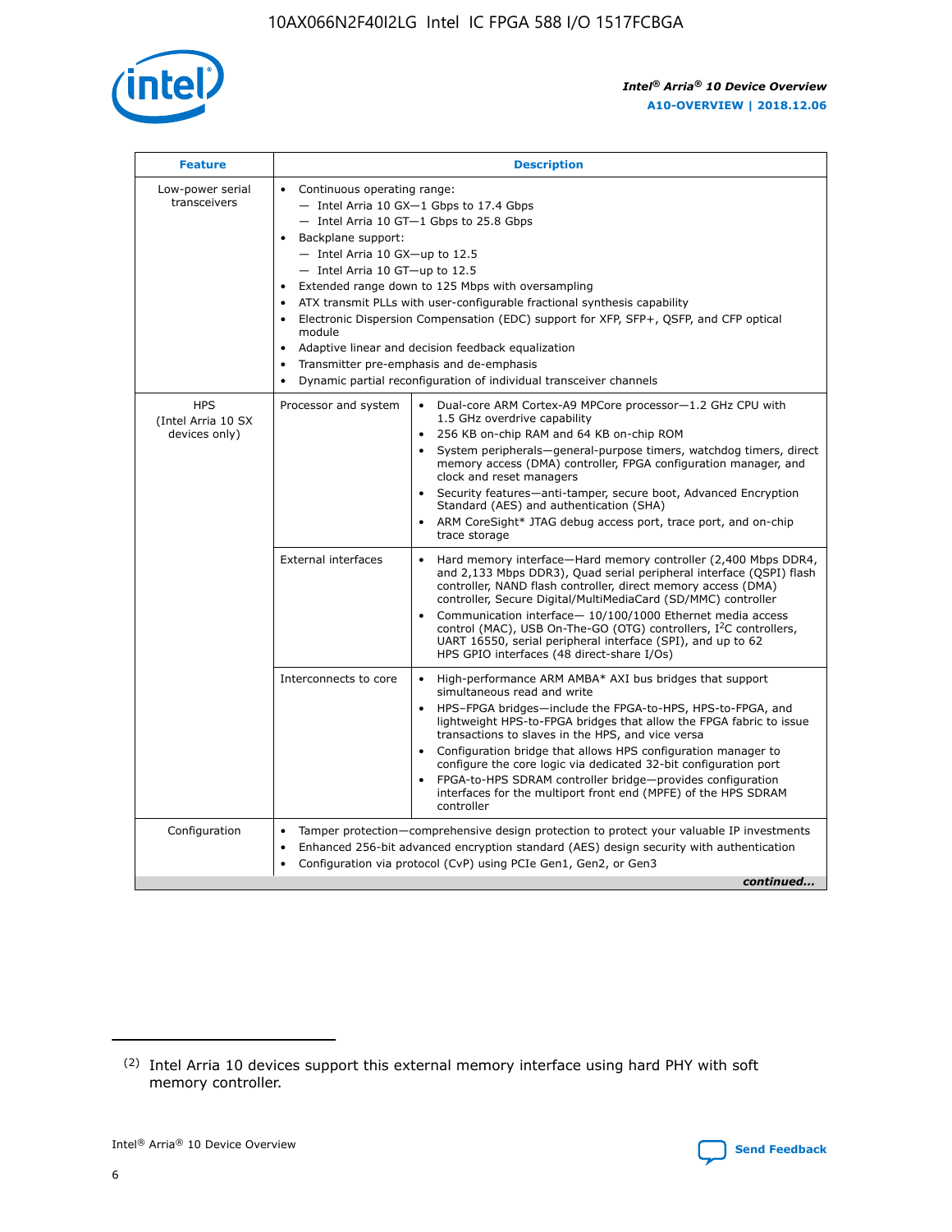| Feature | Description | |
|---|---|---|
| Low-power serial transceivers | • Continuous operating range:<br>— Intel Arria 10 GX—1 Gbps to 17.4 Gbps<br>— Intel Arria 10 GT—1 Gbps to 25.8 Gbps<br>• Backplane support:<br>— Intel Arria 10 GX—up to 12.5<br>— Intel Arria 10 GT—up to 12.5<br>• Extended range down to 125 Mbps with oversampling<br>• ATX transmit PLLs with user-configurable fractional synthesis capability<br>• Electronic Dispersion Compensation (EDC) support for XFP, SFP+, QSFP, and CFP optical module<br>• Adaptive linear and decision feedback equalization<br>• Transmitter pre-emphasis and de-emphasis<br>• Dynamic partial reconfiguration of individual transceiver channels | |
| HPS (Intel Arria 10 SX devices only) | Processor and system | • Dual-core ARM Cortex-A9 MPCore processor—1.2 GHz CPU with 1.5 GHz overdrive capability<br>• 256 KB on-chip RAM and 64 KB on-chip ROM<br>• System peripherals—general-purpose timers, watchdog timers, direct memory access (DMA) controller, FPGA configuration manager, and clock and reset managers<br>• Security features—anti-tamper, secure boot, Advanced Encryption Standard (AES) and authentication (SHA)<br>• ARM CoreSight* JTAG debug access port, trace port, and on-chip trace storage |
| | External interfaces | • Hard memory interface—Hard memory controller (2,400 Mbps DDR4, and 2,133 Mbps DDR3), Quad serial peripheral interface (QSPI) flash controller, NAND flash controller, direct memory access (DMA) controller, Secure Digital/MultiMediaCard (SD/MMC) controller<br>• Communication interface— 10/100/1000 Ethernet media access control (MAC), USB On-The-GO (OTG) controllers, I²C controllers, UART 16550, serial peripheral interface (SPI), and up to 62 HPS GPIO interfaces (48 direct-share I/Os) |
| | Interconnects to core | • High-performance ARM AMBA* AXI bus bridges that support simultaneous read and write<br>• HPS–FPGA bridges—include the FPGA-to-HPS, HPS-to-FPGA, and lightweight HPS-to-FPGA bridges that allow the FPGA fabric to issue transactions to slaves in the HPS, and vice versa<br>• Configuration bridge that allows HPS configuration manager to configure the core logic via dedicated 32-bit configuration port<br>• FPGA-to-HPS SDRAM controller bridge—provides configuration interfaces for the multiport front end (MPFE) of the HPS SDRAM controller |
| Configuration | • Tamper protection—comprehensive design protection to protect your valuable IP investments<br>• Enhanced 256-bit advanced encryption standard (AES) design security with authentication<br>• Configuration via protocol (CvP) using PCIe Gen1, Gen2, or Gen3 | |

*continued...*

(2) Intel Arria 10 devices support this external memory interface using hard PHY with soft memory controller.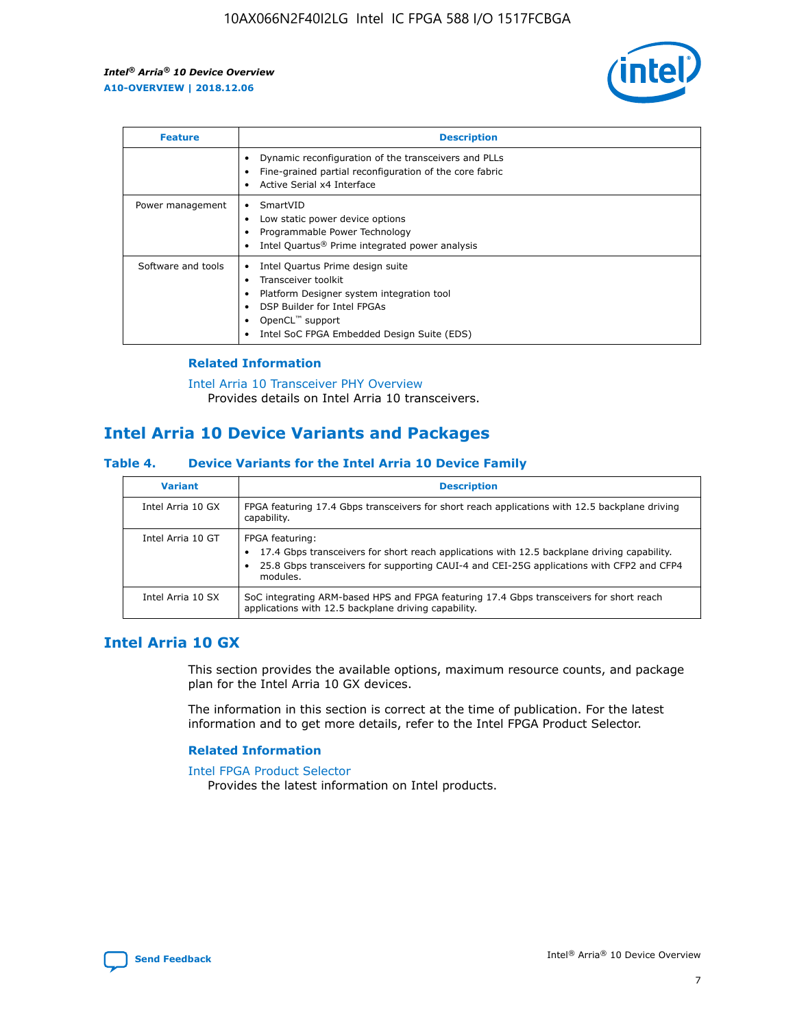| Feature | Description |
| --- | --- |
| | • Dynamic reconfiguration of the transceivers and PLLs<br>• Fine-grained partial reconfiguration of the core fabric<br>• Active Serial x4 Interface |
| Power management | • SmartVID<br>• Low static power device options<br>• Programmable Power Technology<br>• Intel Quartus® Prime integrated power analysis |
| Software and tools | • Intel Quartus Prime design suite<br>• Transceiver toolkit<br>• Platform Designer system integration tool<br>• DSP Builder for Intel FPGAs<br>• OpenCL™ support<br>• Intel SoC FPGA Embedded Design Suite (EDS) |

### Related Information

Intel Arria 10 Transceiver PHY Overview
Provides details on Intel Arria 10 transceivers.

## Intel Arria 10 Device Variants and Packages

### Table 4. Device Variants for the Intel Arria 10 Device Family

| Variant | Description |
| --- | --- |
| Intel Arria 10 GX | FPGA featuring 17.4 Gbps transceivers for short reach applications with 12.5 backplane driving capability. |
| Intel Arria 10 GT | FPGA featuring:<br>• 17.4 Gbps transceivers for short reach applications with 12.5 backplane driving capability.<br>• 25.8 Gbps transceivers for supporting CAUI-4 and CEI-25G applications with CFP2 and CFP4 modules. |
| Intel Arria 10 SX | SoC integrating ARM-based HPS and FPGA featuring 17.4 Gbps transceivers for short reach applications with 12.5 backplane driving capability. |

## Intel Arria 10 GX

This section provides the available options, maximum resource counts, and package plan for the Intel Arria 10 GX devices.

The information in this section is correct at the time of publication. For the latest information and to get more details, refer to the Intel FPGA Product Selector.

### Related Information

Intel FPGA Product Selector
Provides the latest information on Intel products.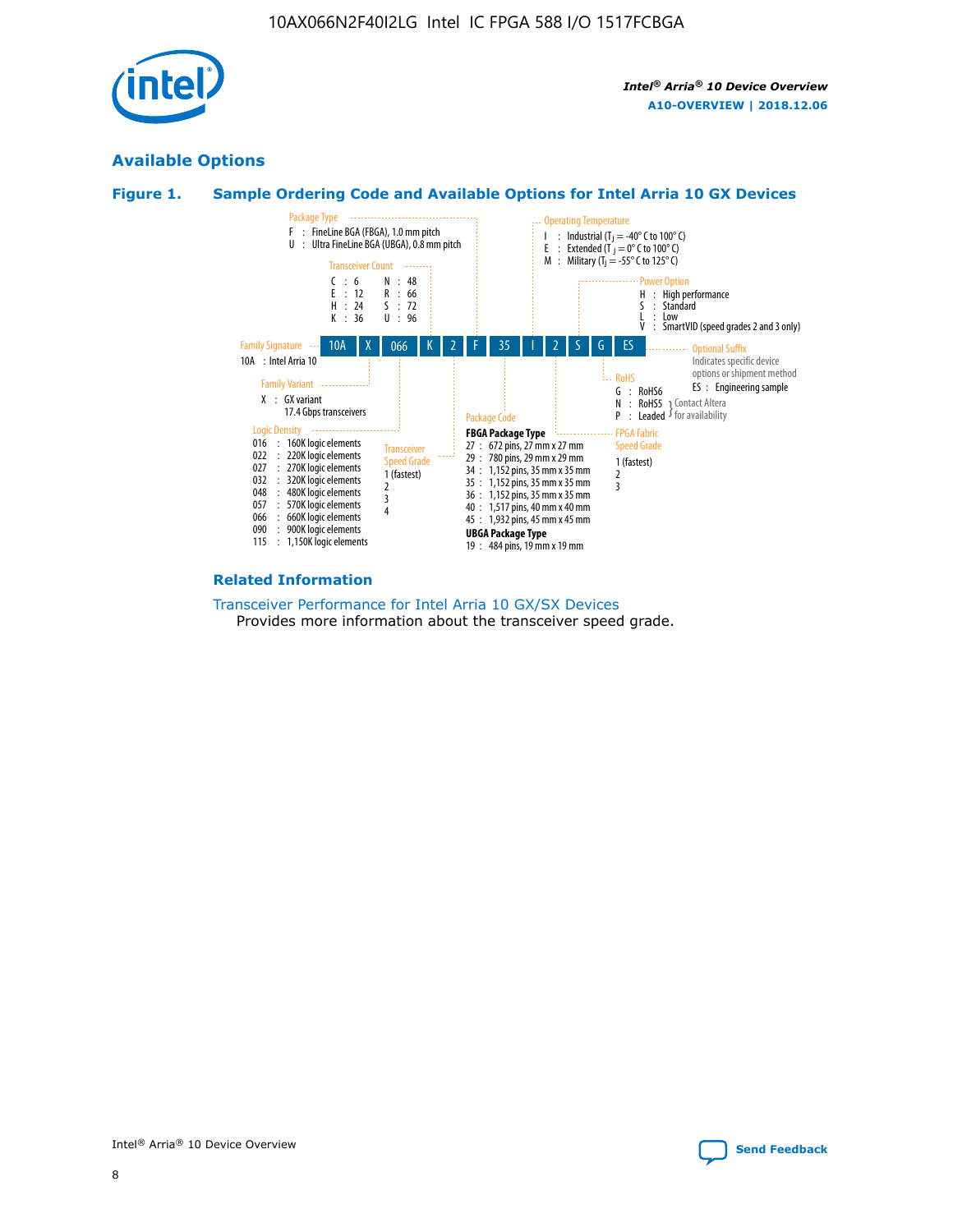## Available Options

### Figure 1. Sample Ordering Code and Available Options for Intel Arria 10 GX Devices

| 10A | X | 066 | K | 2 | F | 35 | I | 2 | S | G | ES |
|---|---|---|---|---|---|---|---|---|---|---|---|

**Family Signature**
10A : Intel Arria 10

**Family Variant**
X : GX variant
17.4 Gbps transceivers

**Logic Density**
016 : 160K logic elements
022 : 220K logic elements
027 : 270K logic elements
032 : 320K logic elements
048 : 480K logic elements
057 : 570K logic elements
066 : 660K logic elements
090 : 900K logic elements
115 : 1,150K logic elements

**Transceiver Count**
C : 6
E : 12
H : 24
K : 36
N : 48
R : 66
S : 72
U : 96

**Transceiver Speed Grade**
1 (fastest)
2
3
4

**Package Type**
F : FineLine BGA (FBGA), 1.0 mm pitch
U : Ultra FineLine BGA (UBGA), 0.8 mm pitch

**Package Code**

**FBGA Package Type**
27 : 672 pins, 27 mm x 27 mm
29 : 780 pins, 29 mm x 29 mm
34 : 1,152 pins, 35 mm x 35 mm
35 : 1,152 pins, 35 mm x 35 mm
36 : 1,152 pins, 35 mm x 35 mm
40 : 1,517 pins, 40 mm x 40 mm
45 : 1,932 pins, 45 mm x 45 mm

**UBGA Package Type**
19 : 484 pins, 19 mm x 19 mm

**Operating Temperature**
I : Industrial ($T_J$ = -40° C to 100° C)
E : Extended ($T_J$ = 0° C to 100° C)
M : Military ($T_J$ = -55° C to 125° C)

**FPGA Fabric Speed Grade**
1 (fastest)
2
3

**Power Option**
H : High performance
S : Standard
L : Low
V : SmartVID (speed grades 2 and 3 only)

**RoHS**
G : RoHS6
N : RoHS5 (Contact Altera for availability)
P : Leaded (Contact Altera for availability)

**Optional Suffix**
Indicates specific device options or shipment method
ES : Engineering sample

### Related Information

Transceiver Performance for Intel Arria 10 GX/SX Devices
Provides more information about the transceiver speed grade.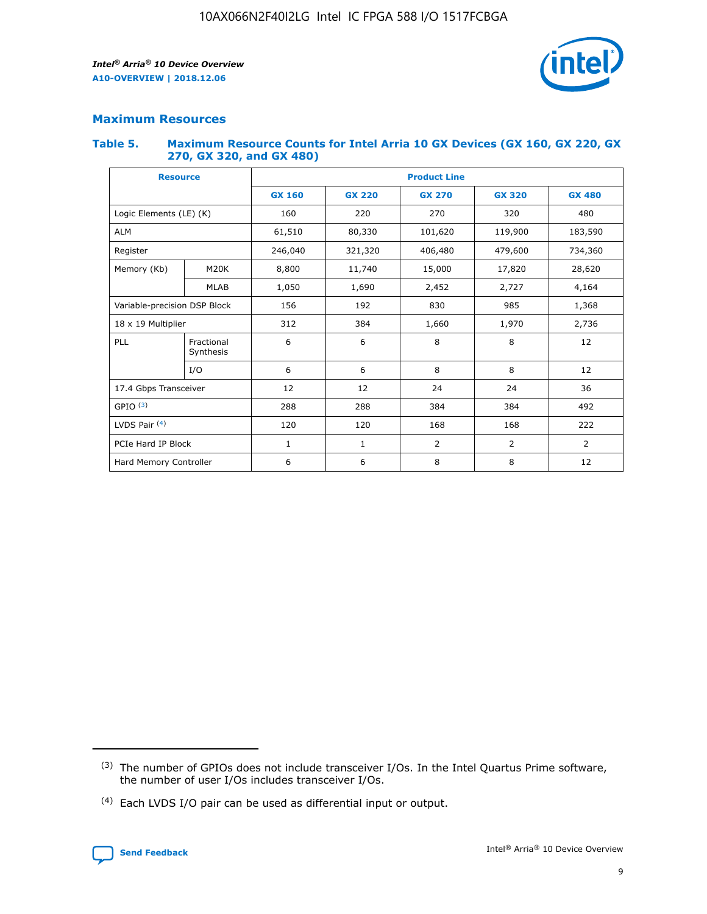## Maximum Resources

### Table 5. Maximum Resource Counts for Intel Arria 10 GX Devices (GX 160, GX 220, GX 270, GX 320, and GX 480)

| Resource | | Product Line | | | | |
|---|---|---|---|---|---|---|
| | | GX 160 | GX 220 | GX 270 | GX 320 | GX 480 |
| Logic Elements (LE) (K) | | 160 | 220 | 270 | 320 | 480 |
| ALM | | 61,510 | 80,330 | 101,620 | 119,900 | 183,590 |
| Register | | 246,040 | 321,320 | 406,480 | 479,600 | 734,360 |
| Memory (Kb) | M20K | 8,800 | 11,740 | 15,000 | 17,820 | 28,620 |
| | MLAB | 1,050 | 1,690 | 2,452 | 2,727 | 4,164 |
| Variable-precision DSP Block | | 156 | 192 | 830 | 985 | 1,368 |
| 18 x 19 Multiplier | | 312 | 384 | 1,660 | 1,970 | 2,736 |
| PLL | Fractional Synthesis | 6 | 6 | 8 | 8 | 12 |
| | I/O | 6 | 6 | 8 | 8 | 12 |
| 17.4 Gbps Transceiver | | 12 | 12 | 24 | 24 | 36 |
| GPIO (3) | | 288 | 288 | 384 | 384 | 492 |
| LVDS Pair (4) | | 120 | 120 | 168 | 168 | 222 |
| PCIe Hard IP Block | | 1 | 1 | 2 | 2 | 2 |
| Hard Memory Controller | | 6 | 6 | 8 | 8 | 12 |

(3) The number of GPIOs does not include transceiver I/Os. In the Intel Quartus Prime software, the number of user I/Os includes transceiver I/Os.

(4) Each LVDS I/O pair can be used as differential input or output.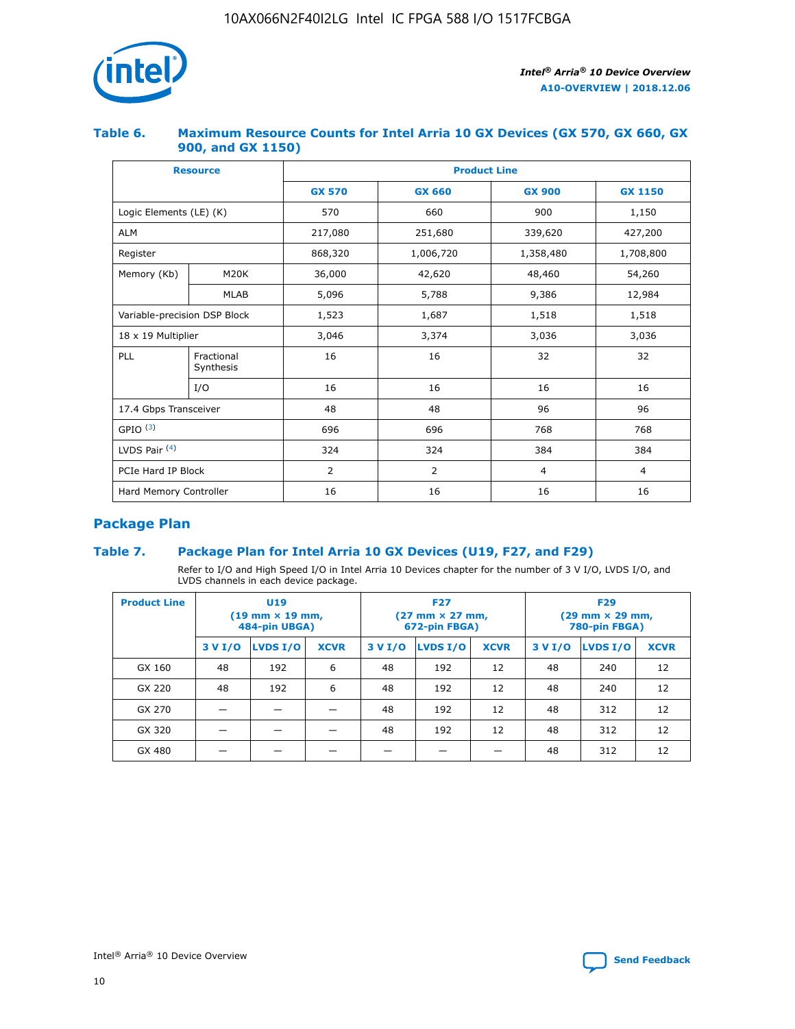### Table 6. Maximum Resource Counts for Intel Arria 10 GX Devices (GX 570, GX 660, GX 900, and GX 1150)

| Resource | | Product Line | | | |
|---|---|---|---|---|---|
| | | GX 570 | GX 660 | GX 900 | GX 1150 |
| Logic Elements (LE) (K) | | 570 | 660 | 900 | 1,150 |
| ALM | | 217,080 | 251,680 | 339,620 | 427,200 |
| Register | | 868,320 | 1,006,720 | 1,358,480 | 1,708,800 |
| Memory (Kb) | M20K | 36,000 | 42,620 | 48,460 | 54,260 |
| | MLAB | 5,096 | 5,788 | 9,386 | 12,984 |
| Variable-precision DSP Block | | 1,523 | 1,687 | 1,518 | 1,518 |
| 18 x 19 Multiplier | | 3,046 | 3,374 | 3,036 | 3,036 |
| PLL | Fractional Synthesis | 16 | 16 | 32 | 32 |
| | I/O | 16 | 16 | 16 | 16 |
| 17.4 Gbps Transceiver | | 48 | 48 | 96 | 96 |
| GPIO [(3)] | | 696 | 696 | 768 | 768 |
| LVDS Pair [(4)] | | 324 | 324 | 384 | 384 |
| PCIe Hard IP Block | | 2 | 2 | 4 | 4 |
| Hard Memory Controller | | 16 | 16 | 16 | 16 |

## Package Plan

### Table 7. Package Plan for Intel Arria 10 GX Devices (U19, F27, and F29)

Refer to I/O and High Speed I/O in Intel Arria 10 Devices chapter for the number of 3 V I/O, LVDS I/O, and LVDS channels in each device package.

| Product Line | U19 (19 mm × 19 mm, 484-pin UBGA) | | | F27 (27 mm × 27 mm, 672-pin FBGA) | | | F29 (29 mm × 29 mm, 780-pin FBGA) | | |
|---|---|---|---|---|---|---|---|---|---|
| | 3 V I/O | LVDS I/O | XCVR | 3 V I/O | LVDS I/O | XCVR | 3 V I/O | LVDS I/O | XCVR |
| GX 160 | 48 | 192 | 6 | 48 | 192 | 12 | 48 | 240 | 12 |
| GX 220 | 48 | 192 | 6 | 48 | 192 | 12 | 48 | 240 | 12 |
| GX 270 | — | — | — | 48 | 192 | 12 | 48 | 312 | 12 |
| GX 320 | — | — | — | 48 | 192 | 12 | 48 | 312 | 12 |
| GX 480 | — | — | — | — | — | — | 48 | 312 | 12 |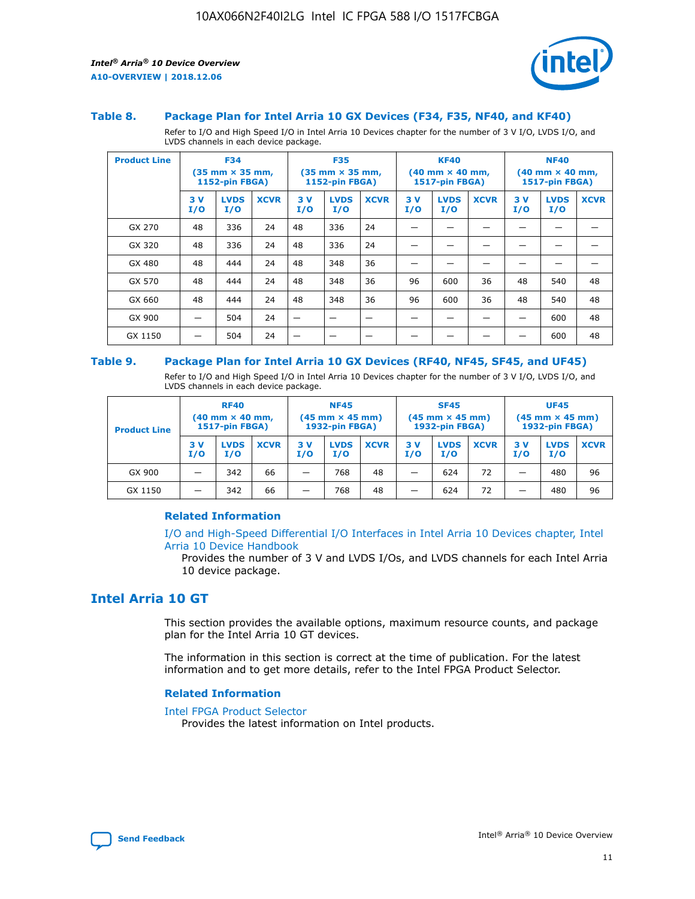### Table 8. Package Plan for Intel Arria 10 GX Devices (F34, F35, NF40, and KF40)

Refer to I/O and High Speed I/O in Intel Arria 10 Devices chapter for the number of 3 V I/O, LVDS I/O, and LVDS channels in each device package.

| Product Line | F34 (35 mm × 35 mm, 1152-pin FBGA) | | | F35 (35 mm × 35 mm, 1152-pin FBGA) | | | KF40 (40 mm × 40 mm, 1517-pin FBGA) | | | NF40 (40 mm × 40 mm, 1517-pin FBGA) | | |
|---|---|---|---|---|---|---|---|---|---|---|---|---|
| | 3 V I/O | LVDS I/O | XCVR | 3 V I/O | LVDS I/O | XCVR | 3 V I/O | LVDS I/O | XCVR | 3 V I/O | LVDS I/O | XCVR |
| GX 270 | 48 | 336 | 24 | 48 | 336 | 24 | — | — | — | — | — | — |
| GX 320 | 48 | 336 | 24 | 48 | 336 | 24 | — | — | — | — | — | — |
| GX 480 | 48 | 444 | 24 | 48 | 348 | 36 | — | — | — | — | — | — |
| GX 570 | 48 | 444 | 24 | 48 | 348 | 36 | 96 | 600 | 36 | 48 | 540 | 48 |
| GX 660 | 48 | 444 | 24 | 48 | 348 | 36 | 96 | 600 | 36 | 48 | 540 | 48 |
| GX 900 | — | 504 | 24 | — | — | — | — | — | — | — | 600 | 48 |
| GX 1150 | — | 504 | 24 | — | — | — | — | — | — | — | 600 | 48 |

### Table 9. Package Plan for Intel Arria 10 GX Devices (RF40, NF45, SF45, and UF45)

Refer to I/O and High Speed I/O in Intel Arria 10 Devices chapter for the number of 3 V I/O, LVDS I/O, and LVDS channels in each device package.

| Product Line | RF40 (40 mm × 40 mm, 1517-pin FBGA) | | | NF45 (45 mm × 45 mm) 1932-pin FBGA) | | | SF45 (45 mm × 45 mm) 1932-pin FBGA) | | | UF45 (45 mm × 45 mm) 1932-pin FBGA) | | |
|---|---|---|---|---|---|---|---|---|---|---|---|---|
| | 3 V I/O | LVDS I/O | XCVR | 3 V I/O | LVDS I/O | XCVR | 3 V I/O | LVDS I/O | XCVR | 3 V I/O | LVDS I/O | XCVR |
| GX 900 | — | 342 | 66 | — | 768 | 48 | — | 624 | 72 | — | 480 | 96 |
| GX 1150 | — | 342 | 66 | — | 768 | 48 | — | 624 | 72 | — | 480 | 96 |

#### Related Information

I/O and High-Speed Differential I/O Interfaces in Intel Arria 10 Devices chapter, Intel Arria 10 Device Handbook

Provides the number of 3 V and LVDS I/Os, and LVDS channels for each Intel Arria 10 device package.

## Intel Arria 10 GT

This section provides the available options, maximum resource counts, and package plan for the Intel Arria 10 GT devices.

The information in this section is correct at the time of publication. For the latest information and to get more details, refer to the Intel FPGA Product Selector.

#### Related Information

Intel FPGA Product Selector

Provides the latest information on Intel products.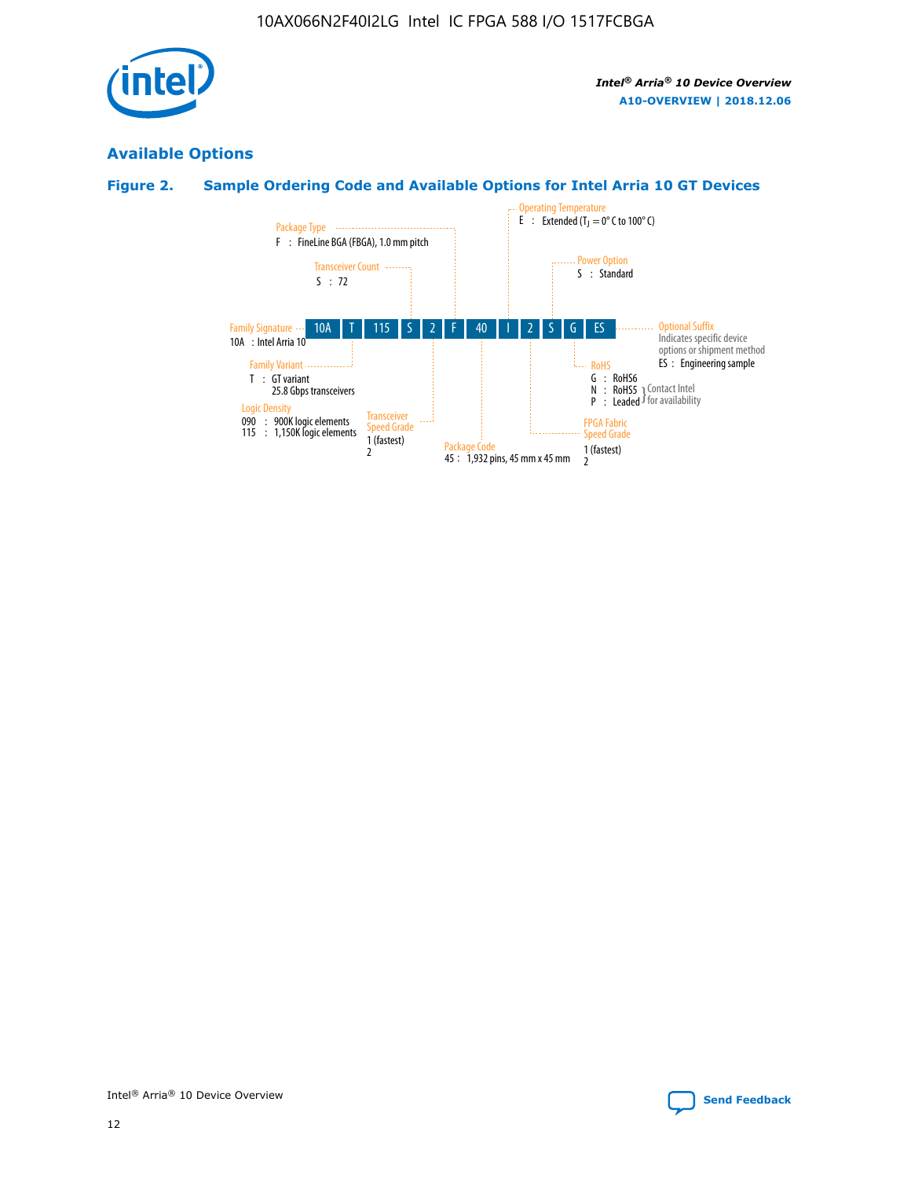## Available Options

### Figure 2. Sample Ordering Code and Available Options for Intel Arria 10 GT Devices

| 10A | T | 115 | S | 2 | F | 40 | I | 2 | S | G | ES |
|---|---|---|---|---|---|---|---|---|---|---|---|

**Family Signature**
10A : Intel Arria 10

**Family Variant**
T : GT variant
25.8 Gbps transceivers

**Logic Density**
090 : 900K logic elements
115 : 1,150K logic elements

**Transceiver Count**
S : 72

**Transceiver Speed Grade**
1 (fastest)
2

**Package Type**
F : FineLine BGA (FBGA), 1.0 mm pitch

**Package Code**
45 : 1,932 pins, 45 mm x 45 mm

**Operating Temperature**
E : Extended ($T_J$ = 0° C to 100° C)

**FPGA Fabric Speed Grade**
1 (fastest)
2

**Power Option**
S : Standard

**RoHS**
G : RoHS6
N : RoHS5 } Contact Intel for availability
P : Leaded } Contact Intel for availability

**Optional Suffix**
Indicates specific device options or shipment method
ES : Engineering sample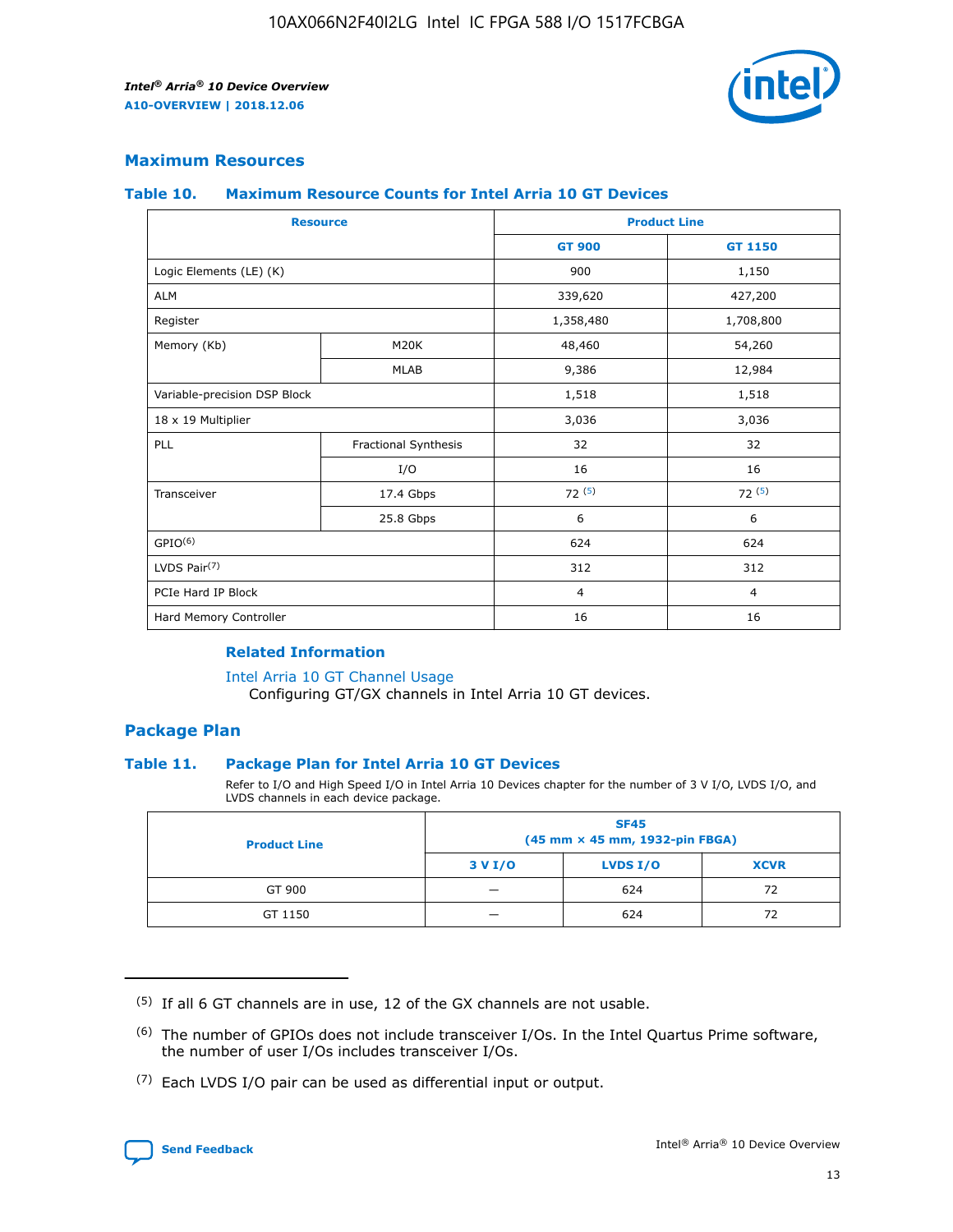## Maximum Resources

### Table 10. Maximum Resource Counts for Intel Arria 10 GT Devices

| Resource | | Product Line | |
|---|---|---|---|
| | | GT 900 | GT 1150 |
| Logic Elements (LE) (K) | | 900 | 1,150 |
| ALM | | 339,620 | 427,200 |
| Register | | 1,358,480 | 1,708,800 |
| Memory (Kb) | M20K | 48,460 | 54,260 |
| | MLAB | 9,386 | 12,984 |
| Variable-precision DSP Block | | 1,518 | 1,518 |
| 18 x 19 Multiplier | | 3,036 | 3,036 |
| PLL | Fractional Synthesis | 32 | 32 |
| | I/O | 16 | 16 |
| Transceiver | 17.4 Gbps | 72 [(5)] | 72 [(5)] |
| | 25.8 Gbps | 6 | 6 |
| GPIO[(6)] | | 624 | 624 |
| LVDS Pair[(7)] | | 312 | 312 |
| PCIe Hard IP Block | | 4 | 4 |
| Hard Memory Controller | | 16 | 16 |

#### Related Information

Intel Arria 10 GT Channel Usage
Configuring GT/GX channels in Intel Arria 10 GT devices.

## Package Plan

### Table 11. Package Plan for Intel Arria 10 GT Devices

Refer to I/O and High Speed I/O in Intel Arria 10 Devices chapter for the number of 3 V I/O, LVDS I/O, and LVDS channels in each device package.

| Product Line | SF45 (45 mm × 45 mm, 1932-pin FBGA) | | |
|---|---|---|---|
| | 3 V I/O | LVDS I/O | XCVR |
| GT 900 | — | 624 | 72 |
| GT 1150 | — | 624 | 72 |

(5) If all 6 GT channels are in use, 12 of the GX channels are not usable.

(6) The number of GPIOs does not include transceiver I/Os. In the Intel Quartus Prime software, the number of user I/Os includes transceiver I/Os.

(7) Each LVDS I/O pair can be used as differential input or output.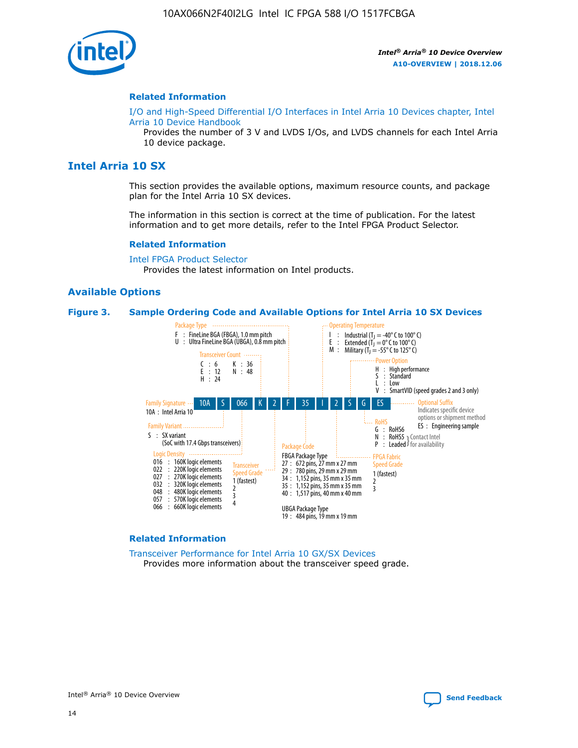#### Related Information

I/O and High-Speed Differential I/O Interfaces in Intel Arria 10 Devices chapter, Intel Arria 10 Device Handbook

Provides the number of 3 V and LVDS I/Os, and LVDS channels for each Intel Arria 10 device package.

## Intel Arria 10 SX

This section provides the available options, maximum resource counts, and package plan for the Intel Arria 10 SX devices.

The information in this section is correct at the time of publication. For the latest information and to get more details, refer to the Intel FPGA Product Selector.

#### Related Information

Intel FPGA Product Selector

Provides the latest information on Intel products.

### Available Options

**Figure 3. Sample Ordering Code and Available Options for Intel Arria 10 SX Devices**

Sample ordering code: 10A S 066 K 2 F 35 I 2 S G ES

- **Family Signature**
  - 10A : Intel Arria 10
- **Family Variant**
  - S : SX variant (SoC with 17.4 Gbps transceivers)
- **Logic Density**
  - 016 : 160K logic elements
  - 022 : 220K logic elements
  - 027 : 270K logic elements
  - 032 : 320K logic elements
  - 048 : 480K logic elements
  - 057 : 570K logic elements
  - 066 : 660K logic elements
- **Transceiver Count**
  - C : 6
  - E : 12
  - H : 24
  - K : 36
  - N : 48
- **Transceiver Speed Grade**
  - 1 (fastest)
  - 2
  - 3
  - 4
- **Package Type**
  - F : FineLine BGA (FBGA), 1.0 mm pitch
  - U : Ultra FineLine BGA (UBGA), 0.8 mm pitch
- **Package Code**
  - FBGA Package Type
    - 27 : 672 pins, 27 mm x 27 mm
    - 29 : 780 pins, 29 mm x 29 mm
    - 34 : 1,152 pins, 35 mm x 35 mm
    - 35 : 1,152 pins, 35 mm x 35 mm
    - 40 : 1,517 pins, 40 mm x 40 mm
  - UBGA Package Type
    - 19 : 484 pins, 19 mm x 19 mm
- **Operating Temperature**
  - I : Industrial ($T_J$ = -40° C to 100° C)
  - E : Extended ($T_J$ = 0° C to 100° C)
  - M : Military ($T_J$ = -55° C to 125° C)
- **FPGA Fabric Speed Grade**
  - 1 (fastest)
  - 2
  - 3
- **Power Option**
  - H : High performance
  - S : Standard
  - L : Low
  - V : SmartVID (speed grades 2 and 3 only)
- **RoHS**
  - G : RoHS6
  - N : RoHS5 (Contact Intel for availability)
  - P : Leaded (Contact Intel for availability)
- **Optional Suffix**
  - Indicates specific device options or shipment method
  - ES : Engineering sample

#### Related Information

Transceiver Performance for Intel Arria 10 GX/SX Devices

Provides more information about the transceiver speed grade.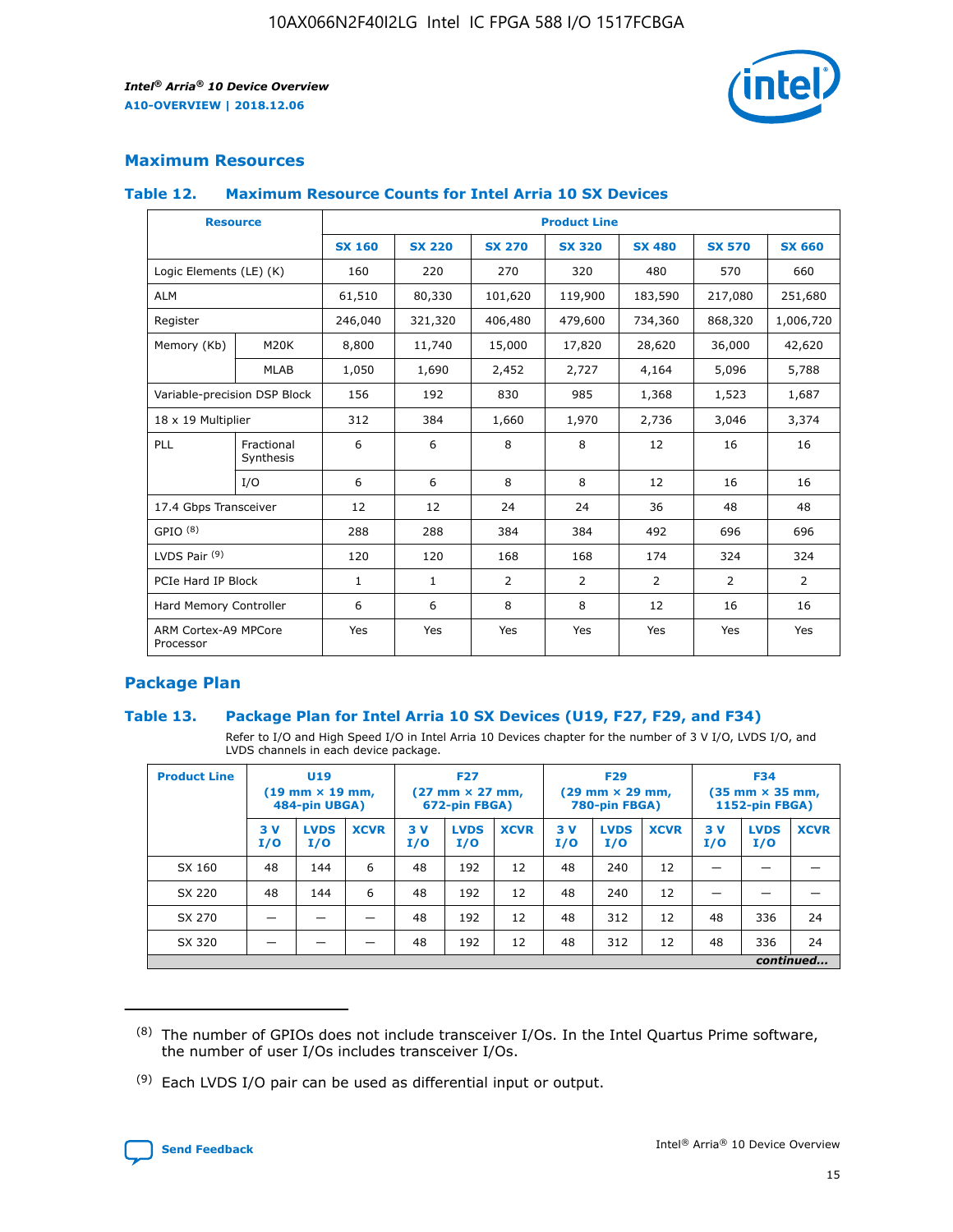## Maximum Resources

### Table 12. Maximum Resource Counts for Intel Arria 10 SX Devices

| Resource | | Product Line | | | | | | |
|---|---|---|---|---|---|---|---|---|
| | | SX 160 | SX 220 | SX 270 | SX 320 | SX 480 | SX 570 | SX 660 |
| Logic Elements (LE) (K) | | 160 | 220 | 270 | 320 | 480 | 570 | 660 |
| ALM | | 61,510 | 80,330 | 101,620 | 119,900 | 183,590 | 217,080 | 251,680 |
| Register | | 246,040 | 321,320 | 406,480 | 479,600 | 734,360 | 868,320 | 1,006,720 |
| Memory (Kb) | M20K | 8,800 | 11,740 | 15,000 | 17,820 | 28,620 | 36,000 | 42,620 |
| | MLAB | 1,050 | 1,690 | 2,452 | 2,727 | 4,164 | 5,096 | 5,788 |
| Variable-precision DSP Block | | 156 | 192 | 830 | 985 | 1,368 | 1,523 | 1,687 |
| 18 x 19 Multiplier | | 312 | 384 | 1,660 | 1,970 | 2,736 | 3,046 | 3,374 |
| PLL | Fractional Synthesis | 6 | 6 | 8 | 8 | 12 | 16 | 16 |
| | I/O | 6 | 6 | 8 | 8 | 12 | 16 | 16 |
| 17.4 Gbps Transceiver | | 12 | 12 | 24 | 24 | 36 | 48 | 48 |
| GPIO [8] | | 288 | 288 | 384 | 384 | 492 | 696 | 696 |
| LVDS Pair [9] | | 120 | 120 | 168 | 168 | 174 | 324 | 324 |
| PCIe Hard IP Block | | 1 | 1 | 2 | 2 | 2 | 2 | 2 |
| Hard Memory Controller | | 6 | 6 | 8 | 8 | 12 | 16 | 16 |
| ARM Cortex-A9 MPCore Processor | | Yes | Yes | Yes | Yes | Yes | Yes | Yes |

## Package Plan

### Table 13. Package Plan for Intel Arria 10 SX Devices (U19, F27, F29, and F34)

Refer to I/O and High Speed I/O in Intel Arria 10 Devices chapter for the number of 3 V I/O, LVDS I/O, and LVDS channels in each device package.

| Product Line | U19 (19 mm × 19 mm, 484-pin UBGA) | | | F27 (27 mm × 27 mm, 672-pin FBGA) | | | F29 (29 mm × 29 mm, 780-pin FBGA) | | | F34 (35 mm × 35 mm, 1152-pin FBGA) | | |
|---|---|---|---|---|---|---|---|---|---|---|---|---|
| | 3 V I/O | LVDS I/O | XCVR | 3 V I/O | LVDS I/O | XCVR | 3 V I/O | LVDS I/O | XCVR | 3 V I/O | LVDS I/O | XCVR |
| SX 160 | 48 | 144 | 6 | 48 | 192 | 12 | 48 | 240 | 12 | — | — | — |
| SX 220 | 48 | 144 | 6 | 48 | 192 | 12 | 48 | 240 | 12 | — | — | — |
| SX 270 | — | — | — | 48 | 192 | 12 | 48 | 312 | 12 | 48 | 336 | 24 |
| SX 320 | — | — | — | 48 | 192 | 12 | 48 | 312 | 12 | 48 | 336 | 24 |

*continued...*

(8) The number of GPIOs does not include transceiver I/Os. In the Intel Quartus Prime software, the number of user I/Os includes transceiver I/Os.

(9) Each LVDS I/O pair can be used as differential input or output.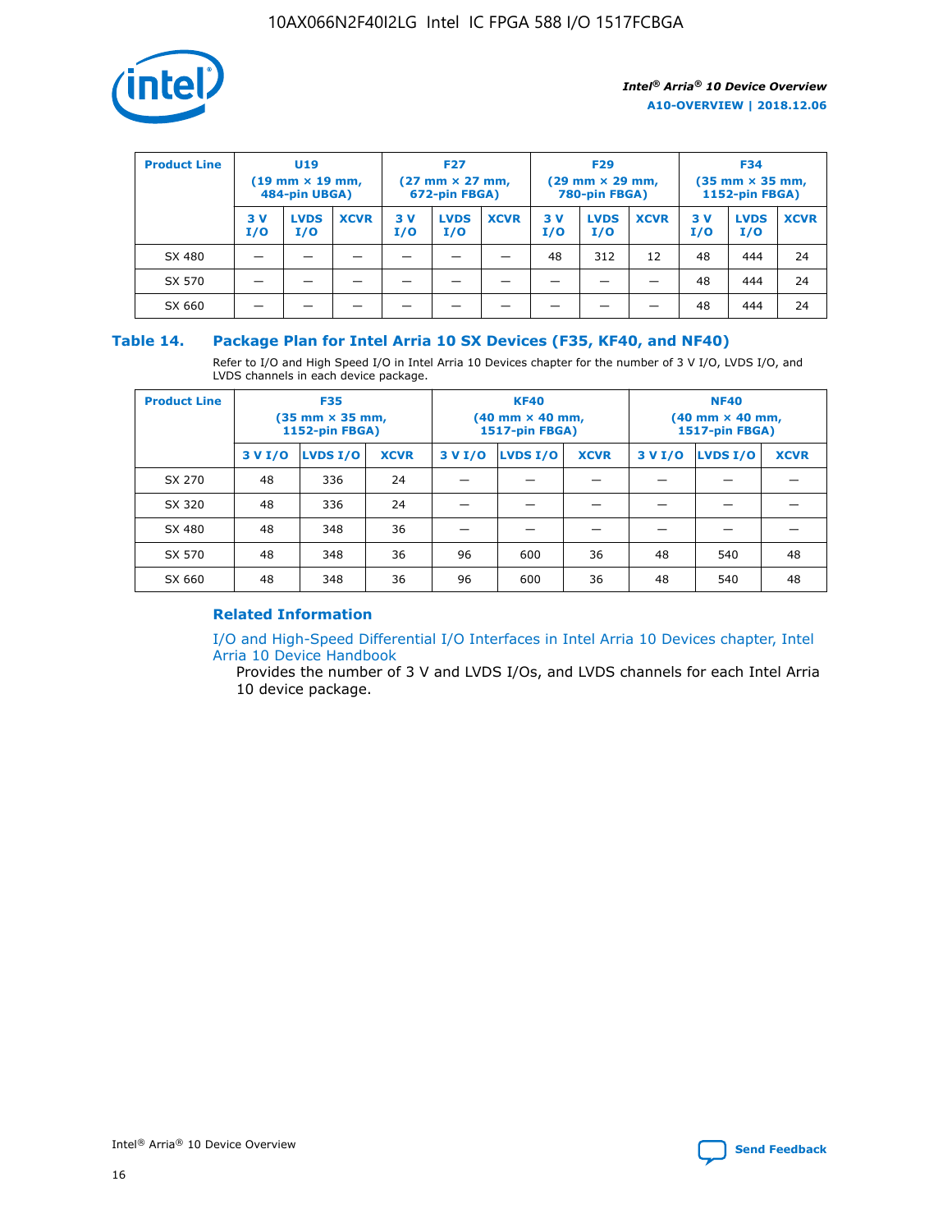| Product Line | U19 (19 mm × 19 mm, 484-pin UBGA) | | | F27 (27 mm × 27 mm, 672-pin FBGA) | | | F29 (29 mm × 29 mm, 780-pin FBGA) | | | F34 (35 mm × 35 mm, 1152-pin FBGA) | | |
|---|---|---|---|---|---|---|---|---|---|---|---|---|
| | 3 V I/O | LVDS I/O | XCVR | 3 V I/O | LVDS I/O | XCVR | 3 V I/O | LVDS I/O | XCVR | 3 V I/O | LVDS I/O | XCVR |
| SX 480 | — | — | — | — | — | — | 48 | 312 | 12 | 48 | 444 | 24 |
| SX 570 | — | — | — | — | — | — | — | — | — | 48 | 444 | 24 |
| SX 660 | — | — | — | — | — | — | — | — | — | 48 | 444 | 24 |

## Table 14. Package Plan for Intel Arria 10 SX Devices (F35, KF40, and NF40)

Refer to I/O and High Speed I/O in Intel Arria 10 Devices chapter for the number of 3 V I/O, LVDS I/O, and LVDS channels in each device package.

| Product Line | F35 (35 mm × 35 mm, 1152-pin FBGA) | | | KF40 (40 mm × 40 mm, 1517-pin FBGA) | | | NF40 (40 mm × 40 mm, 1517-pin FBGA) | | |
|---|---|---|---|---|---|---|---|---|---|
| | 3 V I/O | LVDS I/O | XCVR | 3 V I/O | LVDS I/O | XCVR | 3 V I/O | LVDS I/O | XCVR |
| SX 270 | 48 | 336 | 24 | — | — | — | — | — | — |
| SX 320 | 48 | 336 | 24 | — | — | — | — | — | — |
| SX 480 | 48 | 348 | 36 | — | — | — | — | — | — |
| SX 570 | 48 | 348 | 36 | 96 | 600 | 36 | 48 | 540 | 48 |
| SX 660 | 48 | 348 | 36 | 96 | 600 | 36 | 48 | 540 | 48 |

### Related Information

I/O and High-Speed Differential I/O Interfaces in Intel Arria 10 Devices chapter, Intel Arria 10 Device Handbook

Provides the number of 3 V and LVDS I/Os, and LVDS channels for each Intel Arria 10 device package.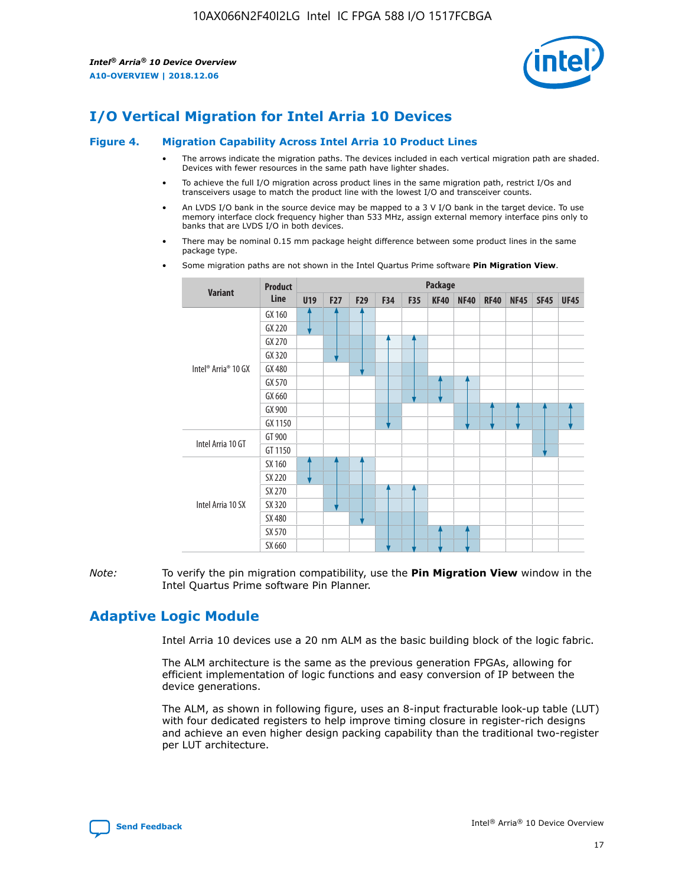# I/O Vertical Migration for Intel Arria 10 Devices

**Figure 4. Migration Capability Across Intel Arria 10 Product Lines**

- The arrows indicate the migration paths. The devices included in each vertical migration path are shaded. Devices with fewer resources in the same path have lighter shades.
- To achieve the full I/O migration across product lines in the same migration path, restrict I/Os and transceivers usage to match the product line with the lowest I/O and transceiver counts.
- An LVDS I/O bank in the source device may be mapped to a 3 V I/O bank in the target device. To use memory interface clock frequency higher than 533 MHz, assign external memory interface pins only to banks that are LVDS I/O in both devices.
- There may be nominal 0.15 mm package height difference between some product lines in the same package type.
- Some migration paths are not shown in the Intel Quartus Prime software **Pin Migration View**.

| Variant | Product Line | U19 | F27 | F29 | F34 | F35 | KF40 | NF40 | RF40 | NF45 | SF45 | UF45 |
|---|---|---|---|---|---|---|---|---|---|---|---|---|
| Intel® Arria® 10 GX | GX 160 | | | | | | | | | | | |
| | GX 220 | | | | | | | | | | | |
| | GX 270 | | | | | | | | | | | |
| | GX 320 | | | | | | | | | | | |
| | GX 480 | | | | | | | | | | | |
| | GX 570 | | | | | | | | | | | |
| | GX 660 | | | | | | | | | | | |
| | GX 900 | | | | | | | | | | | |
| | GX 1150 | | | | | | | | | | | |
| Intel Arria 10 GT | GT 900 | | | | | | | | | | | |
| | GT 1150 | | | | | | | | | | | |
| Intel Arria 10 SX | SX 160 | | | | | | | | | | | |
| | SX 220 | | | | | | | | | | | |
| | SX 270 | | | | | | | | | | | |
| | SX 320 | | | | | | | | | | | |
| | SX 480 | | | | | | | | | | | |
| | SX 570 | | | | | | | | | | | |
| | SX 660 | | | | | | | | | | | |

*Note:* To verify the pin migration compatibility, use the **Pin Migration View** window in the Intel Quartus Prime software Pin Planner.

# Adaptive Logic Module

Intel Arria 10 devices use a 20 nm ALM as the basic building block of the logic fabric.

The ALM architecture is the same as the previous generation FPGAs, allowing for efficient implementation of logic functions and easy conversion of IP between the device generations.

The ALM, as shown in following figure, uses an 8-input fracturable look-up table (LUT) with four dedicated registers to help improve timing closure in register-rich designs and achieve an even higher design packing capability than the traditional two-register per LUT architecture.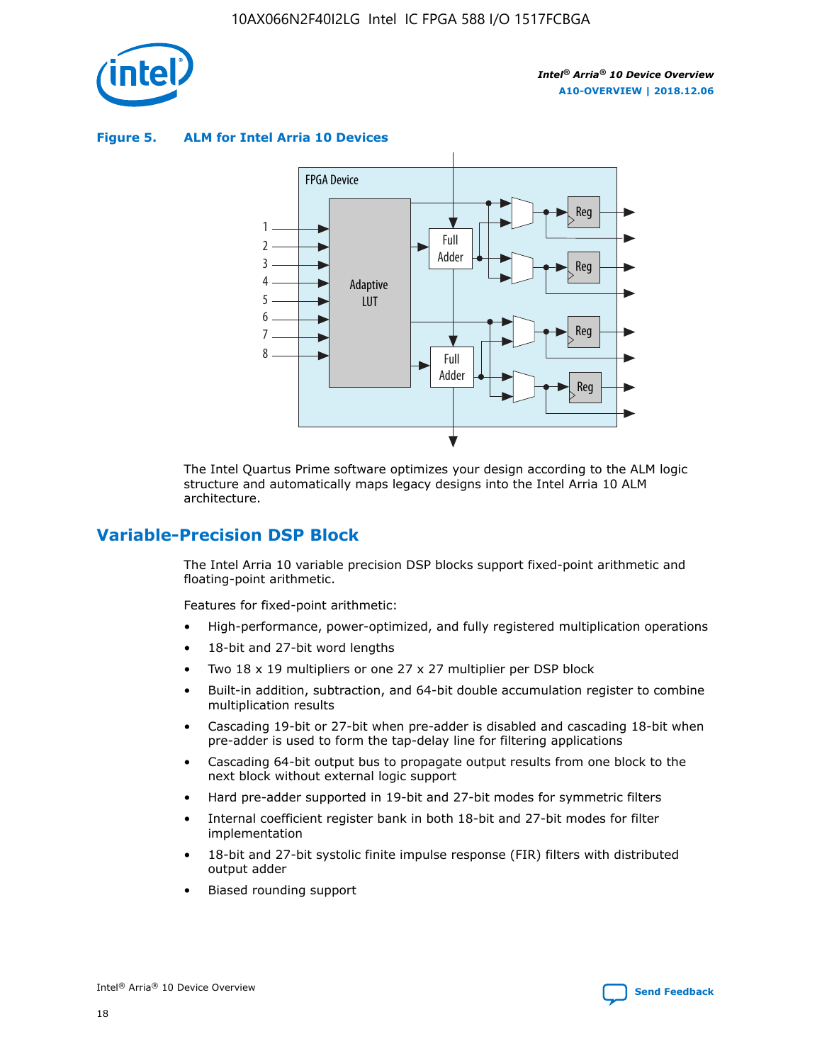**Figure 5. ALM for Intel Arria 10 Devices**

The Intel Quartus Prime software optimizes your design according to the ALM logic structure and automatically maps legacy designs into the Intel Arria 10 ALM architecture.

## Variable-Precision DSP Block

The Intel Arria 10 variable precision DSP blocks support fixed-point arithmetic and floating-point arithmetic.

Features for fixed-point arithmetic:

- High-performance, power-optimized, and fully registered multiplication operations
- 18-bit and 27-bit word lengths
- Two 18 x 19 multipliers or one 27 x 27 multiplier per DSP block
- Built-in addition, subtraction, and 64-bit double accumulation register to combine multiplication results
- Cascading 19-bit or 27-bit when pre-adder is disabled and cascading 18-bit when pre-adder is used to form the tap-delay line for filtering applications
- Cascading 64-bit output bus to propagate output results from one block to the next block without external logic support
- Hard pre-adder supported in 19-bit and 27-bit modes for symmetric filters
- Internal coefficient register bank in both 18-bit and 27-bit modes for filter implementation
- 18-bit and 27-bit systolic finite impulse response (FIR) filters with distributed output adder
- Biased rounding support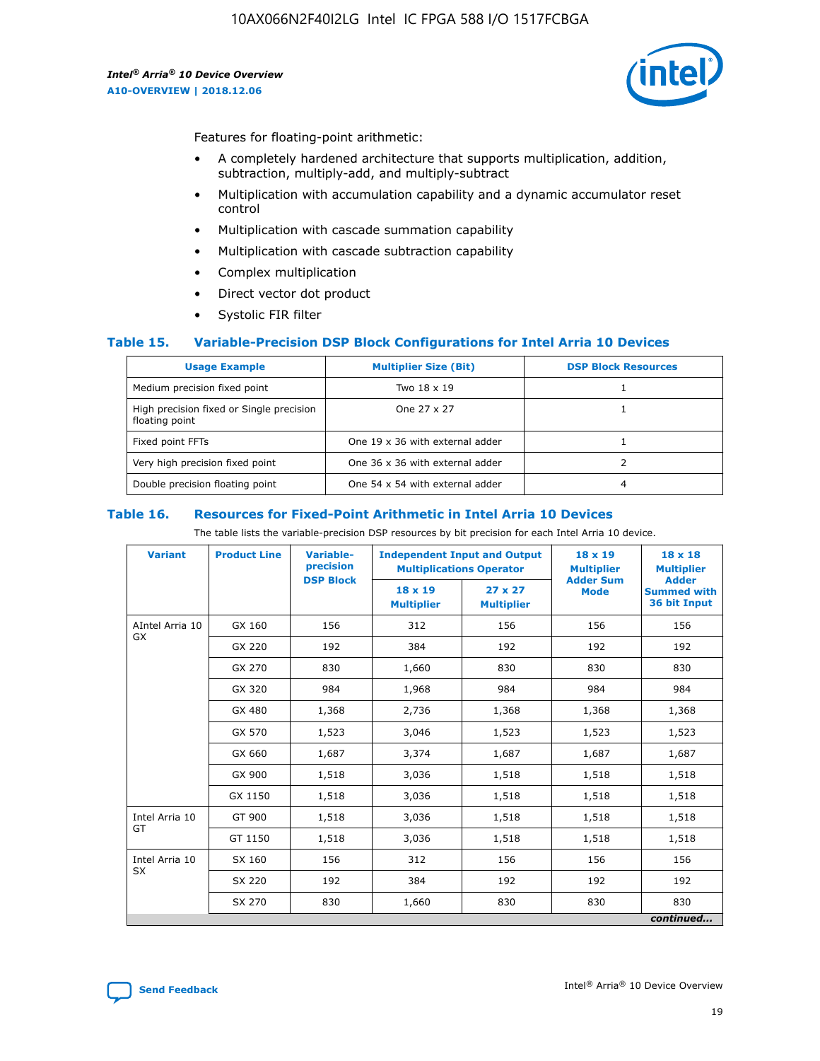Features for floating-point arithmetic:

- A completely hardened architecture that supports multiplication, addition, subtraction, multiply-add, and multiply-subtract
- Multiplication with accumulation capability and a dynamic accumulator reset control
- Multiplication with cascade summation capability
- Multiplication with cascade subtraction capability
- Complex multiplication
- Direct vector dot product
- Systolic FIR filter

### Table 15. Variable-Precision DSP Block Configurations for Intel Arria 10 Devices

| Usage Example | Multiplier Size (Bit) | DSP Block Resources |
|---|---|---|
| Medium precision fixed point | Two 18 x 19 | 1 |
| High precision fixed or Single precision floating point | One 27 x 27 | 1 |
| Fixed point FFTs | One 19 x 36 with external adder | 1 |
| Very high precision fixed point | One 36 x 36 with external adder | 2 |
| Double precision floating point | One 54 x 54 with external adder | 4 |

### Table 16. Resources for Fixed-Point Arithmetic in Intel Arria 10 Devices

The table lists the variable-precision DSP resources by bit precision for each Intel Arria 10 device.

| Variant | Product Line | Variable-precision DSP Block | Independent Input and Output Multiplications Operator | | 18 x 19 Multiplier Adder Sum Mode | 18 x 18 Multiplier Adder Summed with 36 bit Input |
|---|---|---|---|---|---|---|
| | | | 18 x 19 Multiplier | 27 x 27 Multiplier | | |
| AIntel Arria 10 GX | GX 160 | 156 | 312 | 156 | 156 | 156 |
| | GX 220 | 192 | 384 | 192 | 192 | 192 |
| | GX 270 | 830 | 1,660 | 830 | 830 | 830 |
| | GX 320 | 984 | 1,968 | 984 | 984 | 984 |
| | GX 480 | 1,368 | 2,736 | 1,368 | 1,368 | 1,368 |
| | GX 570 | 1,523 | 3,046 | 1,523 | 1,523 | 1,523 |
| | GX 660 | 1,687 | 3,374 | 1,687 | 1,687 | 1,687 |
| | GX 900 | 1,518 | 3,036 | 1,518 | 1,518 | 1,518 |
| | GX 1150 | 1,518 | 3,036 | 1,518 | 1,518 | 1,518 |
| Intel Arria 10 GT | GT 900 | 1,518 | 3,036 | 1,518 | 1,518 | 1,518 |
| | GT 1150 | 1,518 | 3,036 | 1,518 | 1,518 | 1,518 |
| Intel Arria 10 SX | SX 160 | 156 | 312 | 156 | 156 | 156 |
| | SX 220 | 192 | 384 | 192 | 192 | 192 |
| | SX 270 | 830 | 1,660 | 830 | 830 | 830 |

*continued...*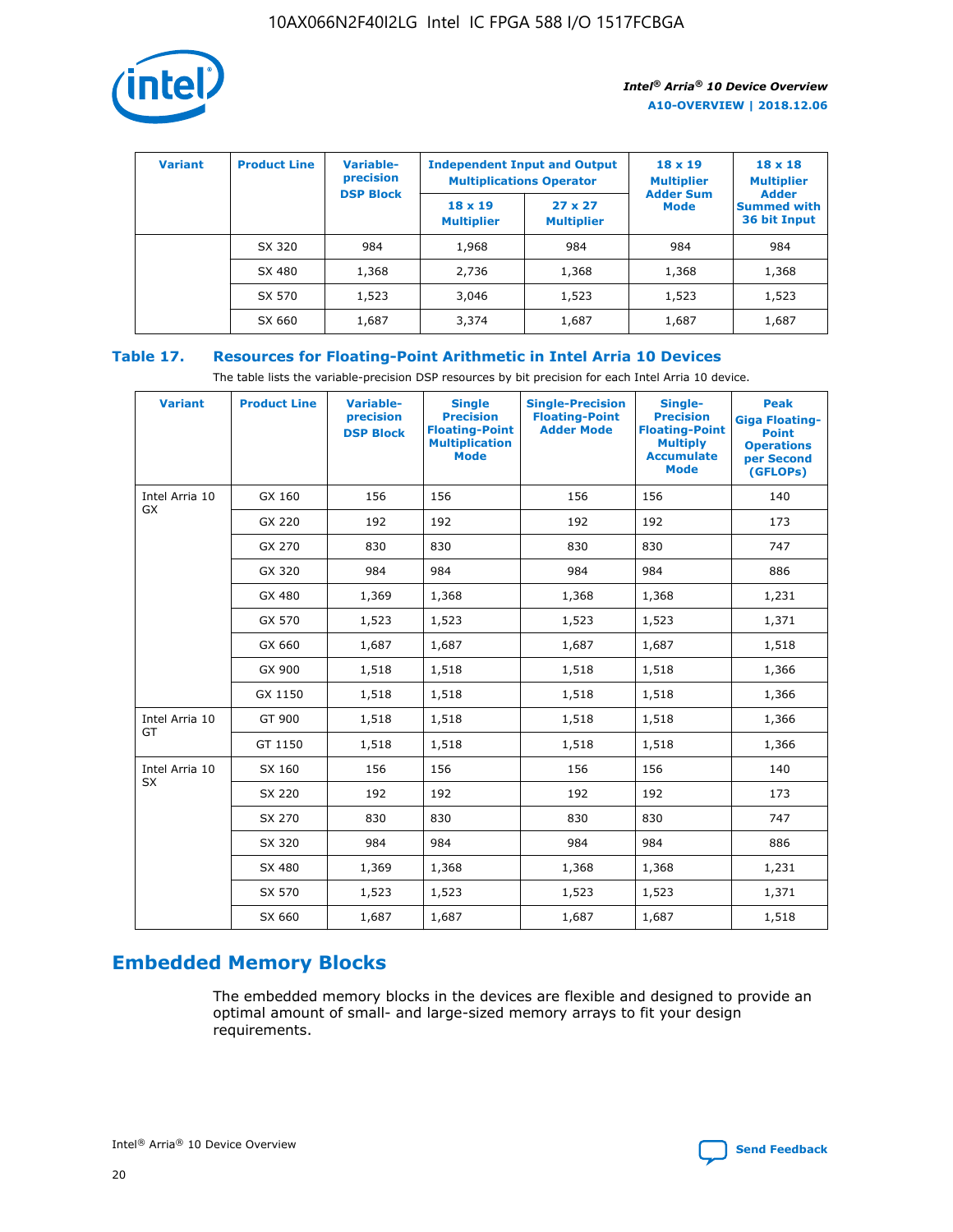| Variant | Product Line | Variable-precision DSP Block | Independent Input and Output Multiplications Operator | | 18 x 19 Multiplier Adder Sum Mode | 18 x 18 Multiplier Adder Summed with 36 bit Input |
|---|---|---|---|---|---|---|
| | | | 18 x 19 Multiplier | 27 x 27 Multiplier | | |
| | SX 320 | 984 | 1,968 | 984 | 984 | 984 |
| | SX 480 | 1,368 | 2,736 | 1,368 | 1,368 | 1,368 |
| | SX 570 | 1,523 | 3,046 | 1,523 | 1,523 | 1,523 |
| | SX 660 | 1,687 | 3,374 | 1,687 | 1,687 | 1,687 |

### Table 17. Resources for Floating-Point Arithmetic in Intel Arria 10 Devices

The table lists the variable-precision DSP resources by bit precision for each Intel Arria 10 device.

| Variant | Product Line | Variable-precision DSP Block | Single Precision Floating-Point Multiplication Mode | Single-Precision Floating-Point Adder Mode | Single-Precision Floating-Point Multiply Accumulate Mode | Peak Giga Floating-Point Operations per Second (GFLOPs) |
|---|---|---|---|---|---|---|
| Intel Arria 10 GX | GX 160 | 156 | 156 | 156 | 156 | 140 |
| | GX 220 | 192 | 192 | 192 | 192 | 173 |
| | GX 270 | 830 | 830 | 830 | 830 | 747 |
| | GX 320 | 984 | 984 | 984 | 984 | 886 |
| | GX 480 | 1,369 | 1,368 | 1,368 | 1,368 | 1,231 |
| | GX 570 | 1,523 | 1,523 | 1,523 | 1,523 | 1,371 |
| | GX 660 | 1,687 | 1,687 | 1,687 | 1,687 | 1,518 |
| | GX 900 | 1,518 | 1,518 | 1,518 | 1,518 | 1,366 |
| | GX 1150 | 1,518 | 1,518 | 1,518 | 1,518 | 1,366 |
| Intel Arria 10 GT | GT 900 | 1,518 | 1,518 | 1,518 | 1,518 | 1,366 |
| | GT 1150 | 1,518 | 1,518 | 1,518 | 1,518 | 1,366 |
| Intel Arria 10 SX | SX 160 | 156 | 156 | 156 | 156 | 140 |
| | SX 220 | 192 | 192 | 192 | 192 | 173 |
| | SX 270 | 830 | 830 | 830 | 830 | 747 |
| | SX 320 | 984 | 984 | 984 | 984 | 886 |
| | SX 480 | 1,369 | 1,368 | 1,368 | 1,368 | 1,231 |
| | SX 570 | 1,523 | 1,523 | 1,523 | 1,523 | 1,371 |
| | SX 660 | 1,687 | 1,687 | 1,687 | 1,687 | 1,518 |

## Embedded Memory Blocks

The embedded memory blocks in the devices are flexible and designed to provide an optimal amount of small- and large-sized memory arrays to fit your design requirements.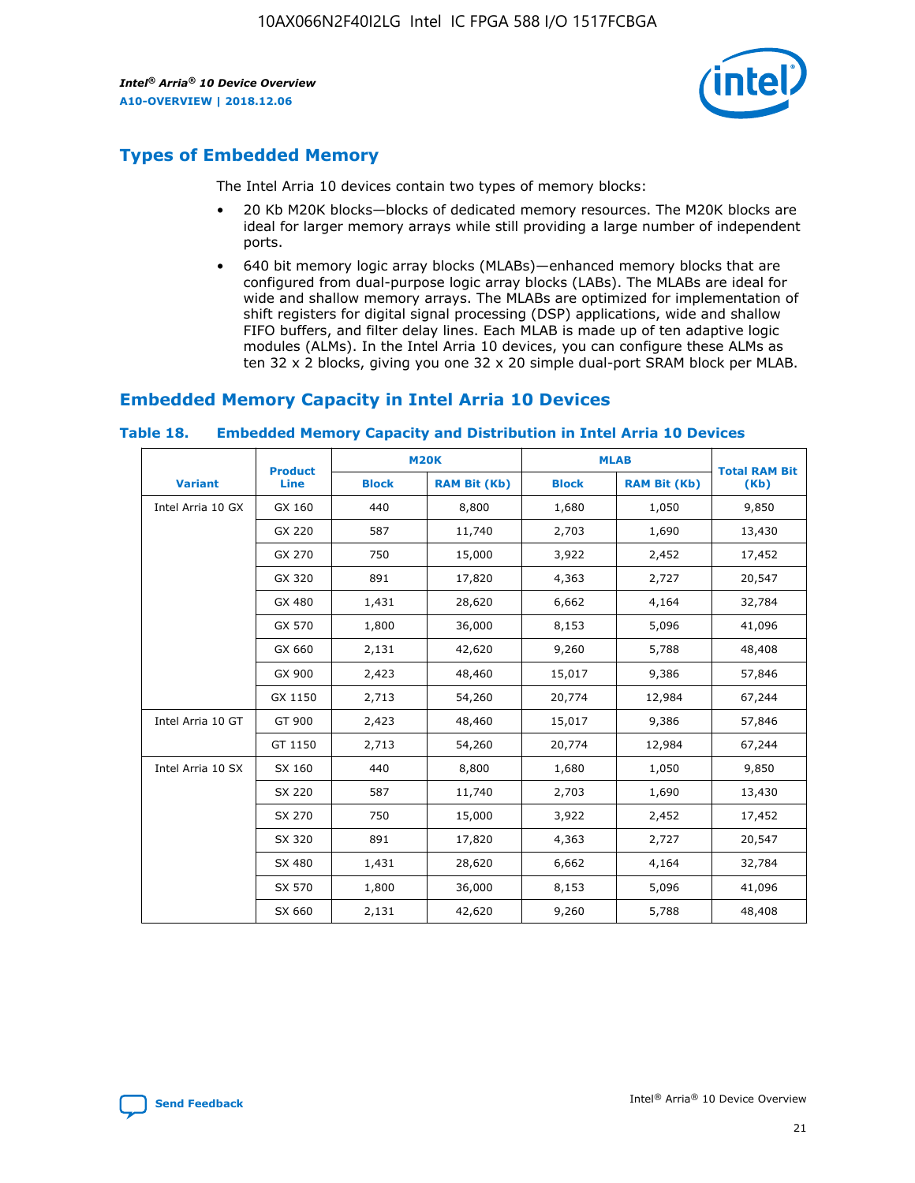## Types of Embedded Memory

The Intel Arria 10 devices contain two types of memory blocks:

- 20 Kb M20K blocks—blocks of dedicated memory resources. The M20K blocks are ideal for larger memory arrays while still providing a large number of independent ports.
- 640 bit memory logic array blocks (MLABs)—enhanced memory blocks that are configured from dual-purpose logic array blocks (LABs). The MLABs are ideal for wide and shallow memory arrays. The MLABs are optimized for implementation of shift registers for digital signal processing (DSP) applications, wide and shallow FIFO buffers, and filter delay lines. Each MLAB is made up of ten adaptive logic modules (ALMs). In the Intel Arria 10 devices, you can configure these ALMs as ten 32 x 2 blocks, giving you one 32 x 20 simple dual-port SRAM block per MLAB.

## Embedded Memory Capacity in Intel Arria 10 Devices

**Table 18. Embedded Memory Capacity and Distribution in Intel Arria 10 Devices**

| Variant | Product Line | M20K | | MLAB | | Total RAM Bit (Kb) |
|---|---|---|---|---|---|---|
| | | Block | RAM Bit (Kb) | Block | RAM Bit (Kb) | |
| Intel Arria 10 GX | GX 160 | 440 | 8,800 | 1,680 | 1,050 | 9,850 |
| | GX 220 | 587 | 11,740 | 2,703 | 1,690 | 13,430 |
| | GX 270 | 750 | 15,000 | 3,922 | 2,452 | 17,452 |
| | GX 320 | 891 | 17,820 | 4,363 | 2,727 | 20,547 |
| | GX 480 | 1,431 | 28,620 | 6,662 | 4,164 | 32,784 |
| | GX 570 | 1,800 | 36,000 | 8,153 | 5,096 | 41,096 |
| | GX 660 | 2,131 | 42,620 | 9,260 | 5,788 | 48,408 |
| | GX 900 | 2,423 | 48,460 | 15,017 | 9,386 | 57,846 |
| | GX 1150 | 2,713 | 54,260 | 20,774 | 12,984 | 67,244 |
| Intel Arria 10 GT | GT 900 | 2,423 | 48,460 | 15,017 | 9,386 | 57,846 |
| | GT 1150 | 2,713 | 54,260 | 20,774 | 12,984 | 67,244 |
| Intel Arria 10 SX | SX 160 | 440 | 8,800 | 1,680 | 1,050 | 9,850 |
| | SX 220 | 587 | 11,740 | 2,703 | 1,690 | 13,430 |
| | SX 270 | 750 | 15,000 | 3,922 | 2,452 | 17,452 |
| | SX 320 | 891 | 17,820 | 4,363 | 2,727 | 20,547 |
| | SX 480 | 1,431 | 28,620 | 6,662 | 4,164 | 32,784 |
| | SX 570 | 1,800 | 36,000 | 8,153 | 5,096 | 41,096 |
| | SX 660 | 2,131 | 42,620 | 9,260 | 5,788 | 48,408 |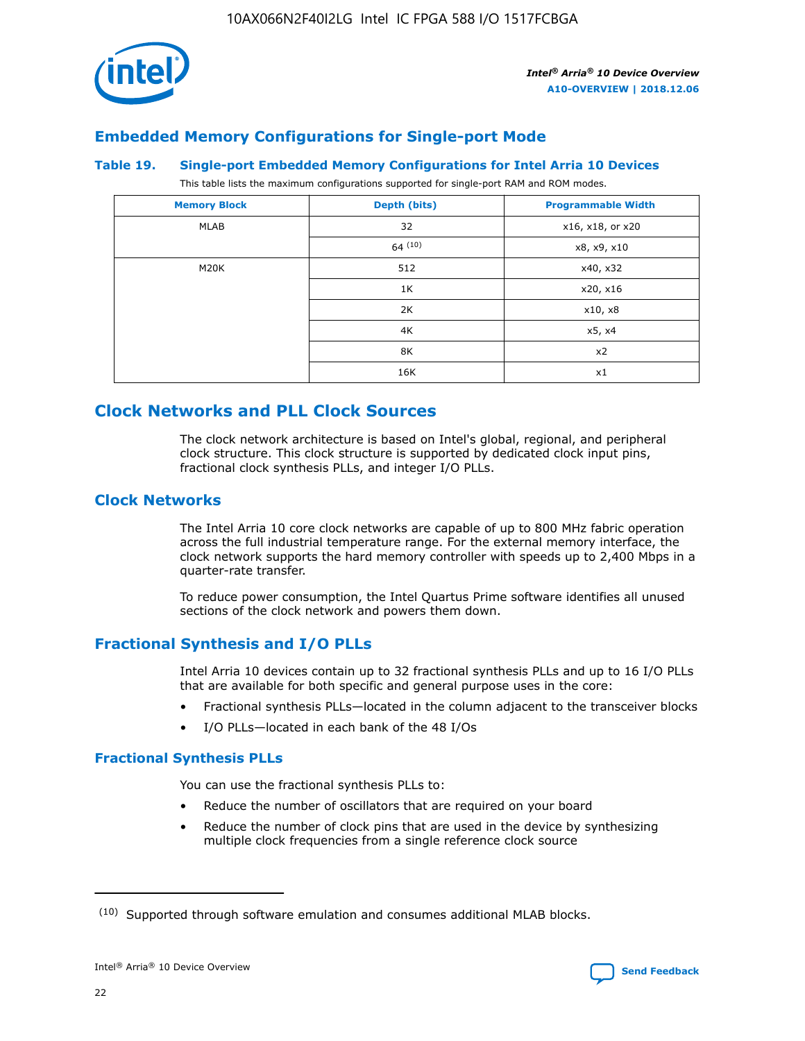## Embedded Memory Configurations for Single-port Mode

**Table 19. Single-port Embedded Memory Configurations for Intel Arria 10 Devices**

This table lists the maximum configurations supported for single-port RAM and ROM modes.

| Memory Block | Depth (bits) | Programmable Width |
|---|---|---|
| MLAB | 32 | x16, x18, or x20 |
| | 64 [(10)] | x8, x9, x10 |
| M20K | 512 | x40, x32 |
| | 1K | x20, x16 |
| | 2K | x10, x8 |
| | 4K | x5, x4 |
| | 8K | x2 |
| | 16K | x1 |

# Clock Networks and PLL Clock Sources

The clock network architecture is based on Intel's global, regional, and peripheral clock structure. This clock structure is supported by dedicated clock input pins, fractional clock synthesis PLLs, and integer I/O PLLs.

## Clock Networks

The Intel Arria 10 core clock networks are capable of up to 800 MHz fabric operation across the full industrial temperature range. For the external memory interface, the clock network supports the hard memory controller with speeds up to 2,400 Mbps in a quarter-rate transfer.

To reduce power consumption, the Intel Quartus Prime software identifies all unused sections of the clock network and powers them down.

## Fractional Synthesis and I/O PLLs

Intel Arria 10 devices contain up to 32 fractional synthesis PLLs and up to 16 I/O PLLs that are available for both specific and general purpose uses in the core:

- Fractional synthesis PLLs—located in the column adjacent to the transceiver blocks
- I/O PLLs—located in each bank of the 48 I/Os

### Fractional Synthesis PLLs

You can use the fractional synthesis PLLs to:

- Reduce the number of oscillators that are required on your board
- Reduce the number of clock pins that are used in the device by synthesizing multiple clock frequencies from a single reference clock source

(10) Supported through software emulation and consumes additional MLAB blocks.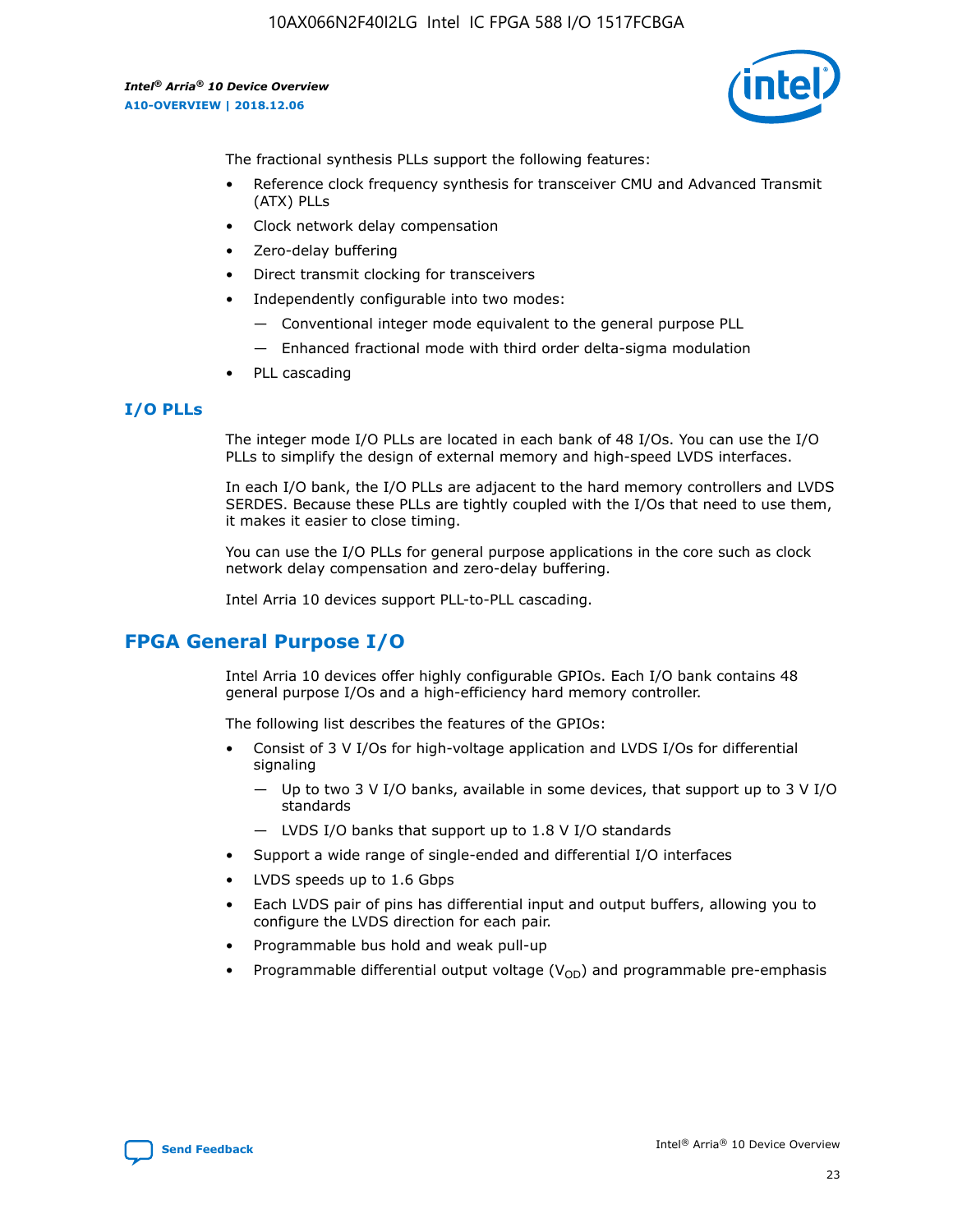The fractional synthesis PLLs support the following features:

- Reference clock frequency synthesis for transceiver CMU and Advanced Transmit (ATX) PLLs
- Clock network delay compensation
- Zero-delay buffering
- Direct transmit clocking for transceivers
- Independently configurable into two modes:
  - Conventional integer mode equivalent to the general purpose PLL
  - Enhanced fractional mode with third order delta-sigma modulation
- PLL cascading

### I/O PLLs

The integer mode I/O PLLs are located in each bank of 48 I/Os. You can use the I/O PLLs to simplify the design of external memory and high-speed LVDS interfaces.

In each I/O bank, the I/O PLLs are adjacent to the hard memory controllers and LVDS SERDES. Because these PLLs are tightly coupled with the I/Os that need to use them, it makes it easier to close timing.

You can use the I/O PLLs for general purpose applications in the core such as clock network delay compensation and zero-delay buffering.

Intel Arria 10 devices support PLL-to-PLL cascading.

## FPGA General Purpose I/O

Intel Arria 10 devices offer highly configurable GPIOs. Each I/O bank contains 48 general purpose I/Os and a high-efficiency hard memory controller.

The following list describes the features of the GPIOs:

- Consist of 3 V I/Os for high-voltage application and LVDS I/Os for differential signaling
  - Up to two 3 V I/O banks, available in some devices, that support up to 3 V I/O standards
  - LVDS I/O banks that support up to 1.8 V I/O standards
- Support a wide range of single-ended and differential I/O interfaces
- LVDS speeds up to 1.6 Gbps
- Each LVDS pair of pins has differential input and output buffers, allowing you to configure the LVDS direction for each pair.
- Programmable bus hold and weak pull-up
- Programmable differential output voltage ($V_{OD}$) and programmable pre-emphasis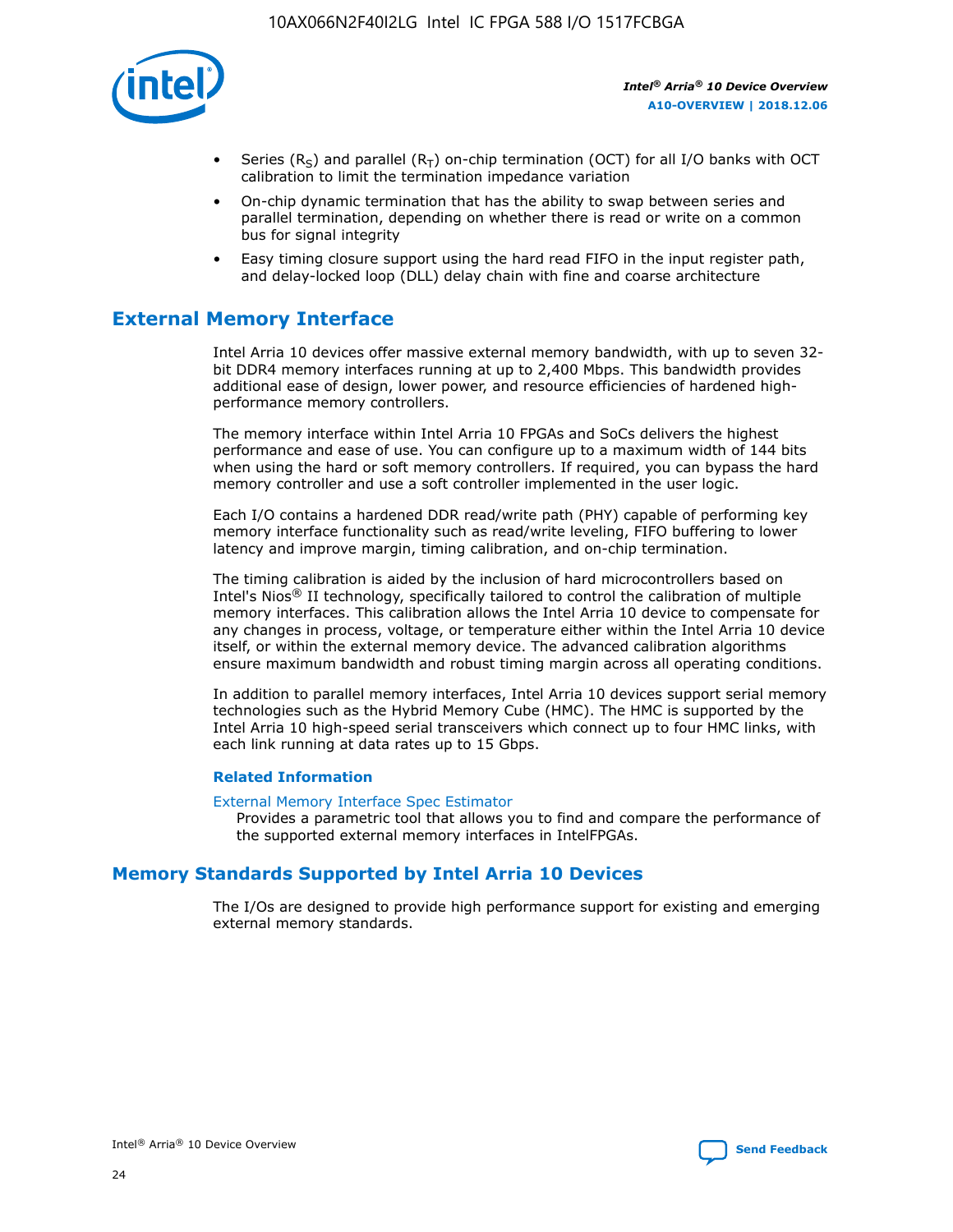- Series ($R_S$) and parallel ($R_T$) on-chip termination (OCT) for all I/O banks with OCT calibration to limit the termination impedance variation
- On-chip dynamic termination that has the ability to swap between series and parallel termination, depending on whether there is read or write on a common bus for signal integrity
- Easy timing closure support using the hard read FIFO in the input register path, and delay-locked loop (DLL) delay chain with fine and coarse architecture

## External Memory Interface

Intel Arria 10 devices offer massive external memory bandwidth, with up to seven 32-bit DDR4 memory interfaces running at up to 2,400 Mbps. This bandwidth provides additional ease of design, lower power, and resource efficiencies of hardened high-performance memory controllers.

The memory interface within Intel Arria 10 FPGAs and SoCs delivers the highest performance and ease of use. You can configure up to a maximum width of 144 bits when using the hard or soft memory controllers. If required, you can bypass the hard memory controller and use a soft controller implemented in the user logic.

Each I/O contains a hardened DDR read/write path (PHY) capable of performing key memory interface functionality such as read/write leveling, FIFO buffering to lower latency and improve margin, timing calibration, and on-chip termination.

The timing calibration is aided by the inclusion of hard microcontrollers based on Intel's Nios® II technology, specifically tailored to control the calibration of multiple memory interfaces. This calibration allows the Intel Arria 10 device to compensate for any changes in process, voltage, or temperature either within the Intel Arria 10 device itself, or within the external memory device. The advanced calibration algorithms ensure maximum bandwidth and robust timing margin across all operating conditions.

In addition to parallel memory interfaces, Intel Arria 10 devices support serial memory technologies such as the Hybrid Memory Cube (HMC). The HMC is supported by the Intel Arria 10 high-speed serial transceivers which connect up to four HMC links, with each link running at data rates up to 15 Gbps.

### Related Information

External Memory Interface Spec Estimator
Provides a parametric tool that allows you to find and compare the performance of the supported external memory interfaces in IntelFPGAs.

## Memory Standards Supported by Intel Arria 10 Devices

The I/Os are designed to provide high performance support for existing and emerging external memory standards.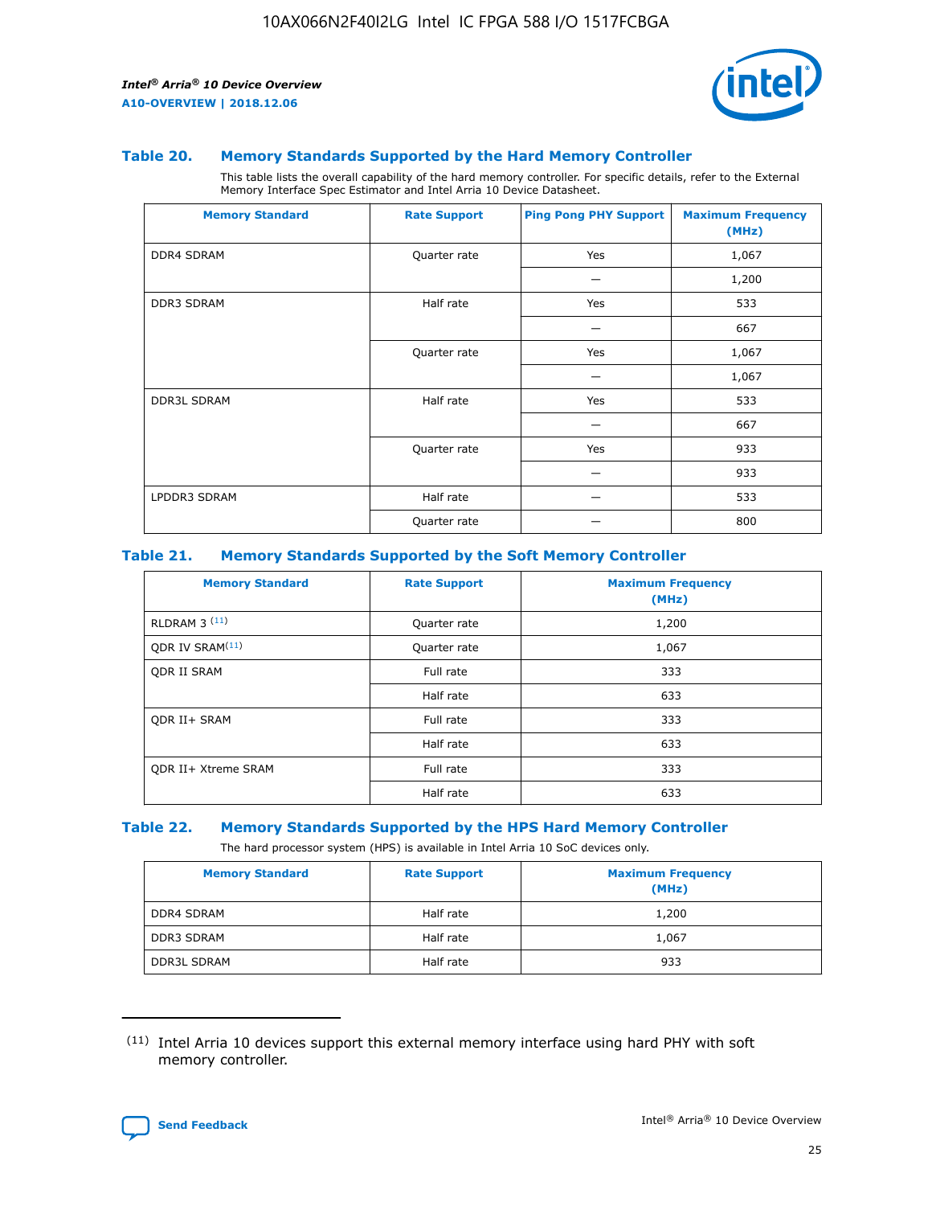### Table 20. Memory Standards Supported by the Hard Memory Controller

This table lists the overall capability of the hard memory controller. For specific details, refer to the External Memory Interface Spec Estimator and Intel Arria 10 Device Datasheet.

| Memory Standard | Rate Support | Ping Pong PHY Support | Maximum Frequency (MHz) |
|---|---|---|---|
| DDR4 SDRAM | Quarter rate | Yes | 1,067 |
| | | — | 1,200 |
| DDR3 SDRAM | Half rate | Yes | 533 |
| | | — | 667 |
| | Quarter rate | Yes | 1,067 |
| | | — | 1,067 |
| DDR3L SDRAM | Half rate | Yes | 533 |
| | | — | 667 |
| | Quarter rate | Yes | 933 |
| | | — | 933 |
| LPDDR3 SDRAM | Half rate | — | 533 |
| | Quarter rate | — | 800 |

### Table 21. Memory Standards Supported by the Soft Memory Controller

| Memory Standard | Rate Support | Maximum Frequency (MHz) |
|---|---|---|
| RLDRAM 3 (11) | Quarter rate | 1,200 |
| QDR IV SRAM(11) | Quarter rate | 1,067 |
| QDR II SRAM | Full rate | 333 |
| | Half rate | 633 |
| QDR II+ SRAM | Full rate | 333 |
| | Half rate | 633 |
| QDR II+ Xtreme SRAM | Full rate | 333 |
| | Half rate | 633 |

### Table 22. Memory Standards Supported by the HPS Hard Memory Controller

The hard processor system (HPS) is available in Intel Arria 10 SoC devices only.

| Memory Standard | Rate Support | Maximum Frequency (MHz) |
|---|---|---|
| DDR4 SDRAM | Half rate | 1,200 |
| DDR3 SDRAM | Half rate | 1,067 |
| DDR3L SDRAM | Half rate | 933 |

(11) Intel Arria 10 devices support this external memory interface using hard PHY with soft memory controller.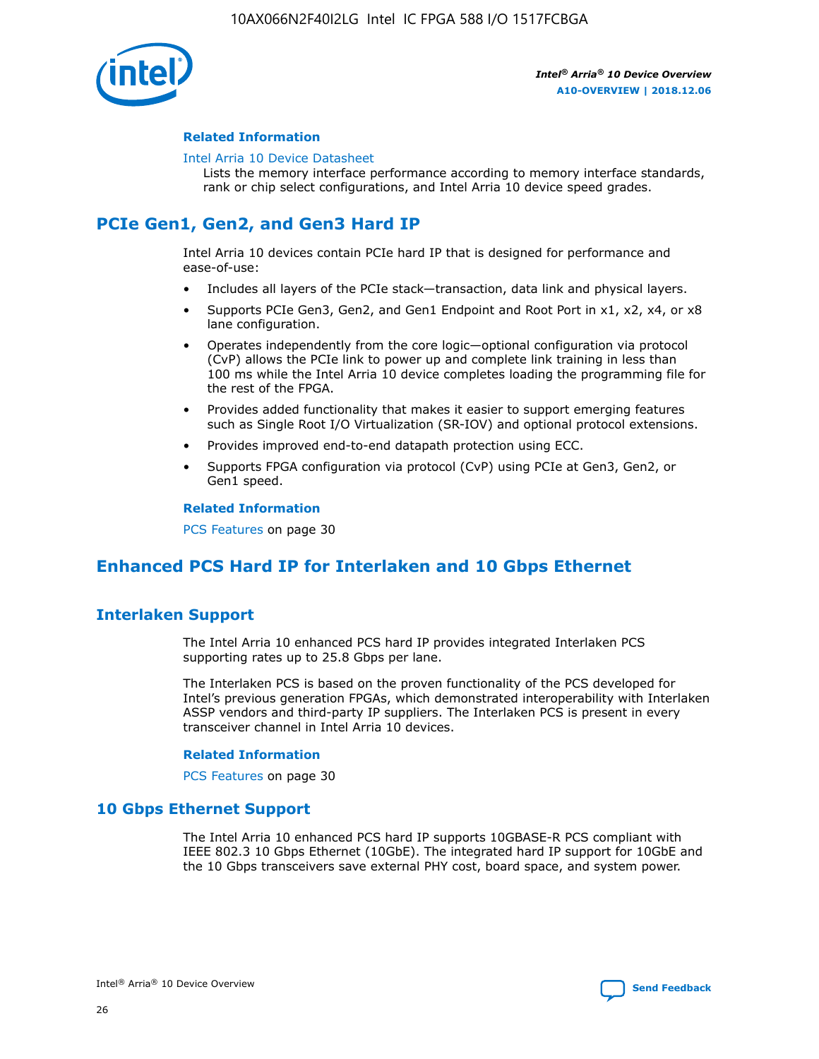#### Related Information

Intel Arria 10 Device Datasheet
Lists the memory interface performance according to memory interface standards, rank or chip select configurations, and Intel Arria 10 device speed grades.

## PCIe Gen1, Gen2, and Gen3 Hard IP

Intel Arria 10 devices contain PCIe hard IP that is designed for performance and ease-of-use:

- Includes all layers of the PCIe stack—transaction, data link and physical layers.
- Supports PCIe Gen3, Gen2, and Gen1 Endpoint and Root Port in x1, x2, x4, or x8 lane configuration.
- Operates independently from the core logic—optional configuration via protocol (CvP) allows the PCIe link to power up and complete link training in less than 100 ms while the Intel Arria 10 device completes loading the programming file for the rest of the FPGA.
- Provides added functionality that makes it easier to support emerging features such as Single Root I/O Virtualization (SR-IOV) and optional protocol extensions.
- Provides improved end-to-end datapath protection using ECC.
- Supports FPGA configuration via protocol (CvP) using PCIe at Gen3, Gen2, or Gen1 speed.

#### Related Information

PCS Features on page 30

## Enhanced PCS Hard IP for Interlaken and 10 Gbps Ethernet

### Interlaken Support

The Intel Arria 10 enhanced PCS hard IP provides integrated Interlaken PCS supporting rates up to 25.8 Gbps per lane.

The Interlaken PCS is based on the proven functionality of the PCS developed for Intel's previous generation FPGAs, which demonstrated interoperability with Interlaken ASSP vendors and third-party IP suppliers. The Interlaken PCS is present in every transceiver channel in Intel Arria 10 devices.

#### Related Information

PCS Features on page 30

### 10 Gbps Ethernet Support

The Intel Arria 10 enhanced PCS hard IP supports 10GBASE-R PCS compliant with IEEE 802.3 10 Gbps Ethernet (10GbE). The integrated hard IP support for 10GbE and the 10 Gbps transceivers save external PHY cost, board space, and system power.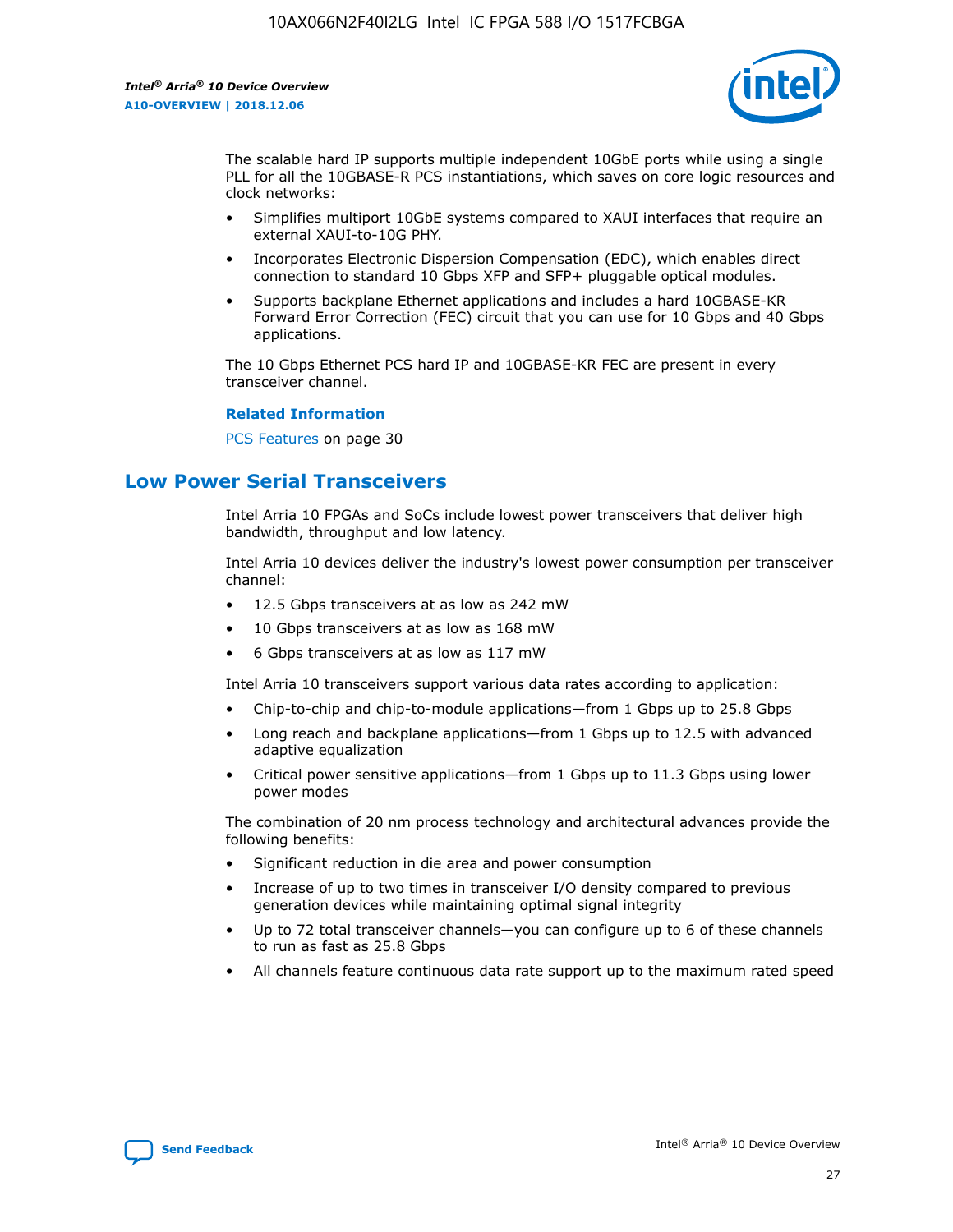The scalable hard IP supports multiple independent 10GbE ports while using a single PLL for all the 10GBASE-R PCS instantiations, which saves on core logic resources and clock networks:

- Simplifies multiport 10GbE systems compared to XAUI interfaces that require an external XAUI-to-10G PHY.
- Incorporates Electronic Dispersion Compensation (EDC), which enables direct connection to standard 10 Gbps XFP and SFP+ pluggable optical modules.
- Supports backplane Ethernet applications and includes a hard 10GBASE-KR Forward Error Correction (FEC) circuit that you can use for 10 Gbps and 40 Gbps applications.

The 10 Gbps Ethernet PCS hard IP and 10GBASE-KR FEC are present in every transceiver channel.

**Related Information**

PCS Features on page 30

## Low Power Serial Transceivers

Intel Arria 10 FPGAs and SoCs include lowest power transceivers that deliver high bandwidth, throughput and low latency.

Intel Arria 10 devices deliver the industry's lowest power consumption per transceiver channel:

- 12.5 Gbps transceivers at as low as 242 mW
- 10 Gbps transceivers at as low as 168 mW
- 6 Gbps transceivers at as low as 117 mW

Intel Arria 10 transceivers support various data rates according to application:

- Chip-to-chip and chip-to-module applications—from 1 Gbps up to 25.8 Gbps
- Long reach and backplane applications—from 1 Gbps up to 12.5 with advanced adaptive equalization
- Critical power sensitive applications—from 1 Gbps up to 11.3 Gbps using lower power modes

The combination of 20 nm process technology and architectural advances provide the following benefits:

- Significant reduction in die area and power consumption
- Increase of up to two times in transceiver I/O density compared to previous generation devices while maintaining optimal signal integrity
- Up to 72 total transceiver channels—you can configure up to 6 of these channels to run as fast as 25.8 Gbps
- All channels feature continuous data rate support up to the maximum rated speed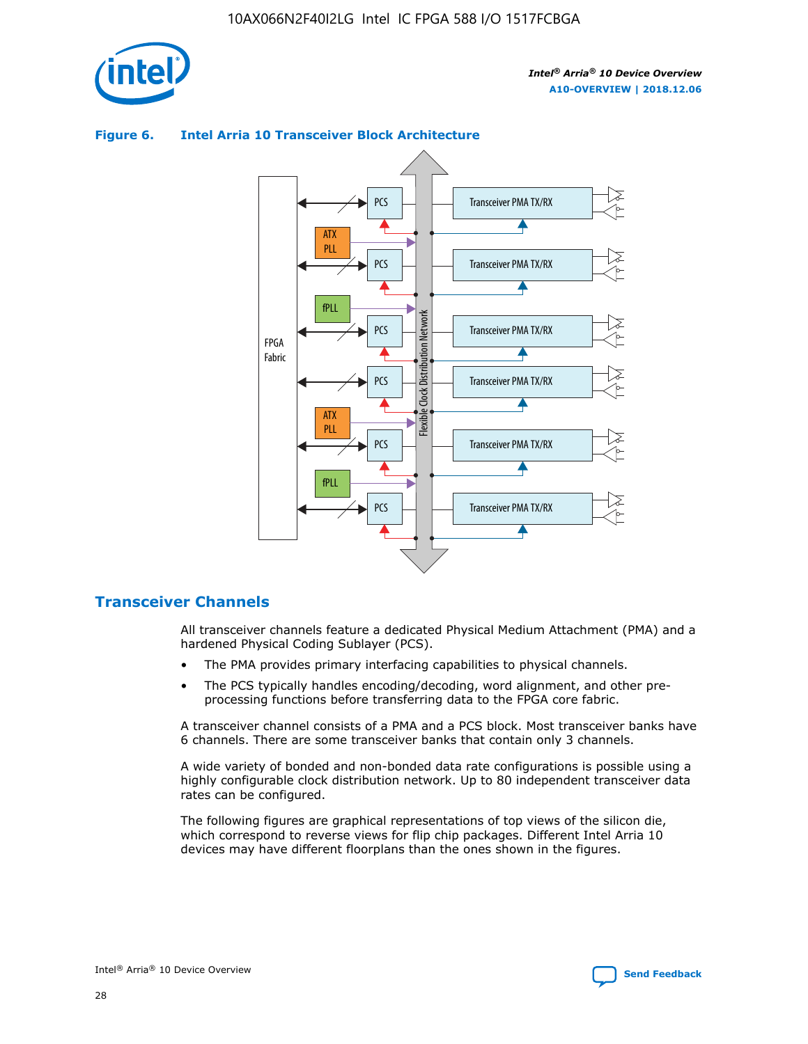**Figure 6. Intel Arria 10 Transceiver Block Architecture**

## Transceiver Channels

All transceiver channels feature a dedicated Physical Medium Attachment (PMA) and a hardened Physical Coding Sublayer (PCS).

- The PMA provides primary interfacing capabilities to physical channels.
- The PCS typically handles encoding/decoding, word alignment, and other pre-processing functions before transferring data to the FPGA core fabric.

A transceiver channel consists of a PMA and a PCS block. Most transceiver banks have 6 channels. There are some transceiver banks that contain only 3 channels.

A wide variety of bonded and non-bonded data rate configurations is possible using a highly configurable clock distribution network. Up to 80 independent transceiver data rates can be configured.

The following figures are graphical representations of top views of the silicon die, which correspond to reverse views for flip chip packages. Different Intel Arria 10 devices may have different floorplans than the ones shown in the figures.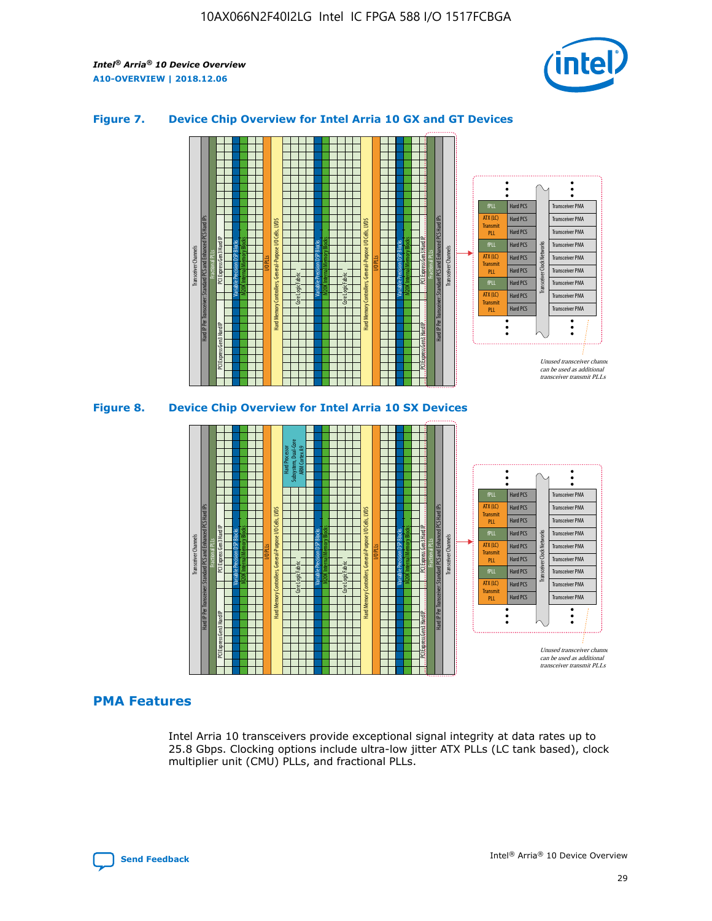**Figure 7. Device Chip Overview for Intel Arria 10 GX and GT Devices**

**Figure 8. Device Chip Overview for Intel Arria 10 SX Devices**

## PMA Features

Intel Arria 10 transceivers provide exceptional signal integrity at data rates up to 25.8 Gbps. Clocking options include ultra-low jitter ATX PLLs (LC tank based), clock multiplier unit (CMU) PLLs, and fractional PLLs.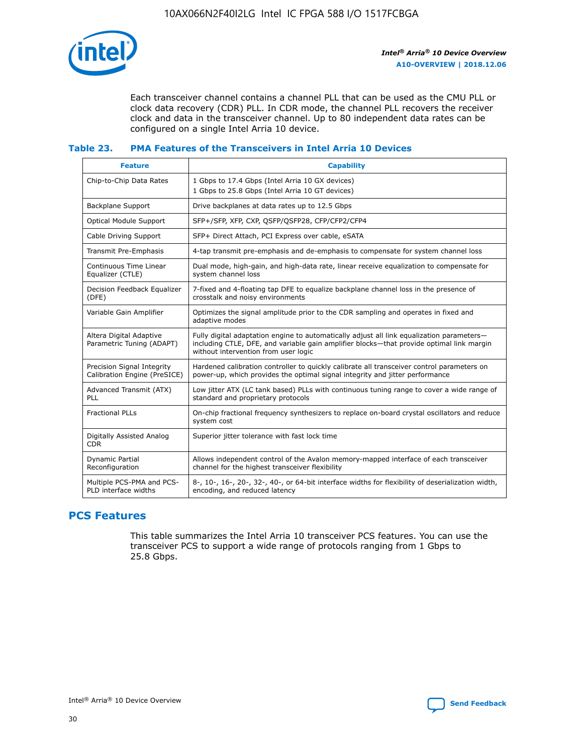Each transceiver channel contains a channel PLL that can be used as the CMU PLL or clock data recovery (CDR) PLL. In CDR mode, the channel PLL recovers the receiver clock and data in the transceiver channel. Up to 80 independent data rates can be configured on a single Intel Arria 10 device.

### Table 23. PMA Features of the Transceivers in Intel Arria 10 Devices

| Feature | Capability |
|---|---|
| Chip-to-Chip Data Rates | 1 Gbps to 17.4 Gbps (Intel Arria 10 GX devices)<br>1 Gbps to 25.8 Gbps (Intel Arria 10 GT devices) |
| Backplane Support | Drive backplanes at data rates up to 12.5 Gbps |
| Optical Module Support | SFP+/SFP, XFP, CXP, QSFP/QSFP28, CFP/CFP2/CFP4 |
| Cable Driving Support | SFP+ Direct Attach, PCI Express over cable, eSATA |
| Transmit Pre-Emphasis | 4-tap transmit pre-emphasis and de-emphasis to compensate for system channel loss |
| Continuous Time Linear Equalizer (CTLE) | Dual mode, high-gain, and high-data rate, linear receive equalization to compensate for system channel loss |
| Decision Feedback Equalizer (DFE) | 7-fixed and 4-floating tap DFE to equalize backplane channel loss in the presence of crosstalk and noisy environments |
| Variable Gain Amplifier | Optimizes the signal amplitude prior to the CDR sampling and operates in fixed and adaptive modes |
| Altera Digital Adaptive Parametric Tuning (ADAPT) | Fully digital adaptation engine to automatically adjust all link equalization parameters—including CTLE, DFE, and variable gain amplifier blocks—that provide optimal link margin without intervention from user logic |
| Precision Signal Integrity Calibration Engine (PreSICE) | Hardened calibration controller to quickly calibrate all transceiver control parameters on power-up, which provides the optimal signal integrity and jitter performance |
| Advanced Transmit (ATX) PLL | Low jitter ATX (LC tank based) PLLs with continuous tuning range to cover a wide range of standard and proprietary protocols |
| Fractional PLLs | On-chip fractional frequency synthesizers to replace on-board crystal oscillators and reduce system cost |
| Digitally Assisted Analog CDR | Superior jitter tolerance with fast lock time |
| Dynamic Partial Reconfiguration | Allows independent control of the Avalon memory-mapped interface of each transceiver channel for the highest transceiver flexibility |
| Multiple PCS-PMA and PCS-PLD interface widths | 8-, 10-, 16-, 20-, 32-, 40-, or 64-bit interface widths for flexibility of deserialization width, encoding, and reduced latency |

## PCS Features

This table summarizes the Intel Arria 10 transceiver PCS features. You can use the transceiver PCS to support a wide range of protocols ranging from 1 Gbps to 25.8 Gbps.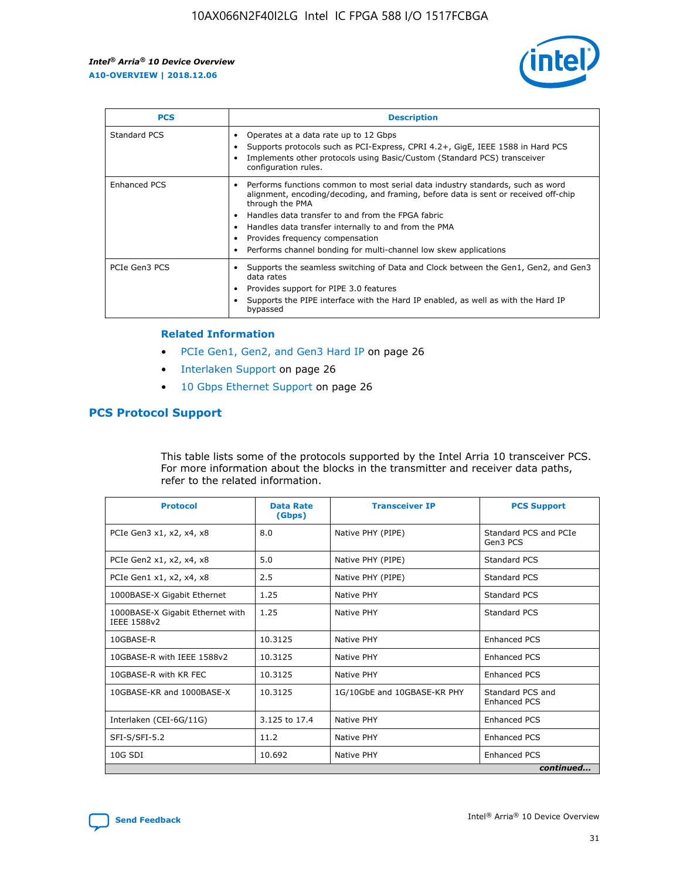| PCS | Description |
| --- | --- |
| Standard PCS | • Operates at a data rate up to 12 Gbps<br>• Supports protocols such as PCI-Express, CPRI 4.2+, GigE, IEEE 1588 in Hard PCS<br>• Implements other protocols using Basic/Custom (Standard PCS) transceiver configuration rules. |
| Enhanced PCS | • Performs functions common to most serial data industry standards, such as word alignment, encoding/decoding, and framing, before data is sent or received off-chip through the PMA<br>• Handles data transfer to and from the FPGA fabric<br>• Handles data transfer internally to and from the PMA<br>• Provides frequency compensation<br>• Performs channel bonding for multi-channel low skew applications |
| PCIe Gen3 PCS | • Supports the seamless switching of Data and Clock between the Gen1, Gen2, and Gen3 data rates<br>• Provides support for PIPE 3.0 features<br>• Supports the PIPE interface with the Hard IP enabled, as well as with the Hard IP bypassed |

### Related Information

- PCIe Gen1, Gen2, and Gen3 Hard IP on page 26
- Interlaken Support on page 26
- 10 Gbps Ethernet Support on page 26

## PCS Protocol Support

This table lists some of the protocols supported by the Intel Arria 10 transceiver PCS. For more information about the blocks in the transmitter and receiver data paths, refer to the related information.

| Protocol | Data Rate (Gbps) | Transceiver IP | PCS Support |
| --- | --- | --- | --- |
| PCIe Gen3 x1, x2, x4, x8 | 8.0 | Native PHY (PIPE) | Standard PCS and PCIe Gen3 PCS |
| PCIe Gen2 x1, x2, x4, x8 | 5.0 | Native PHY (PIPE) | Standard PCS |
| PCIe Gen1 x1, x2, x4, x8 | 2.5 | Native PHY (PIPE) | Standard PCS |
| 1000BASE-X Gigabit Ethernet | 1.25 | Native PHY | Standard PCS |
| 1000BASE-X Gigabit Ethernet with IEEE 1588v2 | 1.25 | Native PHY | Standard PCS |
| 10GBASE-R | 10.3125 | Native PHY | Enhanced PCS |
| 10GBASE-R with IEEE 1588v2 | 10.3125 | Native PHY | Enhanced PCS |
| 10GBASE-R with KR FEC | 10.3125 | Native PHY | Enhanced PCS |
| 10GBASE-KR and 1000BASE-X | 10.3125 | 1G/10GbE and 10GBASE-KR PHY | Standard PCS and Enhanced PCS |
| Interlaken (CEI-6G/11G) | 3.125 to 17.4 | Native PHY | Enhanced PCS |
| SFI-S/SFI-5.2 | 11.2 | Native PHY | Enhanced PCS |
| 10G SDI | 10.692 | Native PHY | Enhanced PCS |

*continued...*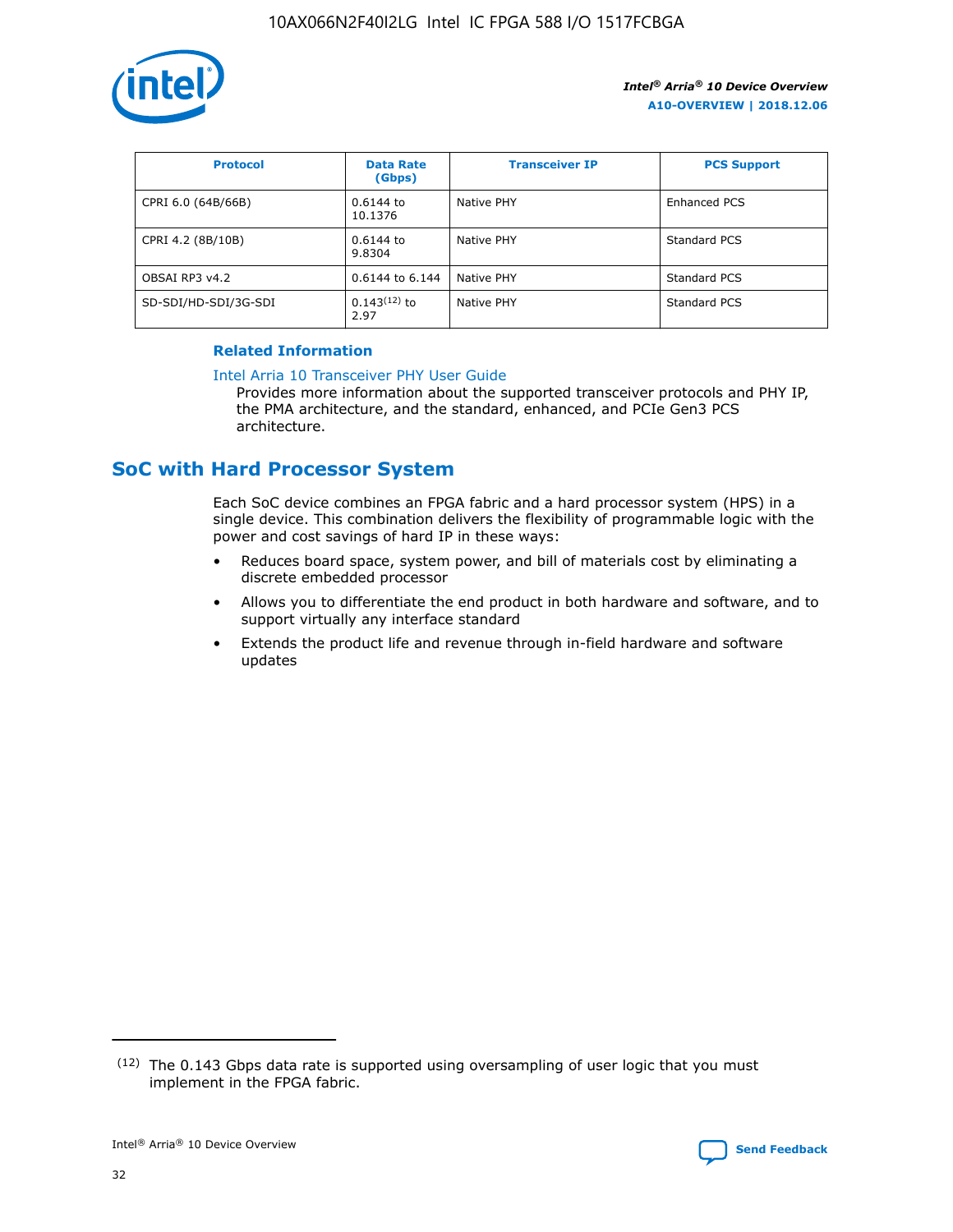| Protocol | Data Rate (Gbps) | Transceiver IP | PCS Support |
|---|---|---|---|
| CPRI 6.0 (64B/66B) | 0.6144 to 10.1376 | Native PHY | Enhanced PCS |
| CPRI 4.2 (8B/10B) | 0.6144 to 9.8304 | Native PHY | Standard PCS |
| OBSAI RP3 v4.2 | 0.6144 to 6.144 | Native PHY | Standard PCS |
| SD-SDI/HD-SDI/3G-SDI | 0.143[12] to 2.97 | Native PHY | Standard PCS |

**Related Information**

Intel Arria 10 Transceiver PHY User Guide

Provides more information about the supported transceiver protocols and PHY IP, the PMA architecture, and the standard, enhanced, and PCIe Gen3 PCS architecture.

## SoC with Hard Processor System

Each SoC device combines an FPGA fabric and a hard processor system (HPS) in a single device. This combination delivers the flexibility of programmable logic with the power and cost savings of hard IP in these ways:

- Reduces board space, system power, and bill of materials cost by eliminating a discrete embedded processor
- Allows you to differentiate the end product in both hardware and software, and to support virtually any interface standard
- Extends the product life and revenue through in-field hardware and software updates

(12) The 0.143 Gbps data rate is supported using oversampling of user logic that you must implement in the FPGA fabric.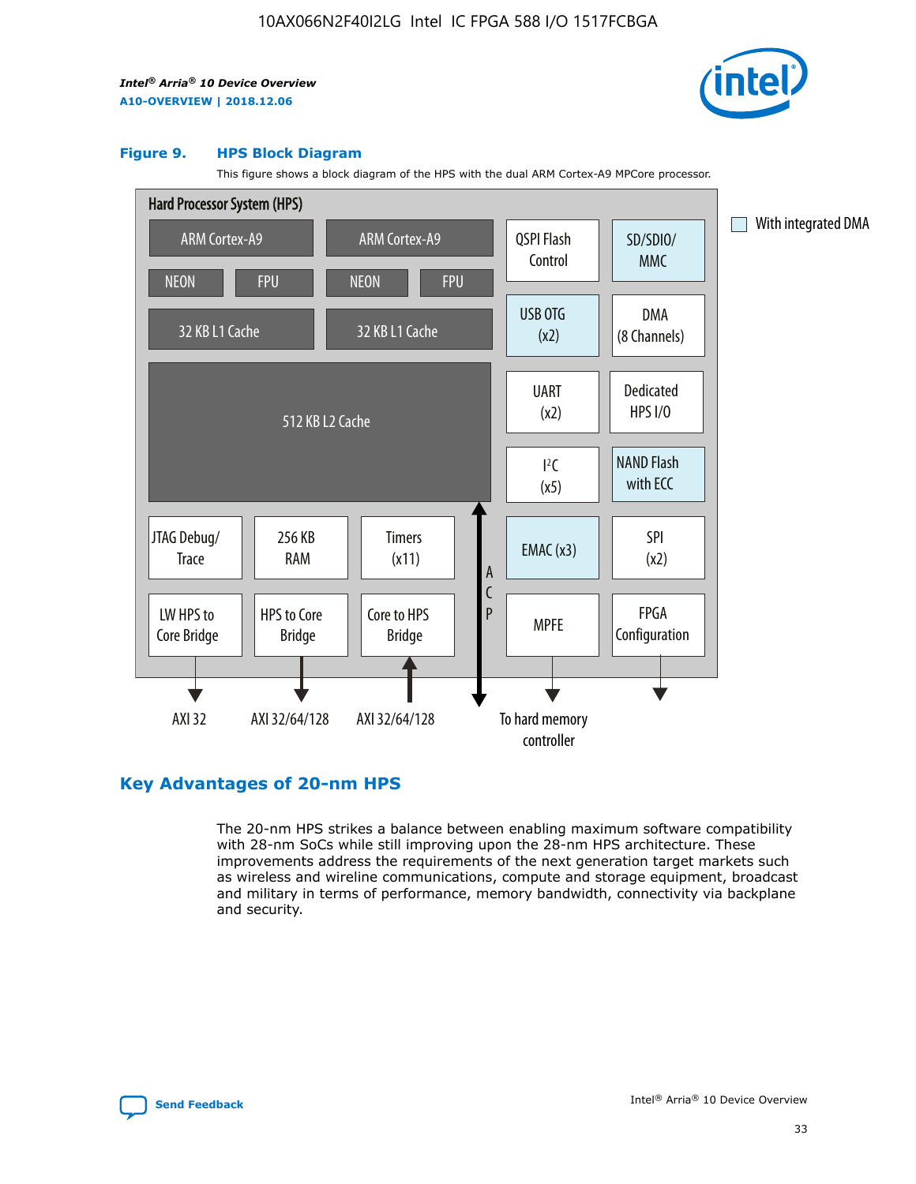**Figure 9. HPS Block Diagram**

This figure shows a block diagram of the HPS with the dual ARM Cortex-A9 MPCore processor.

Hard Processor System (HPS)

- ARM Cortex-A9 (NEON, FPU, 32 KB L1 Cache)
- ARM Cortex-A9 (NEON, FPU, 32 KB L1 Cache)
- 512 KB L2 Cache
- QSPI Flash Control
- SD/SDIO/MMC
- USB OTG (x2)
- DMA (8 Channels)
- UART (x2)
- Dedicated HPS I/O
- I²C (x5)
- NAND Flash with ECC
- JTAG Debug/Trace
- 256 KB RAM
- Timers (x11)
- EMAC (x3)
- SPI (x2)
- LW HPS to Core Bridge → AXI 32
- HPS to Core Bridge → AXI 32/64/128
- Core to HPS Bridge ← AXI 32/64/128
- ACP
- MPFE → To hard memory controller
- FPGA Configuration

With integrated DMA

## Key Advantages of 20-nm HPS

The 20-nm HPS strikes a balance between enabling maximum software compatibility with 28-nm SoCs while still improving upon the 28-nm HPS architecture. These improvements address the requirements of the next generation target markets such as wireless and wireline communications, compute and storage equipment, broadcast and military in terms of performance, memory bandwidth, connectivity via backplane and security.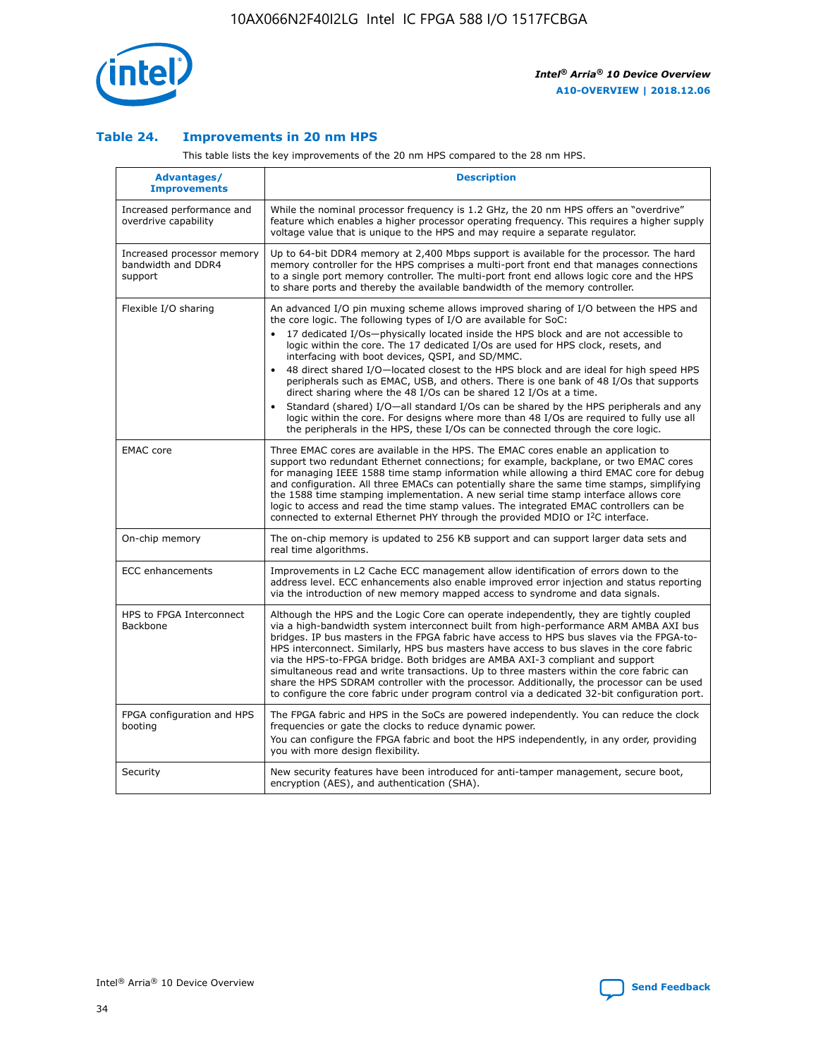### Table 24. Improvements in 20 nm HPS

This table lists the key improvements of the 20 nm HPS compared to the 28 nm HPS.

| Advantages/ Improvements | Description |
|---|---|
| Increased performance and overdrive capability | While the nominal processor frequency is 1.2 GHz, the 20 nm HPS offers an "overdrive" feature which enables a higher processor operating frequency. This requires a higher supply voltage value that is unique to the HPS and may require a separate regulator. |
| Increased processor memory bandwidth and DDR4 support | Up to 64-bit DDR4 memory at 2,400 Mbps support is available for the processor. The hard memory controller for the HPS comprises a multi-port front end that manages connections to a single port memory controller. The multi-port front end allows logic core and the HPS to share ports and thereby the available bandwidth of the memory controller. |
| Flexible I/O sharing | An advanced I/O pin muxing scheme allows improved sharing of I/O between the HPS and the core logic. The following types of I/O are available for SoC: <br>• 17 dedicated I/Os—physically located inside the HPS block and are not accessible to logic within the core. The 17 dedicated I/Os are used for HPS clock, resets, and interfacing with boot devices, QSPI, and SD/MMC. <br>• 48 direct shared I/O—located closest to the HPS block and are ideal for high speed HPS peripherals such as EMAC, USB, and others. There is one bank of 48 I/Os that supports direct sharing where the 48 I/Os can be shared 12 I/Os at a time. <br>• Standard (shared) I/O—all standard I/Os can be shared by the HPS peripherals and any logic within the core. For designs where more than 48 I/Os are required to fully use all the peripherals in the HPS, these I/Os can be connected through the core logic. |
| EMAC core | Three EMAC cores are available in the HPS. The EMAC cores enable an application to support two redundant Ethernet connections; for example, backplane, or two EMAC cores for managing IEEE 1588 time stamp information while allowing a third EMAC core for debug and configuration. All three EMACs can potentially share the same time stamps, simplifying the 1588 time stamping implementation. A new serial time stamp interface allows core logic to access and read the time stamp values. The integrated EMAC controllers can be connected to external Ethernet PHY through the provided MDIO or I²C interface. |
| On-chip memory | The on-chip memory is updated to 256 KB support and can support larger data sets and real time algorithms. |
| ECC enhancements | Improvements in L2 Cache ECC management allow identification of errors down to the address level. ECC enhancements also enable improved error injection and status reporting via the introduction of new memory mapped access to syndrome and data signals. |
| HPS to FPGA Interconnect Backbone | Although the HPS and the Logic Core can operate independently, they are tightly coupled via a high-bandwidth system interconnect built from high-performance ARM AMBA AXI bus bridges. IP bus masters in the FPGA fabric have access to HPS bus slaves via the FPGA-to-HPS interconnect. Similarly, HPS bus masters have access to bus slaves in the core fabric via the HPS-to-FPGA bridge. Both bridges are AMBA AXI-3 compliant and support simultaneous read and write transactions. Up to three masters within the core fabric can share the HPS SDRAM controller with the processor. Additionally, the processor can be used to configure the core fabric under program control via a dedicated 32-bit configuration port. |
| FPGA configuration and HPS booting | The FPGA fabric and HPS in the SoCs are powered independently. You can reduce the clock frequencies or gate the clocks to reduce dynamic power. <br>You can configure the FPGA fabric and boot the HPS independently, in any order, providing you with more design flexibility. |
| Security | New security features have been introduced for anti-tamper management, secure boot, encryption (AES), and authentication (SHA). |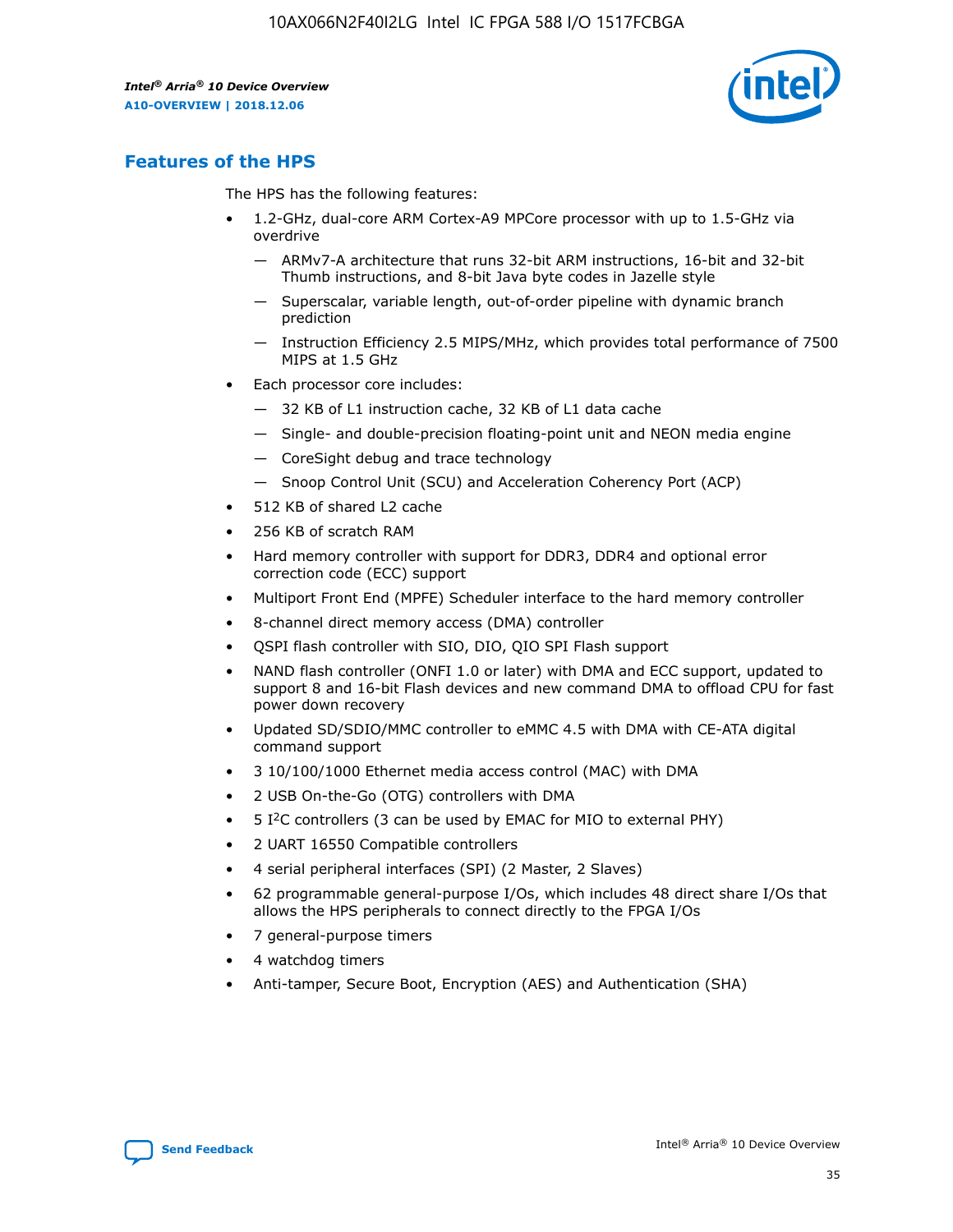## Features of the HPS

The HPS has the following features:

- 1.2-GHz, dual-core ARM Cortex-A9 MPCore processor with up to 1.5-GHz via overdrive
  - — ARMv7-A architecture that runs 32-bit ARM instructions, 16-bit and 32-bit Thumb instructions, and 8-bit Java byte codes in Jazelle style
  - — Superscalar, variable length, out-of-order pipeline with dynamic branch prediction
  - — Instruction Efficiency 2.5 MIPS/MHz, which provides total performance of 7500 MIPS at 1.5 GHz
- Each processor core includes:
  - — 32 KB of L1 instruction cache, 32 KB of L1 data cache
  - — Single- and double-precision floating-point unit and NEON media engine
  - — CoreSight debug and trace technology
  - — Snoop Control Unit (SCU) and Acceleration Coherency Port (ACP)
- 512 KB of shared L2 cache
- 256 KB of scratch RAM
- Hard memory controller with support for DDR3, DDR4 and optional error correction code (ECC) support
- Multiport Front End (MPFE) Scheduler interface to the hard memory controller
- 8-channel direct memory access (DMA) controller
- QSPI flash controller with SIO, DIO, QIO SPI Flash support
- NAND flash controller (ONFI 1.0 or later) with DMA and ECC support, updated to support 8 and 16-bit Flash devices and new command DMA to offload CPU for fast power down recovery
- Updated SD/SDIO/MMC controller to eMMC 4.5 with DMA with CE-ATA digital command support
- 3 10/100/1000 Ethernet media access control (MAC) with DMA
- 2 USB On-the-Go (OTG) controllers with DMA
- 5 I$^2$C controllers (3 can be used by EMAC for MIO to external PHY)
- 2 UART 16550 Compatible controllers
- 4 serial peripheral interfaces (SPI) (2 Master, 2 Slaves)
- 62 programmable general-purpose I/Os, which includes 48 direct share I/Os that allows the HPS peripherals to connect directly to the FPGA I/Os
- 7 general-purpose timers
- 4 watchdog timers
- Anti-tamper, Secure Boot, Encryption (AES) and Authentication (SHA)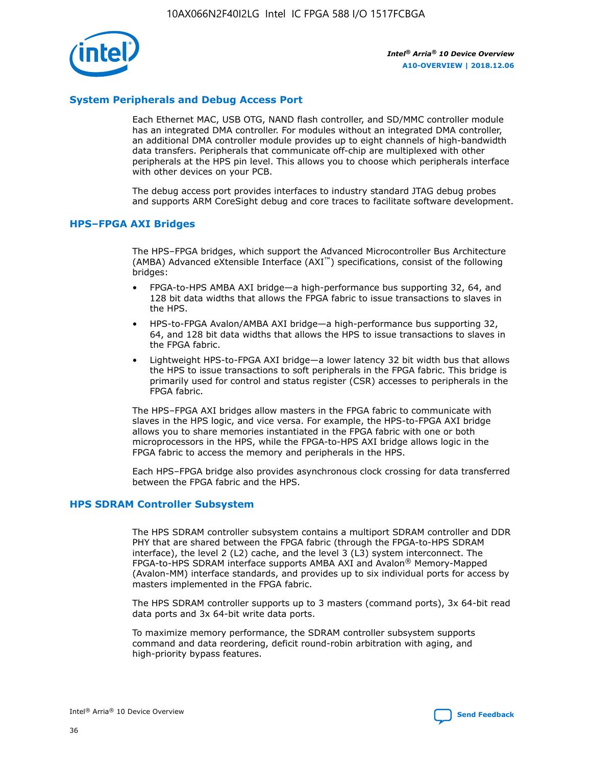## System Peripherals and Debug Access Port

Each Ethernet MAC, USB OTG, NAND flash controller, and SD/MMC controller module has an integrated DMA controller. For modules without an integrated DMA controller, an additional DMA controller module provides up to eight channels of high-bandwidth data transfers. Peripherals that communicate off-chip are multiplexed with other peripherals at the HPS pin level. This allows you to choose which peripherals interface with other devices on your PCB.

The debug access port provides interfaces to industry standard JTAG debug probes and supports ARM CoreSight debug and core traces to facilitate software development.

## HPS–FPGA AXI Bridges

The HPS–FPGA bridges, which support the Advanced Microcontroller Bus Architecture (AMBA) Advanced eXtensible Interface (AXI™) specifications, consist of the following bridges:

- FPGA-to-HPS AMBA AXI bridge—a high-performance bus supporting 32, 64, and 128 bit data widths that allows the FPGA fabric to issue transactions to slaves in the HPS.
- HPS-to-FPGA Avalon/AMBA AXI bridge—a high-performance bus supporting 32, 64, and 128 bit data widths that allows the HPS to issue transactions to slaves in the FPGA fabric.
- Lightweight HPS-to-FPGA AXI bridge—a lower latency 32 bit width bus that allows the HPS to issue transactions to soft peripherals in the FPGA fabric. This bridge is primarily used for control and status register (CSR) accesses to peripherals in the FPGA fabric.

The HPS–FPGA AXI bridges allow masters in the FPGA fabric to communicate with slaves in the HPS logic, and vice versa. For example, the HPS-to-FPGA AXI bridge allows you to share memories instantiated in the FPGA fabric with one or both microprocessors in the HPS, while the FPGA-to-HPS AXI bridge allows logic in the FPGA fabric to access the memory and peripherals in the HPS.

Each HPS–FPGA bridge also provides asynchronous clock crossing for data transferred between the FPGA fabric and the HPS.

## HPS SDRAM Controller Subsystem

The HPS SDRAM controller subsystem contains a multiport SDRAM controller and DDR PHY that are shared between the FPGA fabric (through the FPGA-to-HPS SDRAM interface), the level 2 (L2) cache, and the level 3 (L3) system interconnect. The FPGA-to-HPS SDRAM interface supports AMBA AXI and Avalon® Memory-Mapped (Avalon-MM) interface standards, and provides up to six individual ports for access by masters implemented in the FPGA fabric.

The HPS SDRAM controller supports up to 3 masters (command ports), 3x 64-bit read data ports and 3x 64-bit write data ports.

To maximize memory performance, the SDRAM controller subsystem supports command and data reordering, deficit round-robin arbitration with aging, and high-priority bypass features.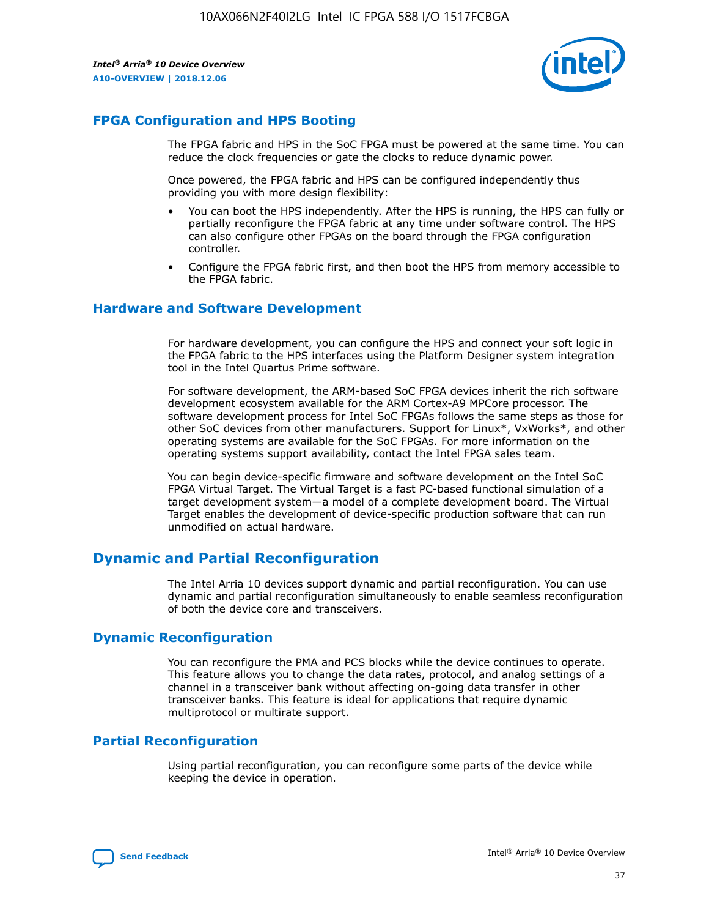## FPGA Configuration and HPS Booting

The FPGA fabric and HPS in the SoC FPGA must be powered at the same time. You can reduce the clock frequencies or gate the clocks to reduce dynamic power.

Once powered, the FPGA fabric and HPS can be configured independently thus providing you with more design flexibility:

- You can boot the HPS independently. After the HPS is running, the HPS can fully or partially reconfigure the FPGA fabric at any time under software control. The HPS can also configure other FPGAs on the board through the FPGA configuration controller.
- Configure the FPGA fabric first, and then boot the HPS from memory accessible to the FPGA fabric.

## Hardware and Software Development

For hardware development, you can configure the HPS and connect your soft logic in the FPGA fabric to the HPS interfaces using the Platform Designer system integration tool in the Intel Quartus Prime software.

For software development, the ARM-based SoC FPGA devices inherit the rich software development ecosystem available for the ARM Cortex-A9 MPCore processor. The software development process for Intel SoC FPGAs follows the same steps as those for other SoC devices from other manufacturers. Support for Linux*, VxWorks*, and other operating systems are available for the SoC FPGAs. For more information on the operating systems support availability, contact the Intel FPGA sales team.

You can begin device-specific firmware and software development on the Intel SoC FPGA Virtual Target. The Virtual Target is a fast PC-based functional simulation of a target development system—a model of a complete development board. The Virtual Target enables the development of device-specific production software that can run unmodified on actual hardware.

# Dynamic and Partial Reconfiguration

The Intel Arria 10 devices support dynamic and partial reconfiguration. You can use dynamic and partial reconfiguration simultaneously to enable seamless reconfiguration of both the device core and transceivers.

## Dynamic Reconfiguration

You can reconfigure the PMA and PCS blocks while the device continues to operate. This feature allows you to change the data rates, protocol, and analog settings of a channel in a transceiver bank without affecting on-going data transfer in other transceiver banks. This feature is ideal for applications that require dynamic multiprotocol or multirate support.

## Partial Reconfiguration

Using partial reconfiguration, you can reconfigure some parts of the device while keeping the device in operation.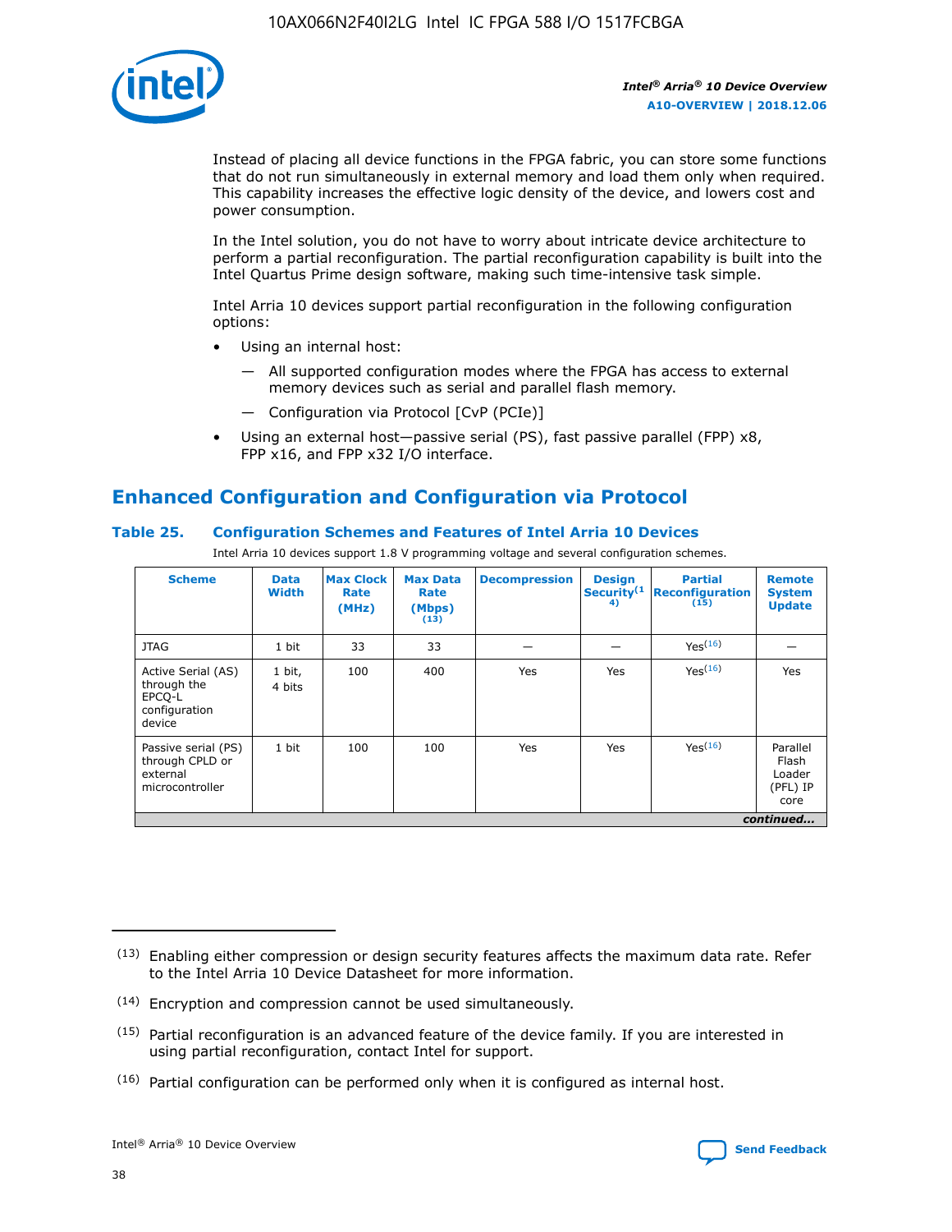Instead of placing all device functions in the FPGA fabric, you can store some functions that do not run simultaneously in external memory and load them only when required. This capability increases the effective logic density of the device, and lowers cost and power consumption.

In the Intel solution, you do not have to worry about intricate device architecture to perform a partial reconfiguration. The partial reconfiguration capability is built into the Intel Quartus Prime design software, making such time-intensive task simple.

Intel Arria 10 devices support partial reconfiguration in the following configuration options:

- Using an internal host:
  - All supported configuration modes where the FPGA has access to external memory devices such as serial and parallel flash memory.
  - Configuration via Protocol [CvP (PCIe)]
- Using an external host—passive serial (PS), fast passive parallel (FPP) x8, FPP x16, and FPP x32 I/O interface.

## Enhanced Configuration and Configuration via Protocol

### Table 25. Configuration Schemes and Features of Intel Arria 10 Devices

Intel Arria 10 devices support 1.8 V programming voltage and several configuration schemes.

| Scheme | Data Width | Max Clock Rate (MHz) | Max Data Rate (Mbps) (13) | Decompression | Design Security (14) | Partial Reconfiguration (15) | Remote System Update |
|---|---|---|---|---|---|---|---|
| JTAG | 1 bit | 33 | 33 | — | — | Yes (16) | — |
| Active Serial (AS) through the EPCQ-L configuration device | 1 bit, 4 bits | 100 | 400 | Yes | Yes | Yes (16) | Yes |
| Passive serial (PS) through CPLD or external microcontroller | 1 bit | 100 | 100 | Yes | Yes | Yes (16) | Parallel Flash Loader (PFL) IP core |

*continued...*

(13) Enabling either compression or design security features affects the maximum data rate. Refer to the Intel Arria 10 Device Datasheet for more information.

(14) Encryption and compression cannot be used simultaneously.

(15) Partial reconfiguration is an advanced feature of the device family. If you are interested in using partial reconfiguration, contact Intel for support.

(16) Partial configuration can be performed only when it is configured as internal host.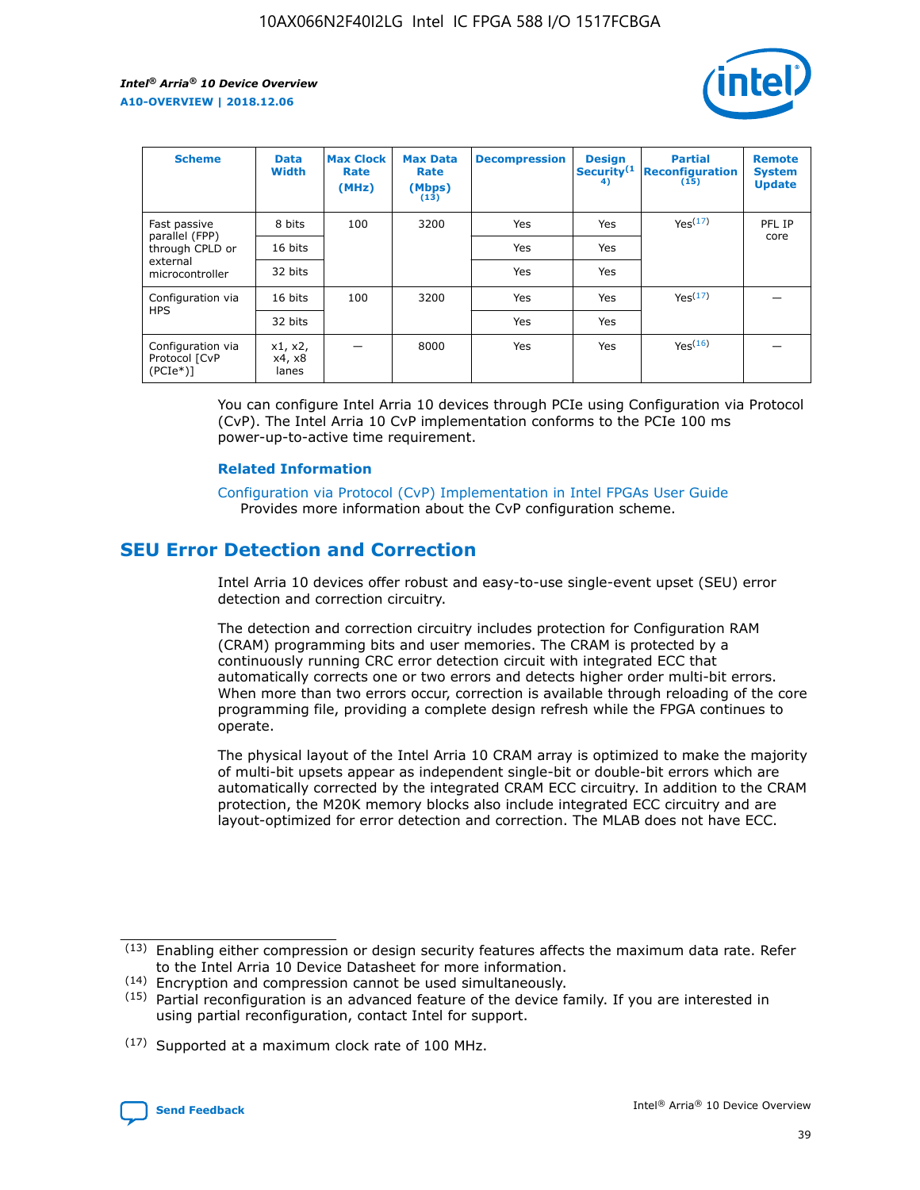| Scheme | Data Width | Max Clock Rate (MHz) | Max Data Rate (Mbps) (13) | Decompression | Design Security(14) | Partial Reconfiguration (15) | Remote System Update |
| --- | --- | --- | --- | --- | --- | --- | --- |
| Fast passive parallel (FPP) through CPLD or external microcontroller | 8 bits | 100 | 3200 | Yes | Yes | Yes(17) | PFL IP core |
| | 16 bits | | | Yes | Yes | | |
| | 32 bits | | | Yes | Yes | | |
| Configuration via HPS | 16 bits | 100 | 3200 | Yes | Yes | Yes(17) | — |
| | 32 bits | | | Yes | Yes | | |
| Configuration via Protocol [CvP (PCIe*)] | x1, x2, x4, x8 lanes | — | 8000 | Yes | Yes | Yes(16) | — |

You can configure Intel Arria 10 devices through PCIe using Configuration via Protocol (CvP). The Intel Arria 10 CvP implementation conforms to the PCIe 100 ms power-up-to-active time requirement.

### Related Information

Configuration via Protocol (CvP) Implementation in Intel FPGAs User Guide
Provides more information about the CvP configuration scheme.

## SEU Error Detection and Correction

Intel Arria 10 devices offer robust and easy-to-use single-event upset (SEU) error detection and correction circuitry.

The detection and correction circuitry includes protection for Configuration RAM (CRAM) programming bits and user memories. The CRAM is protected by a continuously running CRC error detection circuit with integrated ECC that automatically corrects one or two errors and detects higher order multi-bit errors. When more than two errors occur, correction is available through reloading of the core programming file, providing a complete design refresh while the FPGA continues to operate.

The physical layout of the Intel Arria 10 CRAM array is optimized to make the majority of multi-bit upsets appear as independent single-bit or double-bit errors which are automatically corrected by the integrated CRAM ECC circuitry. In addition to the CRAM protection, the M20K memory blocks also include integrated ECC circuitry and are layout-optimized for error detection and correction. The MLAB does not have ECC.

(13) Enabling either compression or design security features affects the maximum data rate. Refer to the Intel Arria 10 Device Datasheet for more information.

(14) Encryption and compression cannot be used simultaneously.

(15) Partial reconfiguration is an advanced feature of the device family. If you are interested in using partial reconfiguration, contact Intel for support.

(17) Supported at a maximum clock rate of 100 MHz.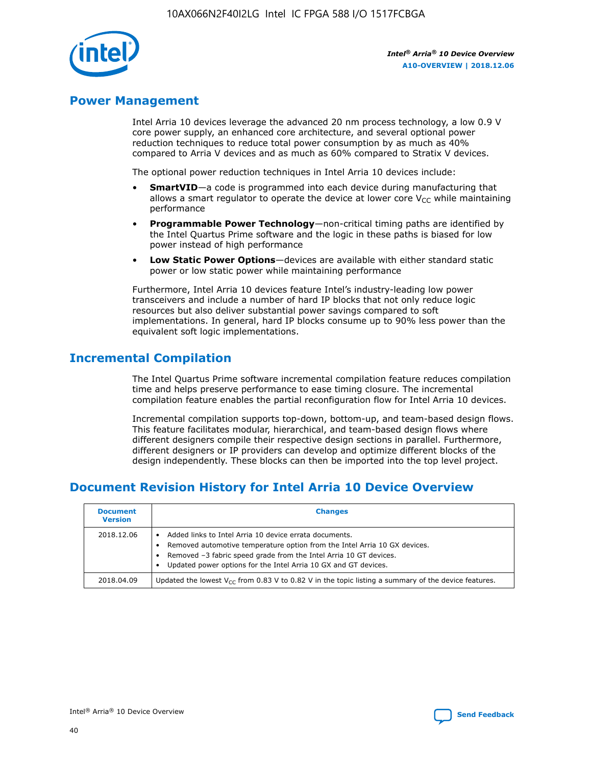## Power Management

Intel Arria 10 devices leverage the advanced 20 nm process technology, a low 0.9 V core power supply, an enhanced core architecture, and several optional power reduction techniques to reduce total power consumption by as much as 40% compared to Arria V devices and as much as 60% compared to Stratix V devices.

The optional power reduction techniques in Intel Arria 10 devices include:

- **SmartVID**—a code is programmed into each device during manufacturing that allows a smart regulator to operate the device at lower core $V_{CC}$ while maintaining performance
- **Programmable Power Technology**—non-critical timing paths are identified by the Intel Quartus Prime software and the logic in these paths is biased for low power instead of high performance
- **Low Static Power Options**—devices are available with either standard static power or low static power while maintaining performance

Furthermore, Intel Arria 10 devices feature Intel's industry-leading low power transceivers and include a number of hard IP blocks that not only reduce logic resources but also deliver substantial power savings compared to soft implementations. In general, hard IP blocks consume up to 90% less power than the equivalent soft logic implementations.

## Incremental Compilation

The Intel Quartus Prime software incremental compilation feature reduces compilation time and helps preserve performance to ease timing closure. The incremental compilation feature enables the partial reconfiguration flow for Intel Arria 10 devices.

Incremental compilation supports top-down, bottom-up, and team-based design flows. This feature facilitates modular, hierarchical, and team-based design flows where different designers compile their respective design sections in parallel. Furthermore, different designers or IP providers can develop and optimize different blocks of the design independently. These blocks can then be imported into the top level project.

## Document Revision History for Intel Arria 10 Device Overview

| Document Version | Changes |
| --- | --- |
| 2018.12.06 | • Added links to Intel Arria 10 device errata documents.<br>• Removed automotive temperature option from the Intel Arria 10 GX devices.<br>• Removed –3 fabric speed grade from the Intel Arria 10 GT devices.<br>• Updated power options for the Intel Arria 10 GX and GT devices. |
| 2018.04.09 | Updated the lowest $V_{CC}$ from 0.83 V to 0.82 V in the topic listing a summary of the device features. |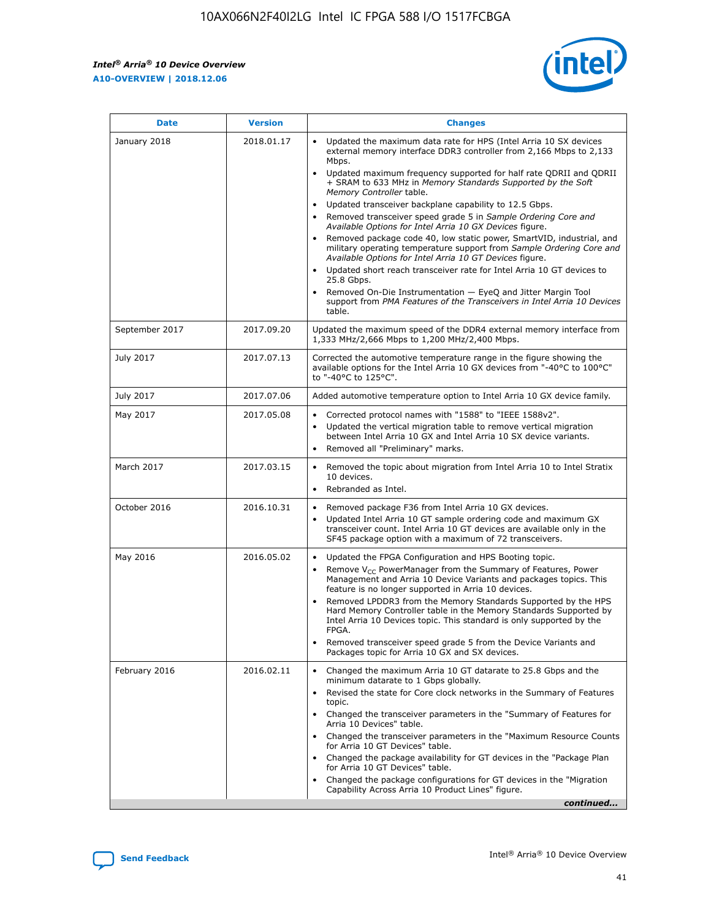| Date | Version | Changes |
| --- | --- | --- |
| January 2018 | 2018.01.17 | • Updated the maximum data rate for HPS (Intel Arria 10 SX devices external memory interface DDR3 controller from 2,166 Mbps to 2,133 Mbps.<br>• Updated maximum frequency supported for half rate QDRII and QDRII + SRAM to 633 MHz in *Memory Standards Supported by the Soft Memory Controller* table.<br>• Updated transceiver backplane capability to 12.5 Gbps.<br>• Removed transceiver speed grade 5 in *Sample Ordering Core and Available Options for Intel Arria 10 GX Devices* figure.<br>• Removed package code 40, low static power, SmartVID, industrial, and military operating temperature support from *Sample Ordering Core and Available Options for Intel Arria 10 GT Devices* figure.<br>• Updated short reach transceiver rate for Intel Arria 10 GT devices to 25.8 Gbps.<br>• Removed On-Die Instrumentation — EyeQ and Jitter Margin Tool support from *PMA Features of the Transceivers in Intel Arria 10 Devices* table. |
| September 2017 | 2017.09.20 | Updated the maximum speed of the DDR4 external memory interface from 1,333 MHz/2,666 Mbps to 1,200 MHz/2,400 Mbps. |
| July 2017 | 2017.07.13 | Corrected the automotive temperature range in the figure showing the available options for the Intel Arria 10 GX devices from "-40°C to 100°C" to "-40°C to 125°C". |
| July 2017 | 2017.07.06 | Added automotive temperature option to Intel Arria 10 GX device family. |
| May 2017 | 2017.05.08 | • Corrected protocol names with "1588" to "IEEE 1588v2".<br>• Updated the vertical migration table to remove vertical migration between Intel Arria 10 GX and Intel Arria 10 SX device variants.<br>• Removed all "Preliminary" marks. |
| March 2017 | 2017.03.15 | • Removed the topic about migration from Intel Arria 10 to Intel Stratix 10 devices.<br>• Rebranded as Intel. |
| October 2016 | 2016.10.31 | • Removed package F36 from Intel Arria 10 GX devices.<br>• Updated Intel Arria 10 GT sample ordering code and maximum GX transceiver count. Intel Arria 10 GT devices are available only in the SF45 package option with a maximum of 72 transceivers. |
| May 2016 | 2016.05.02 | • Updated the FPGA Configuration and HPS Booting topic.<br>• Remove $V_{CC}$ PowerManager from the Summary of Features, Power Management and Arria 10 Device Variants and packages topics. This feature is no longer supported in Arria 10 devices.<br>• Removed LPDDR3 from the Memory Standards Supported by the HPS Hard Memory Controller table in the Memory Standards Supported by Intel Arria 10 Devices topic. This standard is only supported by the FPGA.<br>• Removed transceiver speed grade 5 from the Device Variants and Packages topic for Arria 10 GX and SX devices. |
| February 2016 | 2016.02.11 | • Changed the maximum Arria 10 GT datarate to 25.8 Gbps and the minimum datarate to 1 Gbps globally.<br>• Revised the state for Core clock networks in the Summary of Features topic.<br>• Changed the transceiver parameters in the "Summary of Features for Arria 10 Devices" table.<br>• Changed the transceiver parameters in the "Maximum Resource Counts for Arria 10 GT Devices" table.<br>• Changed the package availability for GT devices in the "Package Plan for Arria 10 GT Devices" table.<br>• Changed the package configurations for GT devices in the "Migration Capability Across Arria 10 Product Lines" figure. |

*continued...*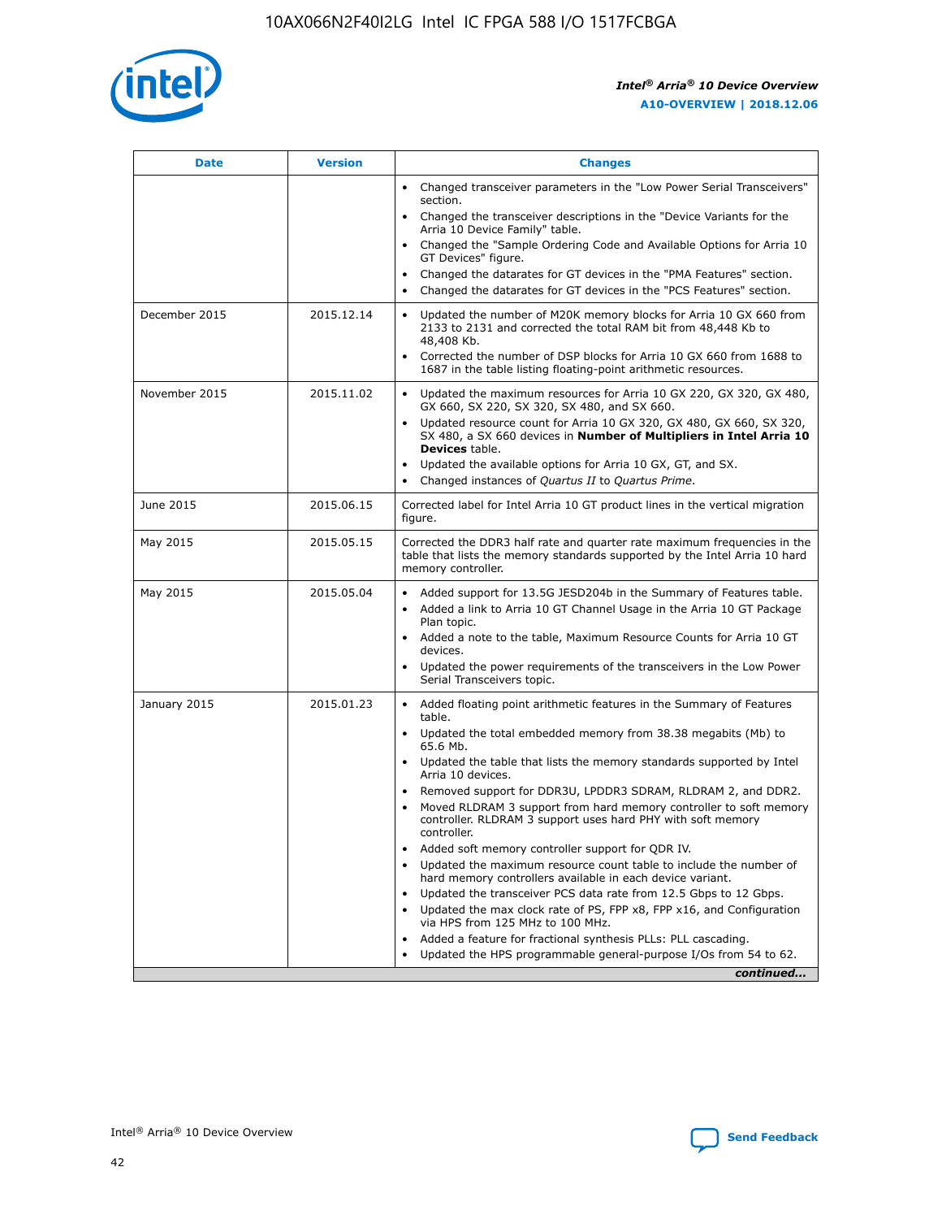| Date | Version | Changes |
| --- | --- | --- |
| | | • Changed transceiver parameters in the "Low Power Serial Transceivers" section.<br>• Changed the transceiver descriptions in the "Device Variants for the Arria 10 Device Family" table.<br>• Changed the "Sample Ordering Code and Available Options for Arria 10 GT Devices" figure.<br>• Changed the datarates for GT devices in the "PMA Features" section.<br>• Changed the datarates for GT devices in the "PCS Features" section. |
| December 2015 | 2015.12.14 | • Updated the number of M20K memory blocks for Arria 10 GX 660 from 2133 to 2131 and corrected the total RAM bit from 48,448 Kb to 48,408 Kb.<br>• Corrected the number of DSP blocks for Arria 10 GX 660 from 1688 to 1687 in the table listing floating-point arithmetic resources. |
| November 2015 | 2015.11.02 | • Updated the maximum resources for Arria 10 GX 220, GX 320, GX 480, GX 660, SX 220, SX 320, SX 480, and SX 660.<br>• Updated resource count for Arria 10 GX 320, GX 480, GX 660, SX 320, SX 480, a SX 660 devices in **Number of Multipliers in Intel Arria 10 Devices** table.<br>• Updated the available options for Arria 10 GX, GT, and SX.<br>• Changed instances of *Quartus II* to *Quartus Prime*. |
| June 2015 | 2015.06.15 | Corrected label for Intel Arria 10 GT product lines in the vertical migration figure. |
| May 2015 | 2015.05.15 | Corrected the DDR3 half rate and quarter rate maximum frequencies in the table that lists the memory standards supported by the Intel Arria 10 hard memory controller. |
| May 2015 | 2015.05.04 | • Added support for 13.5G JESD204b in the Summary of Features table.<br>• Added a link to Arria 10 GT Channel Usage in the Arria 10 GT Package Plan topic.<br>• Added a note to the table, Maximum Resource Counts for Arria 10 GT devices.<br>• Updated the power requirements of the transceivers in the Low Power Serial Transceivers topic. |
| January 2015 | 2015.01.23 | • Added floating point arithmetic features in the Summary of Features table.<br>• Updated the total embedded memory from 38.38 megabits (Mb) to 65.6 Mb.<br>• Updated the table that lists the memory standards supported by Intel Arria 10 devices.<br>• Removed support for DDR3U, LPDDR3 SDRAM, RLDRAM 2, and DDR2.<br>• Moved RLDRAM 3 support from hard memory controller to soft memory controller. RLDRAM 3 support uses hard PHY with soft memory controller.<br>• Added soft memory controller support for QDR IV.<br>• Updated the maximum resource count table to include the number of hard memory controllers available in each device variant.<br>• Updated the transceiver PCS data rate from 12.5 Gbps to 12 Gbps.<br>• Updated the max clock rate of PS, FPP x8, FPP x16, and Configuration via HPS from 125 MHz to 100 MHz.<br>• Added a feature for fractional synthesis PLLs: PLL cascading.<br>• Updated the HPS programmable general-purpose I/Os from 54 to 62. |

*continued...*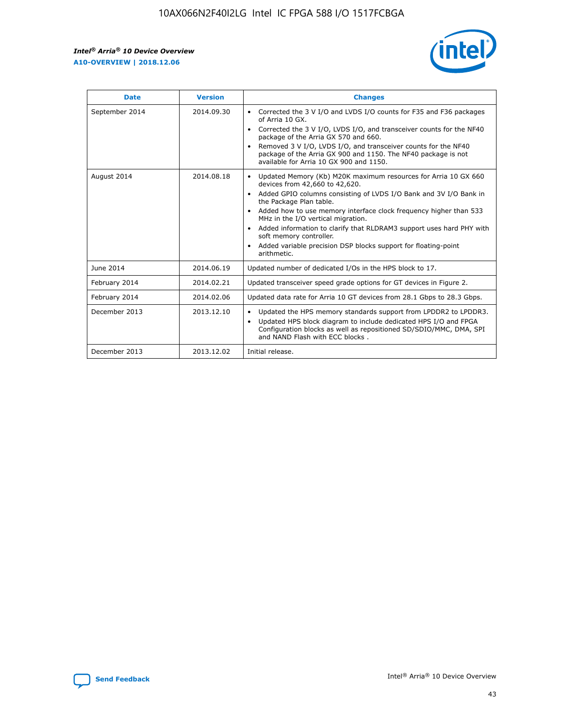| Date | Version | Changes |
| --- | --- | --- |
| September 2014 | 2014.09.30 | • Corrected the 3 V I/O and LVDS I/O counts for F35 and F36 packages of Arria 10 GX.<br>• Corrected the 3 V I/O, LVDS I/O, and transceiver counts for the NF40 package of the Arria GX 570 and 660.<br>• Removed 3 V I/O, LVDS I/O, and transceiver counts for the NF40 package of the Arria GX 900 and 1150. The NF40 package is not available for Arria 10 GX 900 and 1150. |
| August 2014 | 2014.08.18 | • Updated Memory (Kb) M20K maximum resources for Arria 10 GX 660 devices from 42,660 to 42,620.<br>• Added GPIO columns consisting of LVDS I/O Bank and 3V I/O Bank in the Package Plan table.<br>• Added how to use memory interface clock frequency higher than 533 MHz in the I/O vertical migration.<br>• Added information to clarify that RLDRAM3 support uses hard PHY with soft memory controller.<br>• Added variable precision DSP blocks support for floating-point arithmetic. |
| June 2014 | 2014.06.19 | Updated number of dedicated I/Os in the HPS block to 17. |
| February 2014 | 2014.02.21 | Updated transceiver speed grade options for GT devices in Figure 2. |
| February 2014 | 2014.02.06 | Updated data rate for Arria 10 GT devices from 28.1 Gbps to 28.3 Gbps. |
| December 2013 | 2013.12.10 | • Updated the HPS memory standards support from LPDDR2 to LPDDR3.<br>• Updated HPS block diagram to include dedicated HPS I/O and FPGA Configuration blocks as well as repositioned SD/SDIO/MMC, DMA, SPI and NAND Flash with ECC blocks . |
| December 2013 | 2013.12.02 | Initial release. |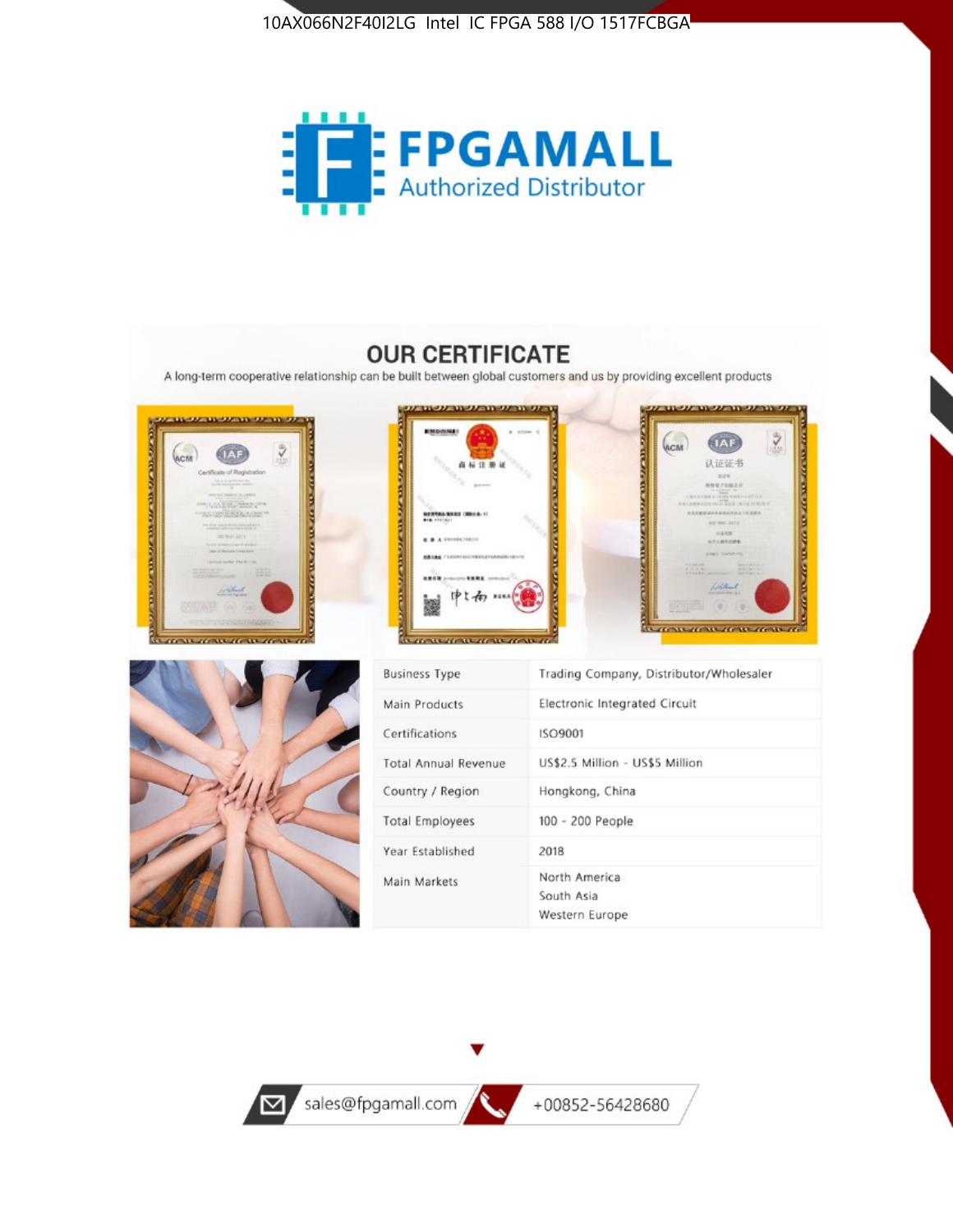FPGAMALL
Authorized Distributor

## OUR CERTIFICATE

A long-term cooperative relationship can be built between global customers and us by providing excellent products

| | |
|---|---|
| Business Type | Trading Company, Distributor/Wholesaler |
| Main Products | Electronic Integrated Circuit |
| Certifications | ISO9001 |
| Total Annual Revenue | US$2.5 Million - US$5 Million |
| Country / Region | Hongkong, China |
| Total Employees | 100 - 200 People |
| Year Established | 2018 |
| Main Markets | North America<br>South Asia<br>Western Europe |

sales@fpgamall.com

+00852-56428680